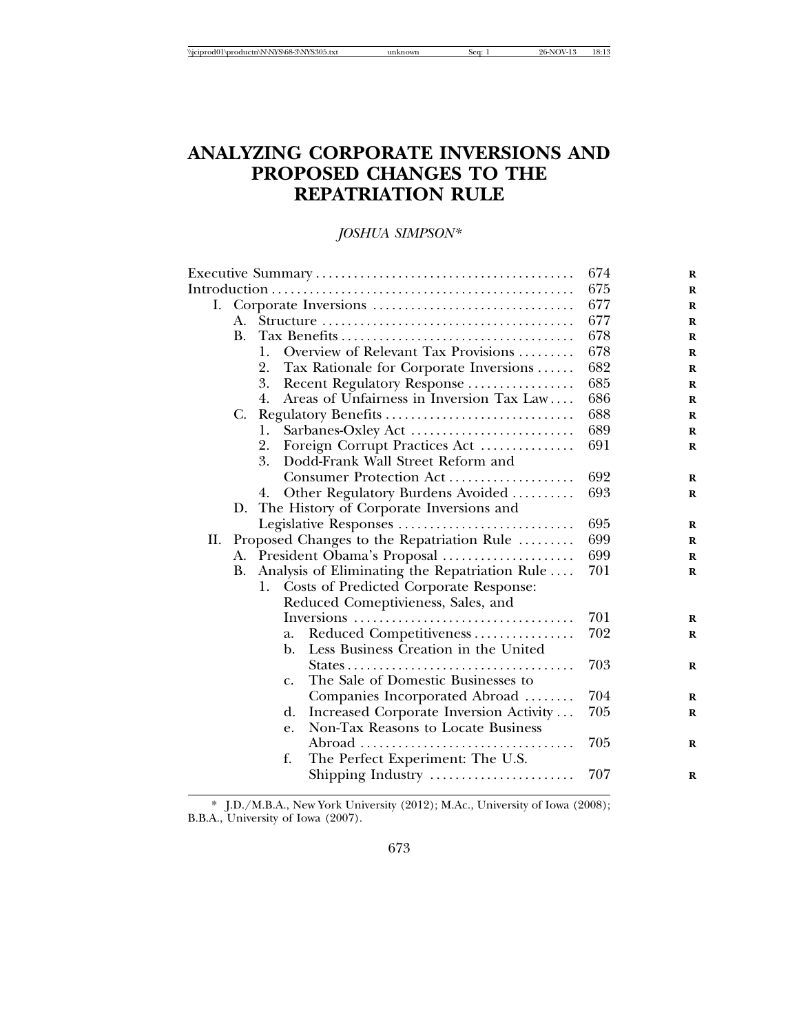# ANALYZING CORPORATE INVERSIONS AND PROPOSED CHANGES TO THE REPATRIATION RULE

*JOSHUA SIMPSON**

Executive Summary ........................................ 674
Introduction ............................................... 675
- I. Corporate Inversions ............................... 677
  - A. Structure ....................................... 677
  - B. Tax Benefits .................................... 678
    - 1. Overview of Relevant Tax Provisions ........ 678
    - 2. Tax Rationale for Corporate Inversions ..... 682
    - 3. Recent Regulatory Response ................ 685
    - 4. Areas of Unfairness in Inversion Tax Law.... 686
  - C. Regulatory Benefits ............................. 688
    - 1. Sarbanes-Oxley Act ......................... 689
    - 2. Foreign Corrupt Practices Act .............. 691
    - 3. Dodd-Frank Wall Street Reform and Consumer Protection Act ................... 692
    - 4. Other Regulatory Burdens Avoided .......... 693
  - D. The History of Corporate Inversions and Legislative Responses ........................... 695
- II. Proposed Changes to the Repatriation Rule ......... 699
  - A. President Obama's Proposal ..................... 699
  - B. Analysis of Eliminating the Repatriation Rule .... 701
    - 1. Costs of Predicted Corporate Response: Reduced Comeptivieness, Sales, and Inversions .................................. 701
      - a. Reduced Competitiveness ................ 702
      - b. Less Business Creation in the United States................................... 703
      - c. The Sale of Domestic Businesses to Companies Incorporated Abroad ........ 704
      - d. Increased Corporate Inversion Activity ... 705
      - e. Non-Tax Reasons to Locate Business Abroad ................................. 705
      - f. The Perfect Experiment: The U.S. Shipping Industry ....................... 707

\* J.D./M.B.A., New York University (2012); M.Ac., University of Iowa (2008); B.B.A., University of Iowa (2007).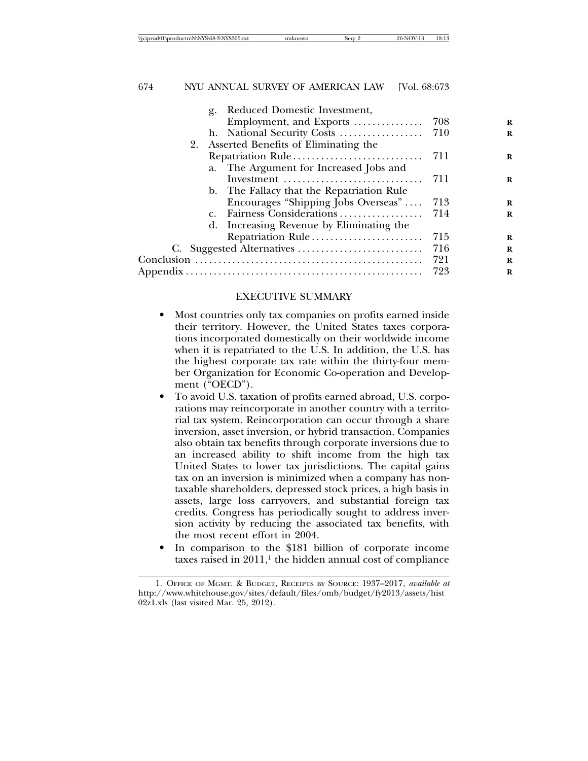g. Reduced Domestic Investment, Employment, and Exports ............... 708
h. National Security Costs .................. 710

2. Asserted Benefits of Eliminating the Repatriation Rule ............................ 711
   a. The Argument for Increased Jobs and Investment .............................. 711
   b. The Fallacy that the Repatriation Rule Encourages "Shipping Jobs Overseas" .... 713
   c. Fairness Considerations .................. 714
   d. Increasing Revenue by Eliminating the Repatriation Rule ........................ 715

C. Suggested Alternatives ........................... 716

Conclusion ................................................ 721

Appendix .................................................. 723

## EXECUTIVE SUMMARY

- Most countries only tax companies on profits earned inside their territory. However, the United States taxes corporations incorporated domestically on their worldwide income when it is repatriated to the U.S. In addition, the U.S. has the highest corporate tax rate within the thirty-four member Organization for Economic Co-operation and Development ("OECD").
- To avoid U.S. taxation of profits earned abroad, U.S. corporations may reincorporate in another country with a territorial tax system. Reincorporation can occur through a share inversion, asset inversion, or hybrid transaction. Companies also obtain tax benefits through corporate inversions due to an increased ability to shift income from the high tax United States to lower tax jurisdictions. The capital gains tax on an inversion is minimized when a company has non-taxable shareholders, depressed stock prices, a high basis in assets, large loss carryovers, and substantial foreign tax credits. Congress has periodically sought to address inversion activity by reducing the associated tax benefits, with the most recent effort in 2004.
- In comparison to the $181 billion of corporate income taxes raised in 2011,[1] the hidden annual cost of compliance

1. OFFICE OF MGMT. & BUDGET, RECEIPTS BY SOURCE: 1937–2017, *available at* http://www.whitehouse.gov/sites/default/files/omb/budget/fy2013/assets/hist02z1.xls (last visited Mar. 25, 2012).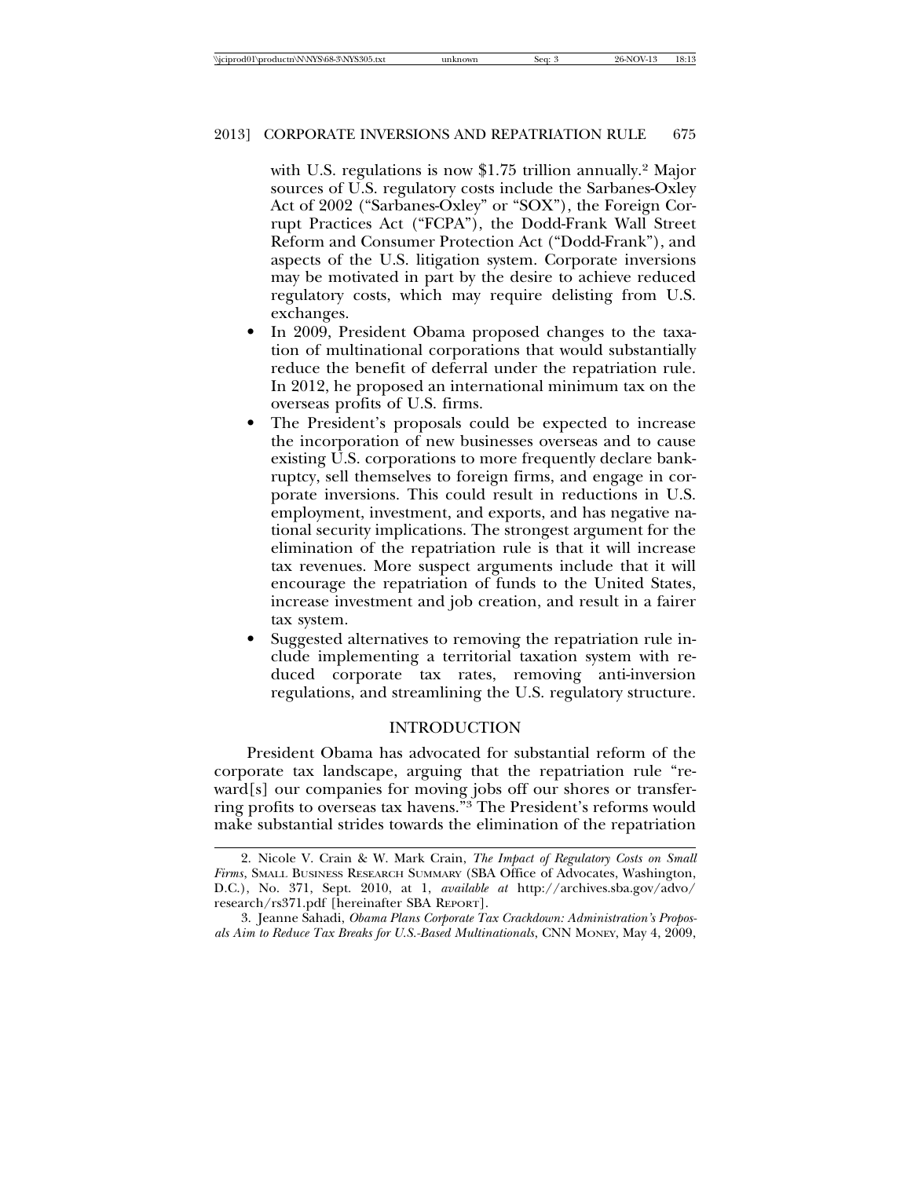with U.S. regulations is now $1.75 trillion annually.[2] Major sources of U.S. regulatory costs include the Sarbanes-Oxley Act of 2002 ("Sarbanes-Oxley" or "SOX"), the Foreign Corrupt Practices Act ("FCPA"), the Dodd-Frank Wall Street Reform and Consumer Protection Act ("Dodd-Frank"), and aspects of the U.S. litigation system. Corporate inversions may be motivated in part by the desire to achieve reduced regulatory costs, which may require delisting from U.S. exchanges.

- In 2009, President Obama proposed changes to the taxation of multinational corporations that would substantially reduce the benefit of deferral under the repatriation rule. In 2012, he proposed an international minimum tax on the overseas profits of U.S. firms.
- The President's proposals could be expected to increase the incorporation of new businesses overseas and to cause existing U.S. corporations to more frequently declare bankruptcy, sell themselves to foreign firms, and engage in corporate inversions. This could result in reductions in U.S. employment, investment, and exports, and has negative national security implications. The strongest argument for the elimination of the repatriation rule is that it will increase tax revenues. More suspect arguments include that it will encourage the repatriation of funds to the United States, increase investment and job creation, and result in a fairer tax system.
- Suggested alternatives to removing the repatriation rule include implementing a territorial taxation system with reduced corporate tax rates, removing anti-inversion regulations, and streamlining the U.S. regulatory structure.

## INTRODUCTION

President Obama has advocated for substantial reform of the corporate tax landscape, arguing that the repatriation rule "reward[s] our companies for moving jobs off our shores or transferring profits to overseas tax havens."[3] The President's reforms would make substantial strides towards the elimination of the repatriation

---

2. Nicole V. Crain & W. Mark Crain, *The Impact of Regulatory Costs on Small Firms*, SMALL BUSINESS RESEARCH SUMMARY (SBA Office of Advocates, Washington, D.C.), No. 371, Sept. 2010, at 1, *available at* http://archives.sba.gov/advo/research/rs371.pdf [hereinafter SBA REPORT].

3. Jeanne Sahadi, *Obama Plans Corporate Tax Crackdown: Administration's Proposals Aim to Reduce Tax Breaks for U.S.-Based Multinationals*, CNN MONEY, May 4, 2009,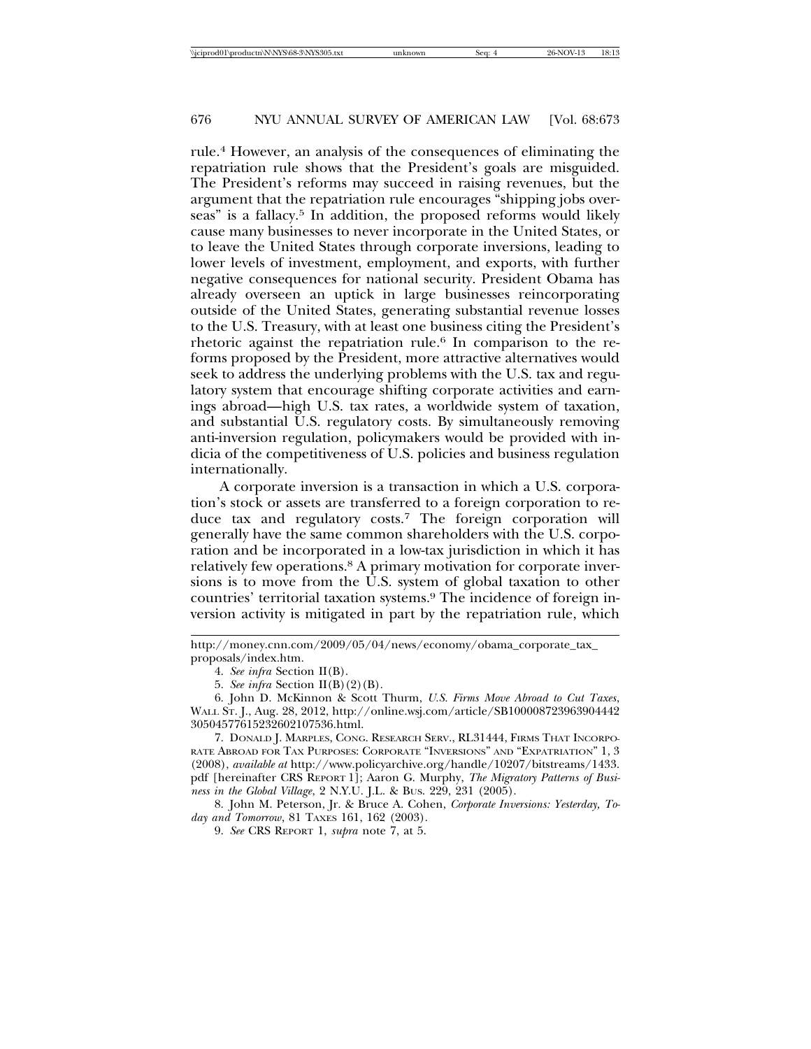rule.[4] However, an analysis of the consequences of eliminating the repatriation rule shows that the President's goals are misguided. The President's reforms may succeed in raising revenues, but the argument that the repatriation rule encourages "shipping jobs overseas" is a fallacy.[5] In addition, the proposed reforms would likely cause many businesses to never incorporate in the United States, or to leave the United States through corporate inversions, leading to lower levels of investment, employment, and exports, with further negative consequences for national security. President Obama has already overseen an uptick in large businesses reincorporating outside of the United States, generating substantial revenue losses to the U.S. Treasury, with at least one business citing the President's rhetoric against the repatriation rule.[6] In comparison to the reforms proposed by the President, more attractive alternatives would seek to address the underlying problems with the U.S. tax and regulatory system that encourage shifting corporate activities and earnings abroad—high U.S. tax rates, a worldwide system of taxation, and substantial U.S. regulatory costs. By simultaneously removing anti-inversion regulation, policymakers would be provided with indicia of the competitiveness of U.S. policies and business regulation internationally.

A corporate inversion is a transaction in which a U.S. corporation's stock or assets are transferred to a foreign corporation to reduce tax and regulatory costs.[7] The foreign corporation will generally have the same common shareholders with the U.S. corporation and be incorporated in a low-tax jurisdiction in which it has relatively few operations.[8] A primary motivation for corporate inversions is to move from the U.S. system of global taxation to other countries' territorial taxation systems.[9] The incidence of foreign inversion activity is mitigated in part by the repatriation rule, which

---

http://money.cnn.com/2009/05/04/news/economy/obama_corporate_tax_proposals/index.htm.

4. *See infra* Section II(B).

5. *See infra* Section II(B)(2)(B).

6. John D. McKinnon & Scott Thurm, *U.S. Firms Move Abroad to Cut Taxes*, WALL ST. J., Aug. 28, 2012, http://online.wsj.com/article/SB10000872396390444230504577615232602107536.html.

7. DONALD J. MARPLES, CONG. RESEARCH SERV., RL31444, FIRMS THAT INCORPORATE ABROAD FOR TAX PURPOSES: CORPORATE "INVERSIONS" AND "EXPATRIATION" 1, 3 (2008), *available at* http://www.policyarchive.org/handle/10207/bitstreams/1433.pdf [hereinafter CRS REPORT 1]; Aaron G. Murphy, *The Migratory Patterns of Business in the Global Village*, 2 N.Y.U. J.L. & BUS. 229, 231 (2005).

8. John M. Peterson, Jr. & Bruce A. Cohen, *Corporate Inversions: Yesterday, Today and Tomorrow*, 81 TAXES 161, 162 (2003).

9. *See* CRS REPORT 1, *supra* note 7, at 5.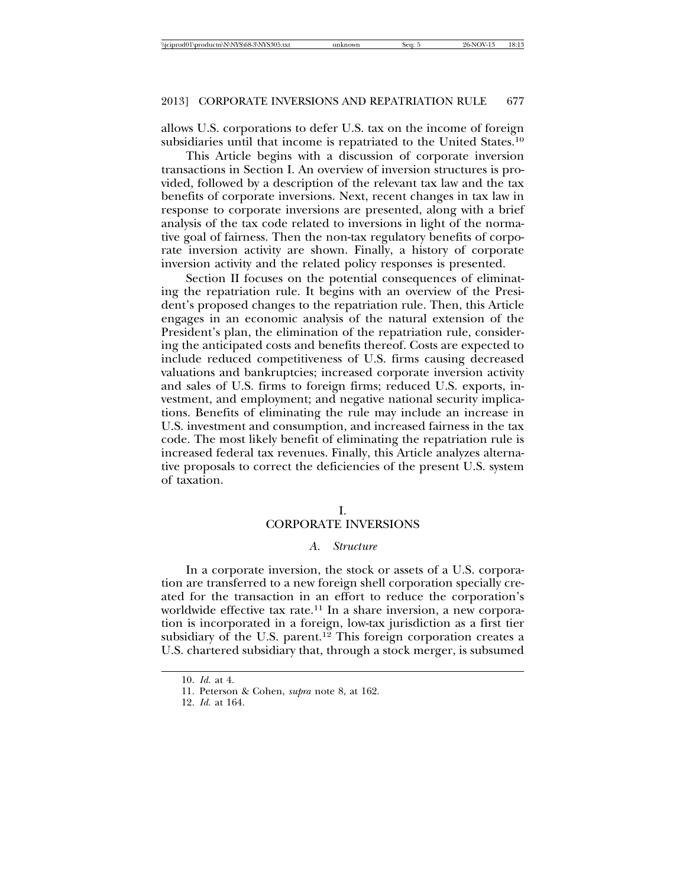allows U.S. corporations to defer U.S. tax on the income of foreign subsidiaries until that income is repatriated to the United States.[10]

This Article begins with a discussion of corporate inversion transactions in Section I. An overview of inversion structures is provided, followed by a description of the relevant tax law and the tax benefits of corporate inversions. Next, recent changes in tax law in response to corporate inversions are presented, along with a brief analysis of the tax code related to inversions in light of the normative goal of fairness. Then the non-tax regulatory benefits of corporate inversion activity are shown. Finally, a history of corporate inversion activity and the related policy responses is presented.

Section II focuses on the potential consequences of eliminating the repatriation rule. It begins with an overview of the President's proposed changes to the repatriation rule. Then, this Article engages in an economic analysis of the natural extension of the President's plan, the elimination of the repatriation rule, considering the anticipated costs and benefits thereof. Costs are expected to include reduced competitiveness of U.S. firms causing decreased valuations and bankruptcies; increased corporate inversion activity and sales of U.S. firms to foreign firms; reduced U.S. exports, investment, and employment; and negative national security implications. Benefits of eliminating the rule may include an increase in U.S. investment and consumption, and increased fairness in the tax code. The most likely benefit of eliminating the repatriation rule is increased federal tax revenues. Finally, this Article analyzes alternative proposals to correct the deficiencies of the present U.S. system of taxation.

# I. CORPORATE INVERSIONS

## *A. Structure*

In a corporate inversion, the stock or assets of a U.S. corporation are transferred to a new foreign shell corporation specially created for the transaction in an effort to reduce the corporation's worldwide effective tax rate.[11] In a share inversion, a new corporation is incorporated in a foreign, low-tax jurisdiction as a first tier subsidiary of the U.S. parent.[12] This foreign corporation creates a U.S. chartered subsidiary that, through a stock merger, is subsumed

---

10. *Id.* at 4.

11. Peterson & Cohen, *supra* note 8, at 162.

12. *Id.* at 164.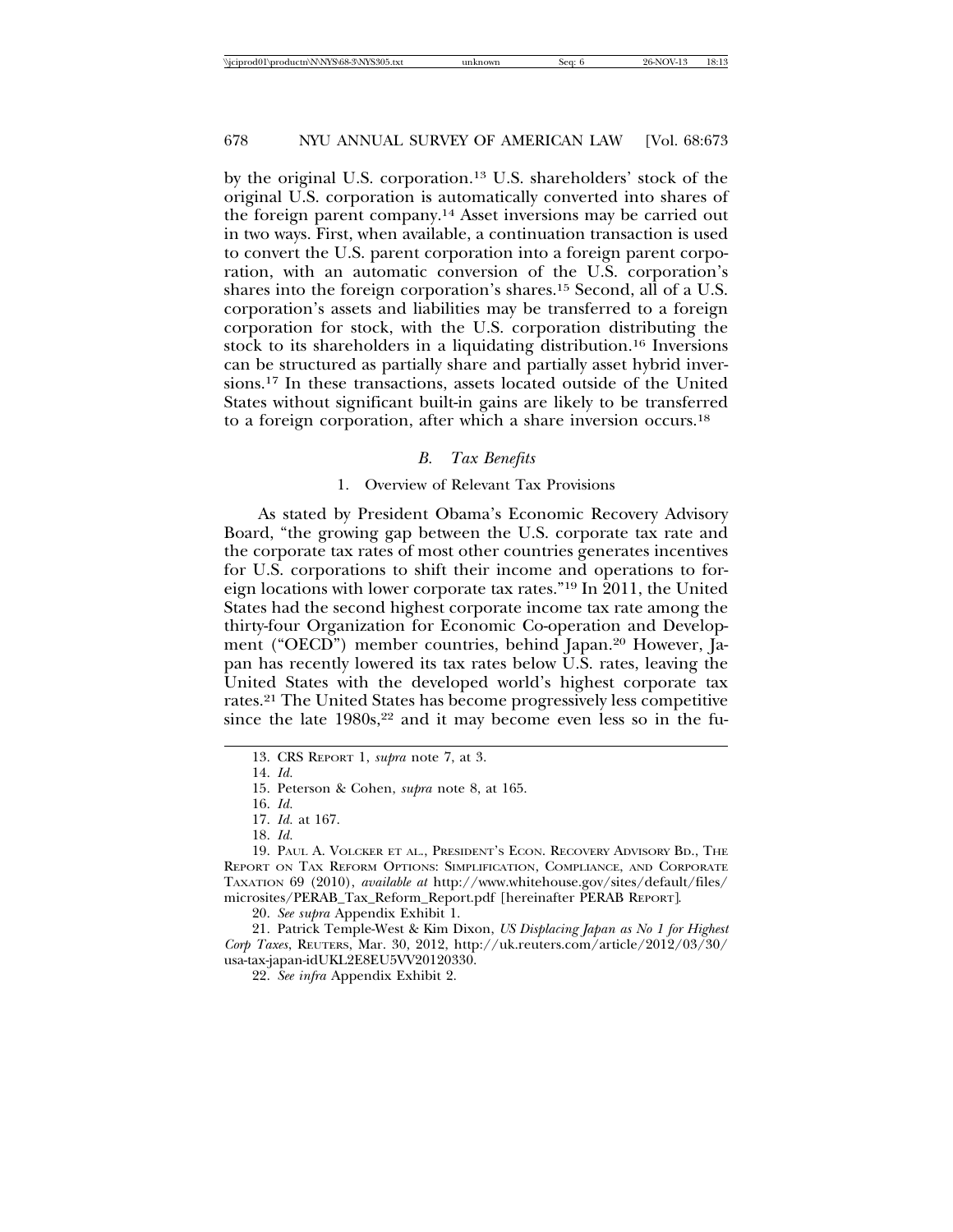by the original U.S. corporation.[13] U.S. shareholders' stock of the original U.S. corporation is automatically converted into shares of the foreign parent company.[14] Asset inversions may be carried out in two ways. First, when available, a continuation transaction is used to convert the U.S. parent corporation into a foreign parent corporation, with an automatic conversion of the U.S. corporation's shares into the foreign corporation's shares.[15] Second, all of a U.S. corporation's assets and liabilities may be transferred to a foreign corporation for stock, with the U.S. corporation distributing the stock to its shareholders in a liquidating distribution.[16] Inversions can be structured as partially share and partially asset hybrid inversions.[17] In these transactions, assets located outside of the United States without significant built-in gains are likely to be transferred to a foreign corporation, after which a share inversion occurs.[18]

### *B. Tax Benefits*

#### 1. Overview of Relevant Tax Provisions

As stated by President Obama's Economic Recovery Advisory Board, "the growing gap between the U.S. corporate tax rate and the corporate tax rates of most other countries generates incentives for U.S. corporations to shift their income and operations to foreign locations with lower corporate tax rates."[19] In 2011, the United States had the second highest corporate income tax rate among the thirty-four Organization for Economic Co-operation and Development ("OECD") member countries, behind Japan.[20] However, Japan has recently lowered its tax rates below U.S. rates, leaving the United States with the developed world's highest corporate tax rates.[21] The United States has become progressively less competitive since the late 1980s,[22] and it may become even less so in the fu-

---

13. CRS REPORT 1, *supra* note 7, at 3.

14. *Id.*

15. Peterson & Cohen, *supra* note 8, at 165.

16. *Id.*

17. *Id.* at 167.

18. *Id.*

19. PAUL A. VOLCKER ET AL., PRESIDENT'S ECON. RECOVERY ADVISORY BD., THE REPORT ON TAX REFORM OPTIONS: SIMPLIFICATION, COMPLIANCE, AND CORPORATE TAXATION 69 (2010), *available at* http://www.whitehouse.gov/sites/default/files/microsites/PERAB_Tax_Reform_Report.pdf [hereinafter PERAB REPORT].

20. *See supra* Appendix Exhibit 1.

21. Patrick Temple-West & Kim Dixon, *US Displacing Japan as No 1 for Highest Corp Taxes*, REUTERS, Mar. 30, 2012, http://uk.reuters.com/article/2012/03/30/usa-tax-japan-idUKL2E8EU5VV20120330.

22. *See infra* Appendix Exhibit 2.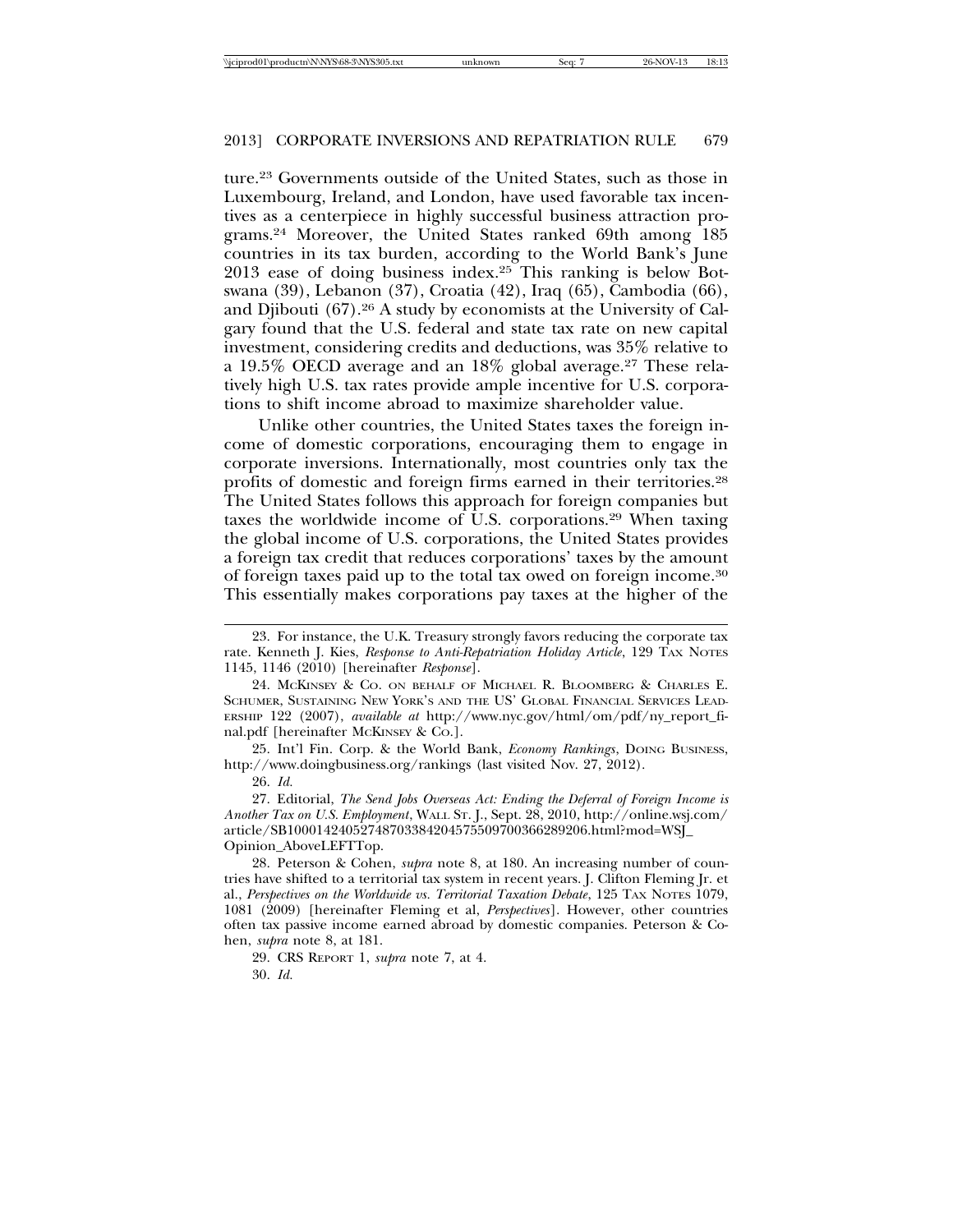ture.[23] Governments outside of the United States, such as those in Luxembourg, Ireland, and London, have used favorable tax incentives as a centerpiece in highly successful business attraction programs.[24] Moreover, the United States ranked 69th among 185 countries in its tax burden, according to the World Bank's June 2013 ease of doing business index.[25] This ranking is below Botswana (39), Lebanon (37), Croatia (42), Iraq (65), Cambodia (66), and Djibouti (67).[26] A study by economists at the University of Calgary found that the U.S. federal and state tax rate on new capital investment, considering credits and deductions, was 35% relative to a 19.5% OECD average and an 18% global average.[27] These relatively high U.S. tax rates provide ample incentive for U.S. corporations to shift income abroad to maximize shareholder value.

Unlike other countries, the United States taxes the foreign income of domestic corporations, encouraging them to engage in corporate inversions. Internationally, most countries only tax the profits of domestic and foreign firms earned in their territories.[28] The United States follows this approach for foreign companies but taxes the worldwide income of U.S. corporations.[29] When taxing the global income of U.S. corporations, the United States provides a foreign tax credit that reduces corporations' taxes by the amount of foreign taxes paid up to the total tax owed on foreign income.[30] This essentially makes corporations pay taxes at the higher of the

---

23. For instance, the U.K. Treasury strongly favors reducing the corporate tax rate. Kenneth J. Kies, *Response to Anti-Repatriation Holiday Article*, 129 TAX NOTES 1145, 1146 (2010) [hereinafter *Response*].

24. MCKINSEY & CO. ON BEHALF OF MICHAEL R. BLOOMBERG & CHARLES E. SCHUMER, SUSTAINING NEW YORK'S AND THE US' GLOBAL FINANCIAL SERVICES LEADERSHIP 122 (2007), *available at* http://www.nyc.gov/html/om/pdf/ny_report_final.pdf [hereinafter MCKINSEY & CO.].

25. Int'l Fin. Corp. & the World Bank, *Economy Rankings*, DOING BUSINESS, http://www.doingbusiness.org/rankings (last visited Nov. 27, 2012).

26. *Id.*

27. Editorial, *The Send Jobs Overseas Act: Ending the Deferral of Foreign Income is Another Tax on U.S. Employment*, WALL ST. J., Sept. 28, 2010, http://online.wsj.com/article/SB10001424052748703384204575509700366289206.html?mod=WSJ_Opinion_AboveLEFTTop.

28. Peterson & Cohen, *supra* note 8, at 180. An increasing number of countries have shifted to a territorial tax system in recent years. J. Clifton Fleming Jr. et al., *Perspectives on the Worldwide vs. Territorial Taxation Debate*, 125 TAX NOTES 1079, 1081 (2009) [hereinafter Fleming et al, *Perspectives*]. However, other countries often tax passive income earned abroad by domestic companies. Peterson & Cohen, *supra* note 8, at 181.

29. CRS REPORT 1, *supra* note 7, at 4.

30. *Id.*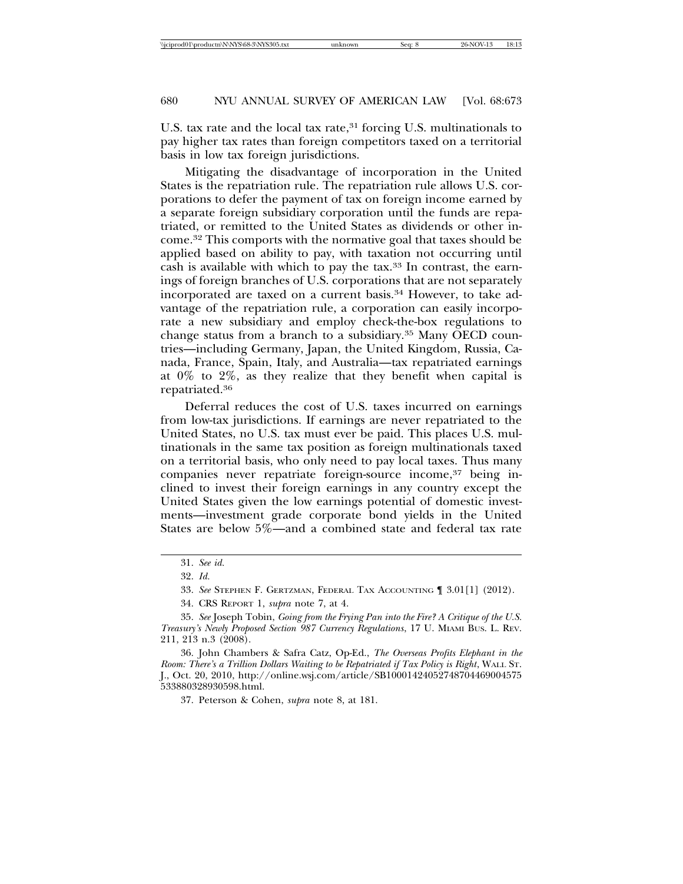U.S. tax rate and the local tax rate,[31] forcing U.S. multinationals to pay higher tax rates than foreign competitors taxed on a territorial basis in low tax foreign jurisdictions.

Mitigating the disadvantage of incorporation in the United States is the repatriation rule. The repatriation rule allows U.S. corporations to defer the payment of tax on foreign income earned by a separate foreign subsidiary corporation until the funds are repatriated, or remitted to the United States as dividends or other income.[32] This comports with the normative goal that taxes should be applied based on ability to pay, with taxation not occurring until cash is available with which to pay the tax.[33] In contrast, the earnings of foreign branches of U.S. corporations that are not separately incorporated are taxed on a current basis.[34] However, to take advantage of the repatriation rule, a corporation can easily incorporate a new subsidiary and employ check-the-box regulations to change status from a branch to a subsidiary.[35] Many OECD countries—including Germany, Japan, the United Kingdom, Russia, Canada, France, Spain, Italy, and Australia—tax repatriated earnings at 0% to 2%, as they realize that they benefit when capital is repatriated.[36]

Deferral reduces the cost of U.S. taxes incurred on earnings from low-tax jurisdictions. If earnings are never repatriated to the United States, no U.S. tax must ever be paid. This places U.S. multinationals in the same tax position as foreign multinationals taxed on a territorial basis, who only need to pay local taxes. Thus many companies never repatriate foreign-source income,[37] being inclined to invest their foreign earnings in any country except the United States given the low earnings potential of domestic investments—investment grade corporate bond yields in the United States are below 5%—and a combined state and federal tax rate

---

31. *See id.*

32. *Id.*

33. *See* Stephen F. Gertzman, Federal Tax Accounting ¶ 3.01[1] (2012).

34. CRS Report 1, *supra* note 7, at 4.

35. *See* Joseph Tobin, *Going from the Frying Pan into the Fire? A Critique of the U.S. Treasury's Newly Proposed Section 987 Currency Regulations*, 17 U. Miami Bus. L. Rev. 211, 213 n.3 (2008).

36. John Chambers & Safra Catz, Op-Ed., *The Overseas Profits Elephant in the Room: There's a Trillion Dollars Waiting to be Repatriated if Tax Policy is Right*, Wall St. J., Oct. 20, 2010, http://online.wsj.com/article/SB10001424052748704469004575533880328930598.html.

37. Peterson & Cohen, *supra* note 8, at 181.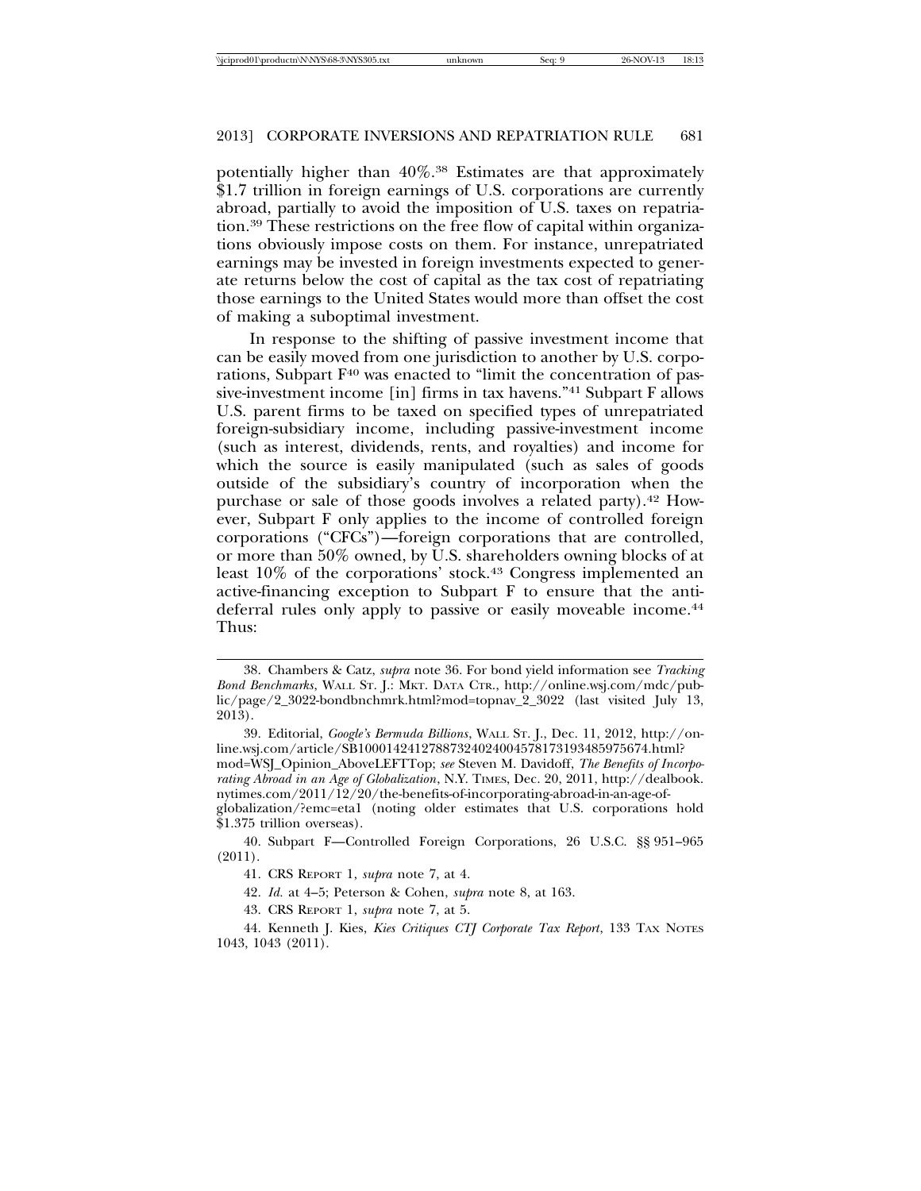potentially higher than 40%.[38] Estimates are that approximately $1.7 trillion in foreign earnings of U.S. corporations are currently abroad, partially to avoid the imposition of U.S. taxes on repatriation.[39] These restrictions on the free flow of capital within organizations obviously impose costs on them. For instance, unrepatriated earnings may be invested in foreign investments expected to generate returns below the cost of capital as the tax cost of repatriating those earnings to the United States would more than offset the cost of making a suboptimal investment.

In response to the shifting of passive investment income that can be easily moved from one jurisdiction to another by U.S. corporations, Subpart F[40] was enacted to "limit the concentration of passive-investment income [in] firms in tax havens."[41] Subpart F allows U.S. parent firms to be taxed on specified types of unrepatriated foreign-subsidiary income, including passive-investment income (such as interest, dividends, rents, and royalties) and income for which the source is easily manipulated (such as sales of goods outside of the subsidiary's country of incorporation when the purchase or sale of those goods involves a related party).[42] However, Subpart F only applies to the income of controlled foreign corporations ("CFCs")—foreign corporations that are controlled, or more than 50% owned, by U.S. shareholders owning blocks of at least 10% of the corporations' stock.[43] Congress implemented an active-financing exception to Subpart F to ensure that the anti-deferral rules only apply to passive or easily moveable income.[44] Thus:

---

38. Chambers & Catz, *supra* note 36. For bond yield information see *Tracking Bond Benchmarks*, WALL ST. J.: MKT. DATA CTR., http://online.wsj.com/mdc/public/page/2_3022-bondbnchmrk.html?mod=topnav_2_3022 (last visited July 13, 2013).

39. Editorial, *Google's Bermuda Billions*, WALL ST. J., Dec. 11, 2012, http://online.wsj.com/article/SB10001424127887324024004578173193485975674.html?mod=WSJ_Opinion_AboveLEFTTop; *see* Steven M. Davidoff, *The Benefits of Incorporating Abroad in an Age of Globalization*, N.Y. TIMES, Dec. 20, 2011, http://dealbook.nytimes.com/2011/12/20/the-benefits-of-incorporating-abroad-in-an-age-of-globalization/?emc=eta1 (noting older estimates that U.S. corporations hold $1.375 trillion overseas).

40. Subpart F—Controlled Foreign Corporations, 26 U.S.C. §§ 951–965 (2011).

41. CRS REPORT 1, *supra* note 7, at 4.

42. *Id.* at 4–5; Peterson & Cohen, *supra* note 8, at 163.

43. CRS REPORT 1, *supra* note 7, at 5.

44. Kenneth J. Kies, *Kies Critiques CTJ Corporate Tax Report*, 133 TAX NOTES 1043, 1043 (2011).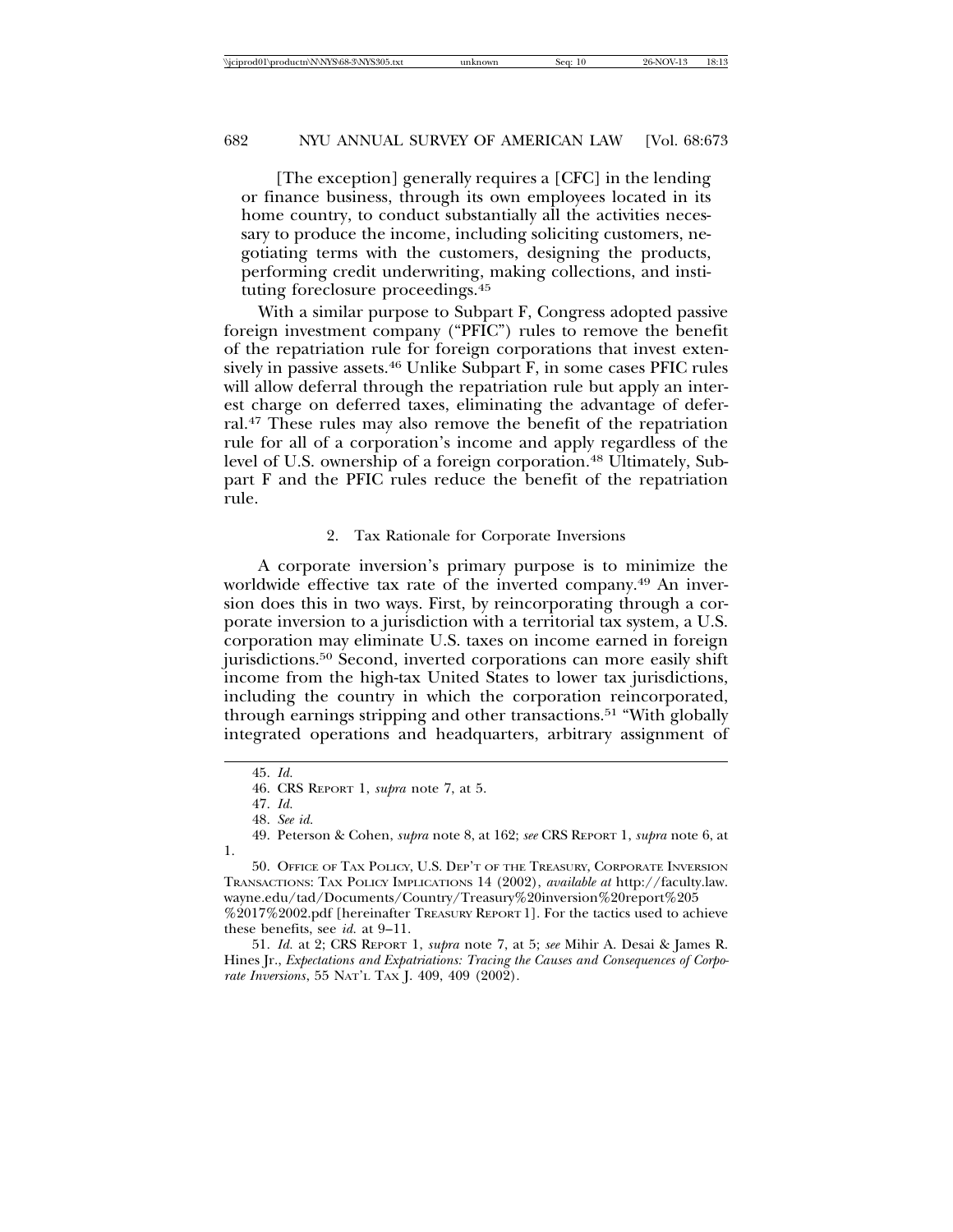> [The exception] generally requires a [CFC] in the lending or finance business, through its own employees located in its home country, to conduct substantially all the activities necessary to produce the income, including soliciting customers, negotiating terms with the customers, designing the products, performing credit underwriting, making collections, and instituting foreclosure proceedings.[45]

With a similar purpose to Subpart F, Congress adopted passive foreign investment company ("PFIC") rules to remove the benefit of the repatriation rule for foreign corporations that invest extensively in passive assets.[46] Unlike Subpart F, in some cases PFIC rules will allow deferral through the repatriation rule but apply an interest charge on deferred taxes, eliminating the advantage of deferral.[47] These rules may also remove the benefit of the repatriation rule for all of a corporation's income and apply regardless of the level of U.S. ownership of a foreign corporation.[48] Ultimately, Subpart F and the PFIC rules reduce the benefit of the repatriation rule.

### 2. Tax Rationale for Corporate Inversions

A corporate inversion's primary purpose is to minimize the worldwide effective tax rate of the inverted company.[49] An inversion does this in two ways. First, by reincorporating through a corporate inversion to a jurisdiction with a territorial tax system, a U.S. corporation may eliminate U.S. taxes on income earned in foreign jurisdictions.[50] Second, inverted corporations can more easily shift income from the high-tax United States to lower tax jurisdictions, including the country in which the corporation reincorporated, through earnings stripping and other transactions.[51] "With globally integrated operations and headquarters, arbitrary assignment of

---

45. *Id.*

46. CRS REPORT 1, *supra* note 7, at 5.

47. *Id.*

48. *See id.*

49. Peterson & Cohen, *supra* note 8, at 162; *see* CRS REPORT 1, *supra* note 6, at 1.

50. OFFICE OF TAX POLICY, U.S. DEP'T OF THE TREASURY, CORPORATE INVERSION TRANSACTIONS: TAX POLICY IMPLICATIONS 14 (2002), *available at* http://faculty.law.wayne.edu/tad/Documents/Country/Treasury%20inversion%20report%205%2017%2002.pdf [hereinafter TREASURY REPORT 1]. For the tactics used to achieve these benefits, see *id.* at 9–11.

51. *Id.* at 2; CRS REPORT 1, *supra* note 7, at 5; *see* Mihir A. Desai & James R. Hines Jr., *Expectations and Expatriations: Tracing the Causes and Consequences of Corporate Inversions*, 55 NAT'L TAX J. 409, 409 (2002).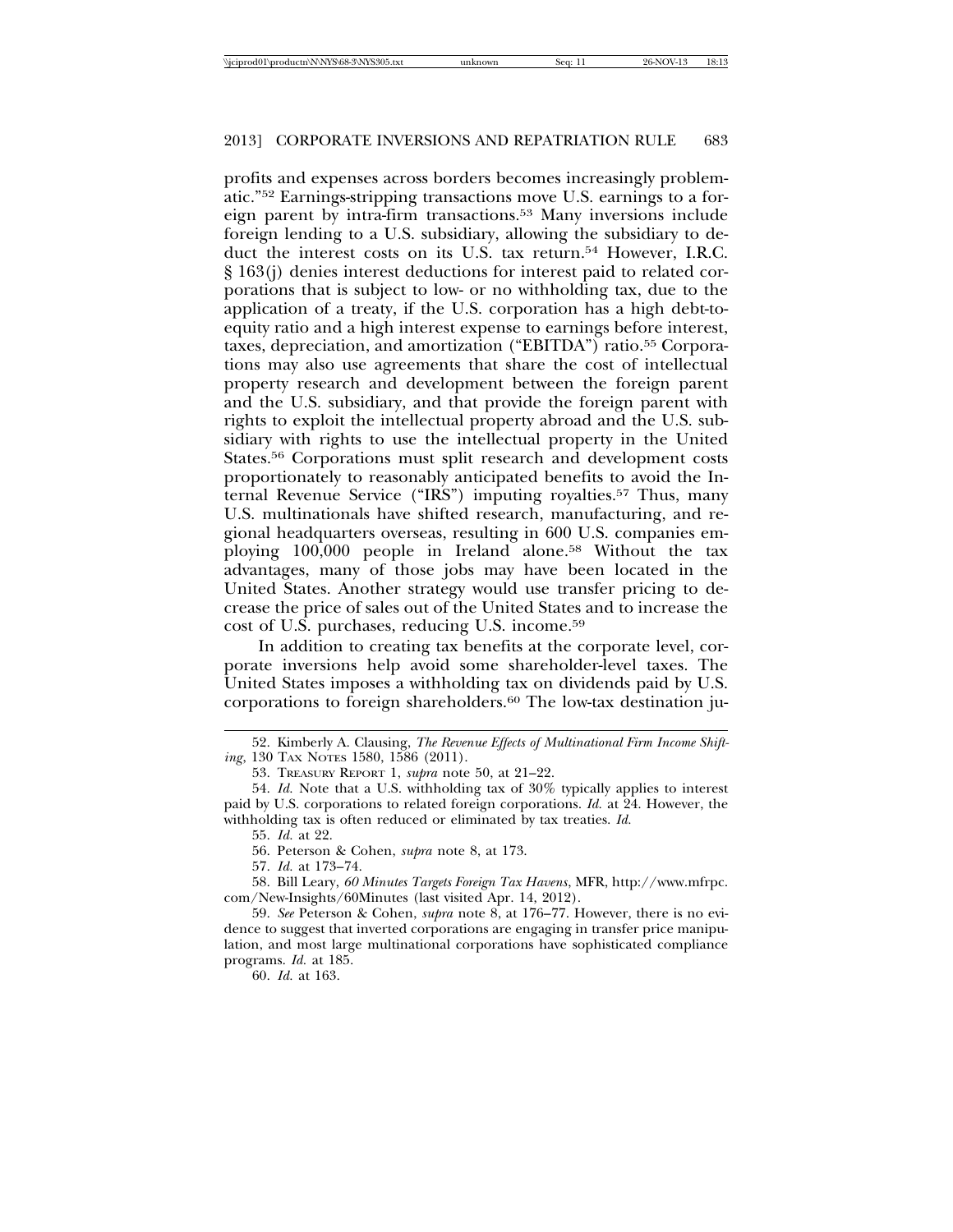profits and expenses across borders becomes increasingly problematic."[52] Earnings-stripping transactions move U.S. earnings to a foreign parent by intra-firm transactions.[53] Many inversions include foreign lending to a U.S. subsidiary, allowing the subsidiary to deduct the interest costs on its U.S. tax return.[54] However, I.R.C. § 163(j) denies interest deductions for interest paid to related corporations that is subject to low- or no withholding tax, due to the application of a treaty, if the U.S. corporation has a high debt-to-equity ratio and a high interest expense to earnings before interest, taxes, depreciation, and amortization ("EBITDA") ratio.[55] Corporations may also use agreements that share the cost of intellectual property research and development between the foreign parent and the U.S. subsidiary, and that provide the foreign parent with rights to exploit the intellectual property abroad and the U.S. subsidiary with rights to use the intellectual property in the United States.[56] Corporations must split research and development costs proportionately to reasonably anticipated benefits to avoid the Internal Revenue Service ("IRS") imputing royalties.[57] Thus, many U.S. multinationals have shifted research, manufacturing, and regional headquarters overseas, resulting in 600 U.S. companies employing 100,000 people in Ireland alone.[58] Without the tax advantages, many of those jobs may have been located in the United States. Another strategy would use transfer pricing to decrease the price of sales out of the United States and to increase the cost of U.S. purchases, reducing U.S. income.[59]

In addition to creating tax benefits at the corporate level, corporate inversions help avoid some shareholder-level taxes. The United States imposes a withholding tax on dividends paid by U.S. corporations to foreign shareholders.[60] The low-tax destination ju-

---

52. Kimberly A. Clausing, *The Revenue Effects of Multinational Firm Income Shifting*, 130 TAX NOTES 1580, 1586 (2011).

53. TREASURY REPORT 1, *supra* note 50, at 21–22.

54. *Id.* Note that a U.S. withholding tax of 30% typically applies to interest paid by U.S. corporations to related foreign corporations. *Id.* at 24. However, the withholding tax is often reduced or eliminated by tax treaties. *Id.*

55. *Id.* at 22.

56. Peterson & Cohen, *supra* note 8, at 173.

57. *Id.* at 173–74.

58. Bill Leary, *60 Minutes Targets Foreign Tax Havens*, MFR, http://www.mfrpc.com/New-Insights/60Minutes (last visited Apr. 14, 2012).

59. *See* Peterson & Cohen, *supra* note 8, at 176–77. However, there is no evidence to suggest that inverted corporations are engaging in transfer price manipulation, and most large multinational corporations have sophisticated compliance programs. *Id.* at 185.

60. *Id.* at 163.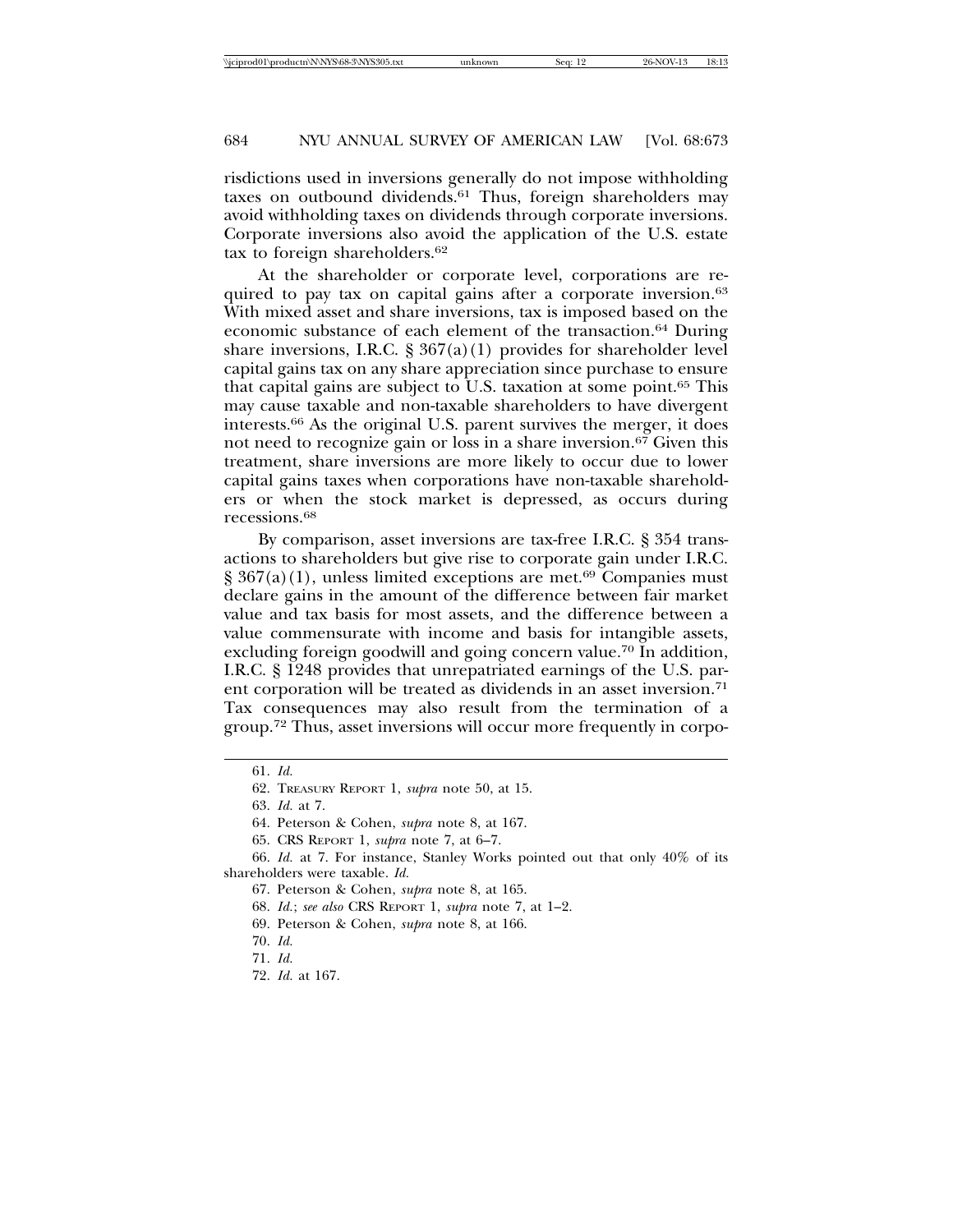risdictions used in inversions generally do not impose withholding taxes on outbound dividends.[61] Thus, foreign shareholders may avoid withholding taxes on dividends through corporate inversions. Corporate inversions also avoid the application of the U.S. estate tax to foreign shareholders.[62]

At the shareholder or corporate level, corporations are required to pay tax on capital gains after a corporate inversion.[63] With mixed asset and share inversions, tax is imposed based on the economic substance of each element of the transaction.[64] During share inversions, I.R.C. § 367(a)(1) provides for shareholder level capital gains tax on any share appreciation since purchase to ensure that capital gains are subject to U.S. taxation at some point.[65] This may cause taxable and non-taxable shareholders to have divergent interests.[66] As the original U.S. parent survives the merger, it does not need to recognize gain or loss in a share inversion.[67] Given this treatment, share inversions are more likely to occur due to lower capital gains taxes when corporations have non-taxable shareholders or when the stock market is depressed, as occurs during recessions.[68]

By comparison, asset inversions are tax-free I.R.C. § 354 transactions to shareholders but give rise to corporate gain under I.R.C. § 367(a)(1), unless limited exceptions are met.[69] Companies must declare gains in the amount of the difference between fair market value and tax basis for most assets, and the difference between a value commensurate with income and basis for intangible assets, excluding foreign goodwill and going concern value.[70] In addition, I.R.C. § 1248 provides that unrepatriated earnings of the U.S. parent corporation will be treated as dividends in an asset inversion.[71] Tax consequences may also result from the termination of a group.[72] Thus, asset inversions will occur more frequently in corpo-

61. *Id.*

62. TREASURY REPORT 1, *supra* note 50, at 15.

63. *Id.* at 7.

64. Peterson & Cohen, *supra* note 8, at 167.

65. CRS REPORT 1, *supra* note 7, at 6–7.

66. *Id.* at 7. For instance, Stanley Works pointed out that only 40% of its shareholders were taxable. *Id.*

67. Peterson & Cohen, *supra* note 8, at 165.

68. *Id.*; *see also* CRS REPORT 1, *supra* note 7, at 1–2.

69. Peterson & Cohen, *supra* note 8, at 166.

70. *Id.*

71. *Id.*

72. *Id.* at 167.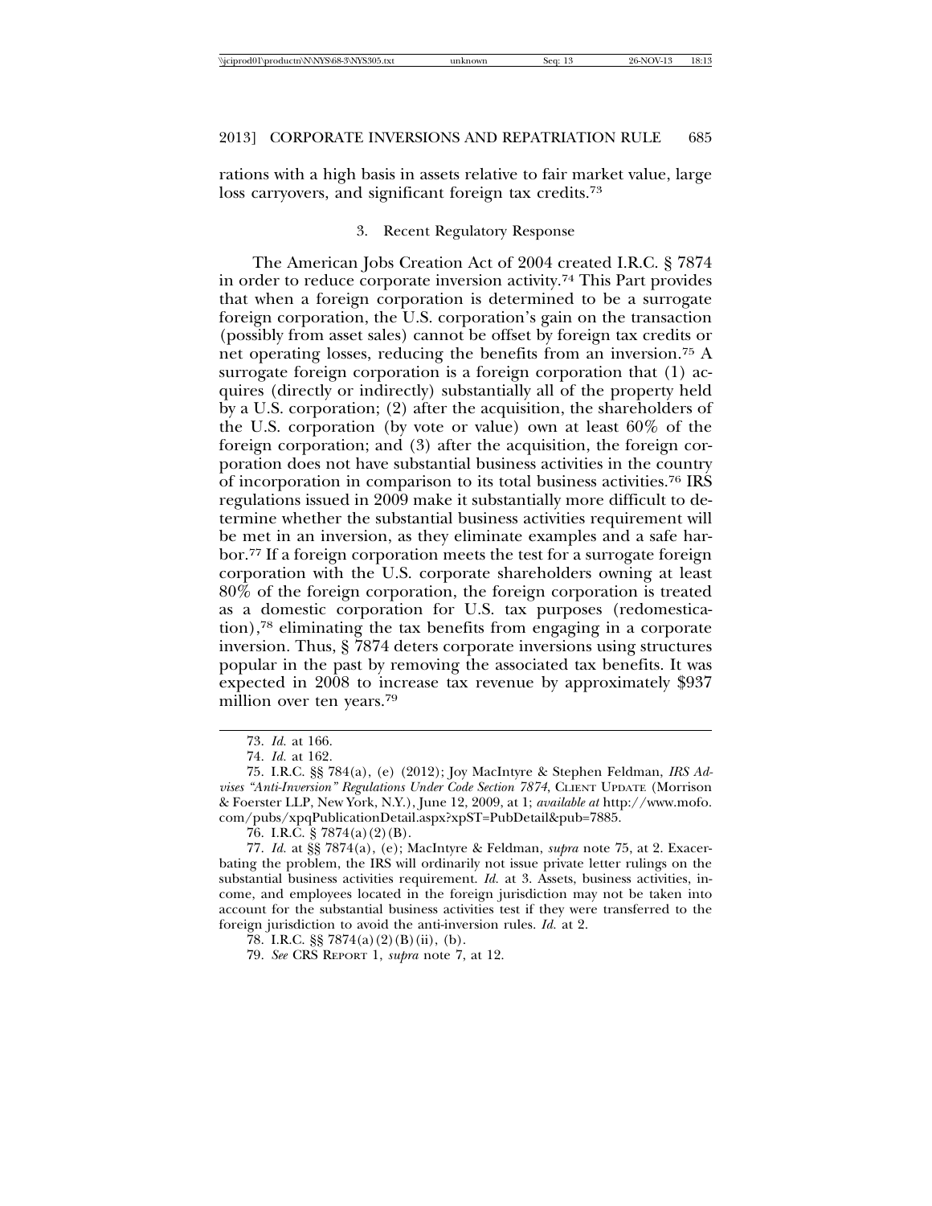rations with a high basis in assets relative to fair market value, large loss carryovers, and significant foreign tax credits.[73]

### 3. Recent Regulatory Response

The American Jobs Creation Act of 2004 created I.R.C. § 7874 in order to reduce corporate inversion activity.[74] This Part provides that when a foreign corporation is determined to be a surrogate foreign corporation, the U.S. corporation's gain on the transaction (possibly from asset sales) cannot be offset by foreign tax credits or net operating losses, reducing the benefits from an inversion.[75] A surrogate foreign corporation is a foreign corporation that (1) acquires (directly or indirectly) substantially all of the property held by a U.S. corporation; (2) after the acquisition, the shareholders of the U.S. corporation (by vote or value) own at least 60% of the foreign corporation; and (3) after the acquisition, the foreign corporation does not have substantial business activities in the country of incorporation in comparison to its total business activities.[76] IRS regulations issued in 2009 make it substantially more difficult to determine whether the substantial business activities requirement will be met in an inversion, as they eliminate examples and a safe harbor.[77] If a foreign corporation meets the test for a surrogate foreign corporation with the U.S. corporate shareholders owning at least 80% of the foreign corporation, the foreign corporation is treated as a domestic corporation for U.S. tax purposes (redomestication),[78] eliminating the tax benefits from engaging in a corporate inversion. Thus, § 7874 deters corporate inversions using structures popular in the past by removing the associated tax benefits. It was expected in 2008 to increase tax revenue by approximately $937 million over ten years.[79]

---

73. *Id.* at 166.

74. *Id.* at 162.

75. I.R.C. §§ 784(a), (e) (2012); Joy MacIntyre & Stephen Feldman, *IRS Advises "Anti-Inversion" Regulations Under Code Section 7874*, CLIENT UPDATE (Morrison & Foerster LLP, New York, N.Y.), June 12, 2009, at 1; *available at* http://www.mofo.com/pubs/xpqPublicationDetail.aspx?xpST=PubDetail&pub=7885.

76. I.R.C. § 7874(a)(2)(B).

77. *Id.* at §§ 7874(a), (e); MacIntyre & Feldman, *supra* note 75, at 2. Exacerbating the problem, the IRS will ordinarily not issue private letter rulings on the substantial business activities requirement. *Id.* at 3. Assets, business activities, income, and employees located in the foreign jurisdiction may not be taken into account for the substantial business activities test if they were transferred to the foreign jurisdiction to avoid the anti-inversion rules. *Id.* at 2.

78. I.R.C. §§ 7874(a)(2)(B)(ii), (b).

79. *See* CRS REPORT 1, *supra* note 7, at 12.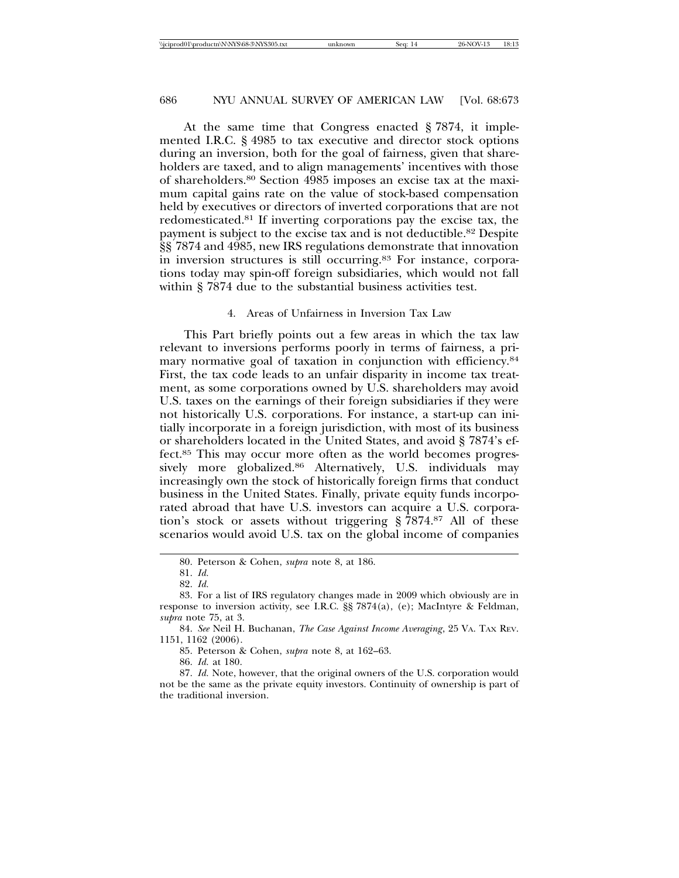At the same time that Congress enacted § 7874, it implemented I.R.C. § 4985 to tax executive and director stock options during an inversion, both for the goal of fairness, given that shareholders are taxed, and to align managements' incentives with those of shareholders.[80] Section 4985 imposes an excise tax at the maximum capital gains rate on the value of stock-based compensation held by executives or directors of inverted corporations that are not redomesticated.[81] If inverting corporations pay the excise tax, the payment is subject to the excise tax and is not deductible.[82] Despite §§ 7874 and 4985, new IRS regulations demonstrate that innovation in inversion structures is still occurring.[83] For instance, corporations today may spin-off foreign subsidiaries, which would not fall within § 7874 due to the substantial business activities test.

#### 4. Areas of Unfairness in Inversion Tax Law

This Part briefly points out a few areas in which the tax law relevant to inversions performs poorly in terms of fairness, a primary normative goal of taxation in conjunction with efficiency.[84] First, the tax code leads to an unfair disparity in income tax treatment, as some corporations owned by U.S. shareholders may avoid U.S. taxes on the earnings of their foreign subsidiaries if they were not historically U.S. corporations. For instance, a start-up can initially incorporate in a foreign jurisdiction, with most of its business or shareholders located in the United States, and avoid § 7874's effect.[85] This may occur more often as the world becomes progressively more globalized.[86] Alternatively, U.S. individuals may increasingly own the stock of historically foreign firms that conduct business in the United States. Finally, private equity funds incorporated abroad that have U.S. investors can acquire a U.S. corporation's stock or assets without triggering § 7874.[87] All of these scenarios would avoid U.S. tax on the global income of companies

---

80. Peterson & Cohen, *supra* note 8, at 186.

81. *Id.*

82. *Id.*

83. For a list of IRS regulatory changes made in 2009 which obviously are in response to inversion activity, see I.R.C. §§ 7874(a), (e); MacIntyre & Feldman, *supra* note 75, at 3.

84. *See* Neil H. Buchanan, *The Case Against Income Averaging*, 25 VA. TAX REV. 1151, 1162 (2006).

85. Peterson & Cohen, *supra* note 8, at 162–63.

86. *Id.* at 180.

87. *Id.* Note, however, that the original owners of the U.S. corporation would not be the same as the private equity investors. Continuity of ownership is part of the traditional inversion.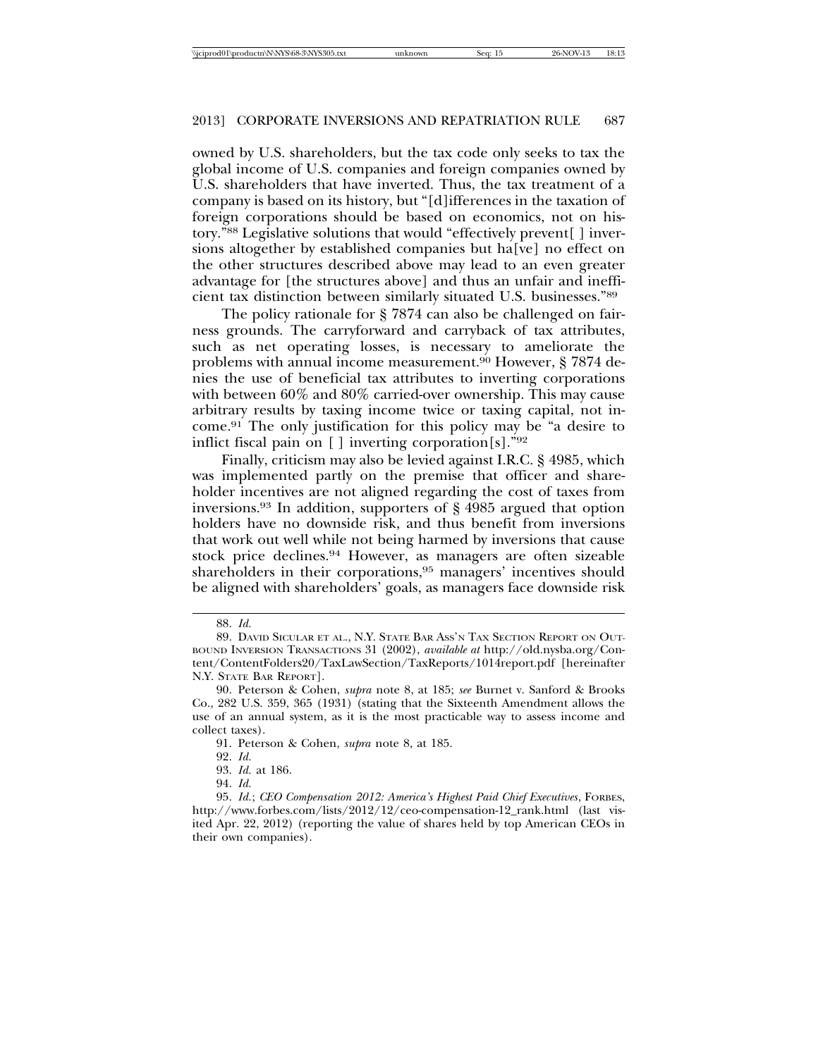owned by U.S. shareholders, but the tax code only seeks to tax the global income of U.S. companies and foreign companies owned by U.S. shareholders that have inverted. Thus, the tax treatment of a company is based on its history, but "[d]ifferences in the taxation of foreign corporations should be based on economics, not on history."[88] Legislative solutions that would "effectively prevent[ ] inversions altogether by established companies but ha[ve] no effect on the other structures described above may lead to an even greater advantage for [the structures above] and thus an unfair and inefficient tax distinction between similarly situated U.S. businesses."[89]

The policy rationale for § 7874 can also be challenged on fairness grounds. The carryforward and carryback of tax attributes, such as net operating losses, is necessary to ameliorate the problems with annual income measurement.[90] However, § 7874 denies the use of beneficial tax attributes to inverting corporations with between 60% and 80% carried-over ownership. This may cause arbitrary results by taxing income twice or taxing capital, not income.[91] The only justification for this policy may be "a desire to inflict fiscal pain on [ ] inverting corporation[s]."[92]

Finally, criticism may also be levied against I.R.C. § 4985, which was implemented partly on the premise that officer and shareholder incentives are not aligned regarding the cost of taxes from inversions.[93] In addition, supporters of § 4985 argued that option holders have no downside risk, and thus benefit from inversions that work out well while not being harmed by inversions that cause stock price declines.[94] However, as managers are often sizeable shareholders in their corporations,[95] managers' incentives should be aligned with shareholders' goals, as managers face downside risk

---

88. *Id.*

89. David Sicular et al., N.Y. State Bar Ass'n Tax Section Report on Outbound Inversion Transactions 31 (2002), *available at* http://old.nysba.org/Content/ContentFolders20/TaxLawSection/TaxReports/1014report.pdf [hereinafter N.Y. State Bar Report].

90. Peterson & Cohen, *supra* note 8, at 185; *see* Burnet v. Sanford & Brooks Co., 282 U.S. 359, 365 (1931) (stating that the Sixteenth Amendment allows the use of an annual system, as it is the most practicable way to assess income and collect taxes).

91. Peterson & Cohen, *supra* note 8, at 185.

92. *Id.*

93. *Id.* at 186.

94. *Id.*

95. *Id.*; *CEO Compensation 2012: America's Highest Paid Chief Executives*, Forbes, http://www.forbes.com/lists/2012/12/ceo-compensation-12_rank.html (last visited Apr. 22, 2012) (reporting the value of shares held by top American CEOs in their own companies).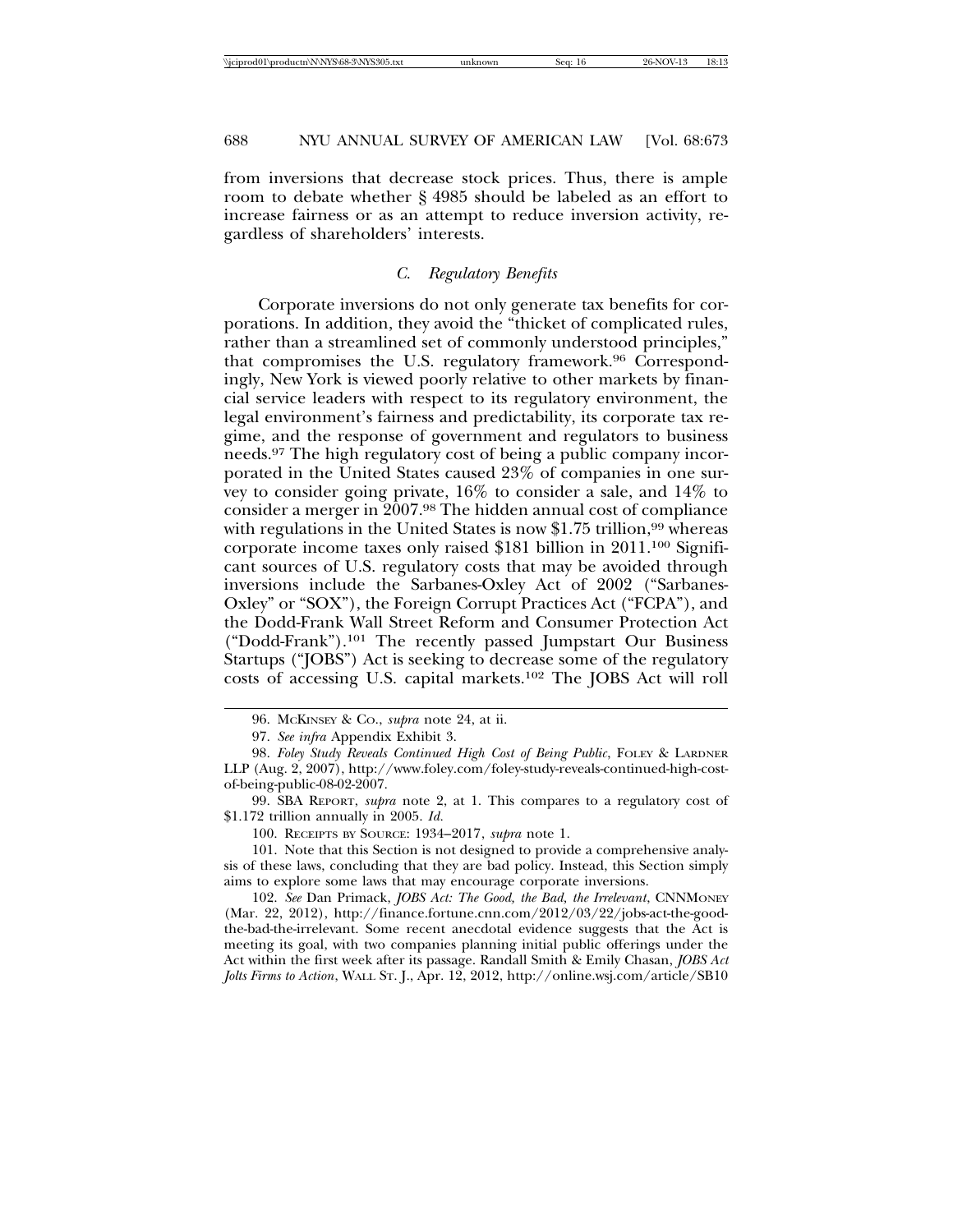from inversions that decrease stock prices. Thus, there is ample room to debate whether § 4985 should be labeled as an effort to increase fairness or as an attempt to reduce inversion activity, regardless of shareholders' interests.

### *C. Regulatory Benefits*

Corporate inversions do not only generate tax benefits for corporations. In addition, they avoid the "thicket of complicated rules, rather than a streamlined set of commonly understood principles," that compromises the U.S. regulatory framework.[96] Correspondingly, New York is viewed poorly relative to other markets by financial service leaders with respect to its regulatory environment, the legal environment's fairness and predictability, its corporate tax regime, and the response of government and regulators to business needs.[97] The high regulatory cost of being a public company incorporated in the United States caused 23% of companies in one survey to consider going private, 16% to consider a sale, and 14% to consider a merger in 2007.[98] The hidden annual cost of compliance with regulations in the United States is now $1.75 trillion,[99] whereas corporate income taxes only raised $181 billion in 2011.[100] Significant sources of U.S. regulatory costs that may be avoided through inversions include the Sarbanes-Oxley Act of 2002 ("Sarbanes-Oxley" or "SOX"), the Foreign Corrupt Practices Act ("FCPA"), and the Dodd-Frank Wall Street Reform and Consumer Protection Act ("Dodd-Frank").[101] The recently passed Jumpstart Our Business Startups ("JOBS") Act is seeking to decrease some of the regulatory costs of accessing U.S. capital markets.[102] The JOBS Act will roll

---

96. McKinsey & Co., *supra* note 24, at ii.

97. *See infra* Appendix Exhibit 3.

98. *Foley Study Reveals Continued High Cost of Being Public*, Foley & Lardner LLP (Aug. 2, 2007), http://www.foley.com/foley-study-reveals-continued-high-cost-of-being-public-08-02-2007.

99. SBA Report, *supra* note 2, at 1. This compares to a regulatory cost of $1.172 trillion annually in 2005. *Id.*

100. Receipts by Source: 1934–2017, *supra* note 1.

101. Note that this Section is not designed to provide a comprehensive analysis of these laws, concluding that they are bad policy. Instead, this Section simply aims to explore some laws that may encourage corporate inversions.

102. *See* Dan Primack, *JOBS Act: The Good, the Bad, the Irrelevant*, CNNMoney (Mar. 22, 2012), http://finance.fortune.cnn.com/2012/03/22/jobs-act-the-good-the-bad-the-irrelevant. Some recent anecdotal evidence suggests that the Act is meeting its goal, with two companies planning initial public offerings under the Act within the first week after its passage. Randall Smith & Emily Chasan, *JOBS Act Jolts Firms to Action*, Wall St. J., Apr. 12, 2012, http://online.wsj.com/article/SB10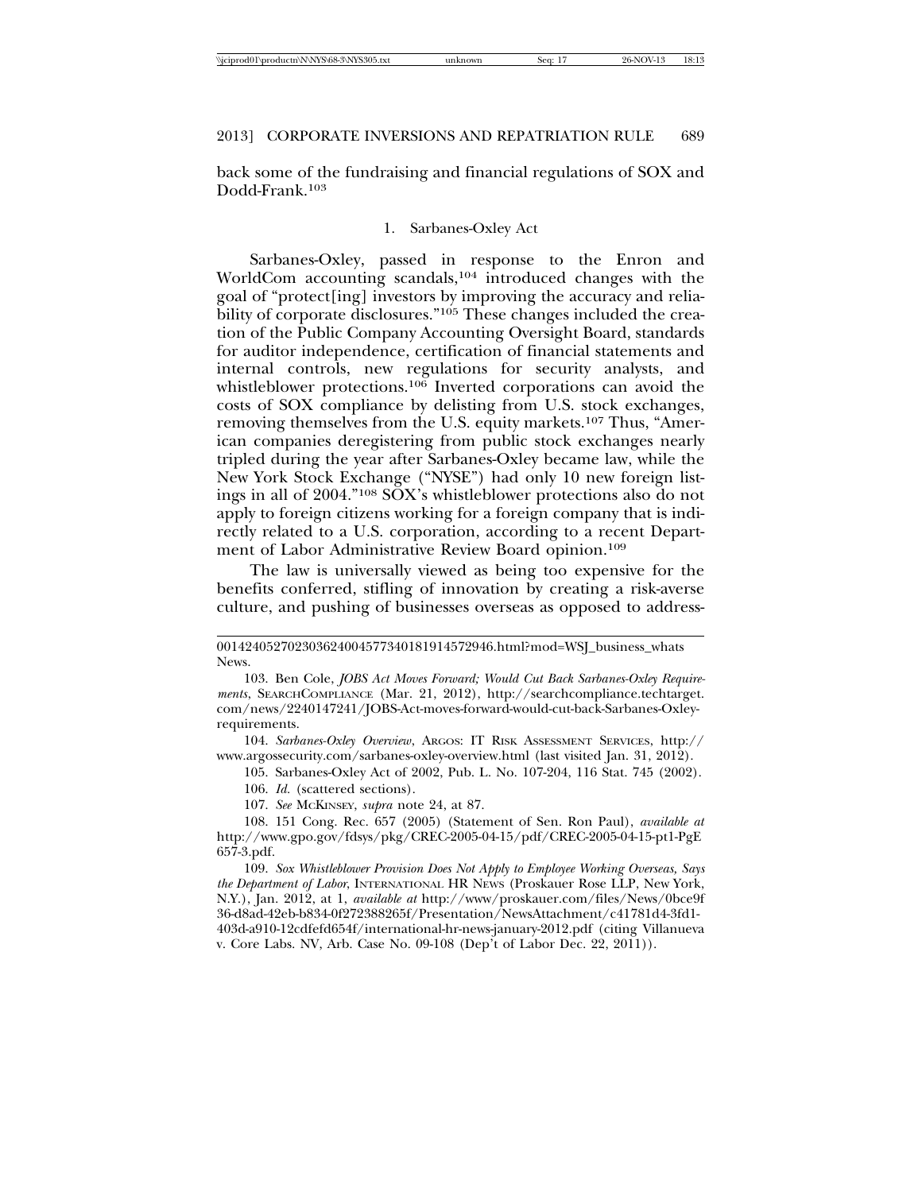back some of the fundraising and financial regulations of SOX and Dodd-Frank.[103]

### 1. Sarbanes-Oxley Act

Sarbanes-Oxley, passed in response to the Enron and WorldCom accounting scandals,[104] introduced changes with the goal of "protect[ing] investors by improving the accuracy and reliability of corporate disclosures."[105] These changes included the creation of the Public Company Accounting Oversight Board, standards for auditor independence, certification of financial statements and internal controls, new regulations for security analysts, and whistleblower protections.[106] Inverted corporations can avoid the costs of SOX compliance by delisting from U.S. stock exchanges, removing themselves from the U.S. equity markets.[107] Thus, "American companies deregistering from public stock exchanges nearly tripled during the year after Sarbanes-Oxley became law, while the New York Stock Exchange ("NYSE") had only 10 new foreign listings in all of 2004."[108] SOX's whistleblower protections also do not apply to foreign citizens working for a foreign company that is indirectly related to a U.S. corporation, according to a recent Department of Labor Administrative Review Board opinion.[109]

The law is universally viewed as being too expensive for the benefits conferred, stifling of innovation by creating a risk-averse culture, and pushing of businesses overseas as opposed to address-

---

0014240527023036240045773401819145729 46.html?mod=WSJ_business_whats News.

103. Ben Cole, *JOBS Act Moves Forward; Would Cut Back Sarbanes-Oxley Requirements*, SEARCHCOMPLIANCE (Mar. 21, 2012), http://searchcompliance.techtarget.com/news/2240147241/JOBS-Act-moves-forward-would-cut-back-Sarbanes-Oxley-requirements.

104. *Sarbanes-Oxley Overview*, ARGOS: IT RISK ASSESSMENT SERVICES, http://www.argossecurity.com/sarbanes-oxley-overview.html (last visited Jan. 31, 2012).

105. Sarbanes-Oxley Act of 2002, Pub. L. No. 107-204, 116 Stat. 745 (2002).

106. *Id.* (scattered sections).

107. *See* MCKINSEY, *supra* note 24, at 87.

108. 151 Cong. Rec. 657 (2005) (Statement of Sen. Ron Paul), *available at* http://www.gpo.gov/fdsys/pkg/CREC-2005-04-15/pdf/CREC-2005-04-15-pt1-PgE657-3.pdf.

109. *Sox Whistleblower Provision Does Not Apply to Employee Working Overseas, Says the Department of Labor*, INTERNATIONAL HR NEWS (Proskauer Rose LLP, New York, N.Y.), Jan. 2012, at 1, *available at* http://www/proskauer.com/files/News/0bce9f36-d8ad-42eb-b834-0f272388265f/Presentation/NewsAttachment/c41781d4-3fd1-403d-a910-12cdfefd654f/international-hr-news-january-2012.pdf (citing Villanueva v. Core Labs. NV, Arb. Case No. 09-108 (Dep't of Labor Dec. 22, 2011)).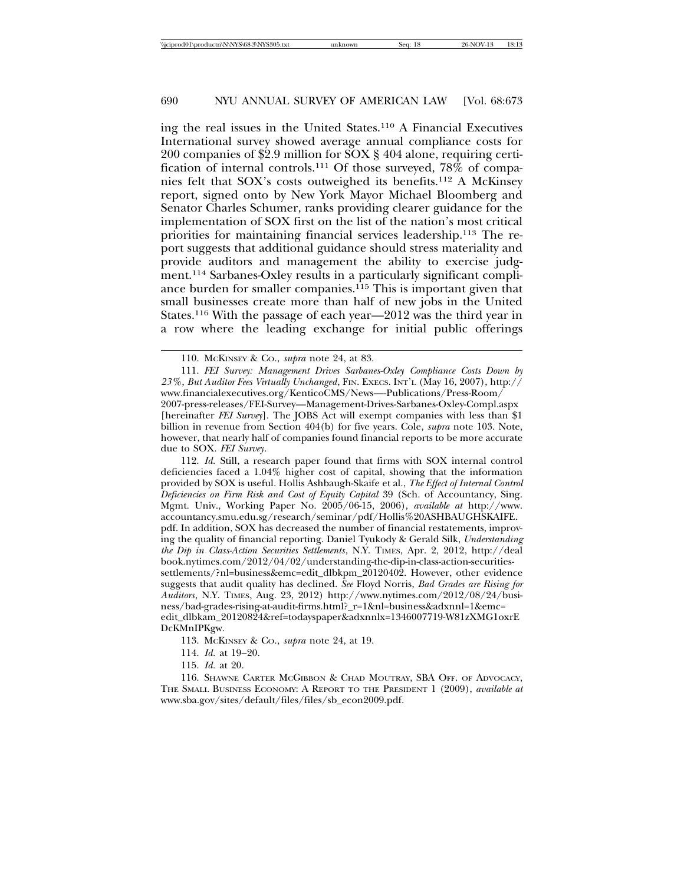ing the real issues in the United States.[110] A Financial Executives International survey showed average annual compliance costs for 200 companies of $2.9 million for SOX § 404 alone, requiring certification of internal controls.[111] Of those surveyed, 78% of companies felt that SOX's costs outweighed its benefits.[112] A McKinsey report, signed onto by New York Mayor Michael Bloomberg and Senator Charles Schumer, ranks providing clearer guidance for the implementation of SOX first on the list of the nation's most critical priorities for maintaining financial services leadership.[113] The report suggests that additional guidance should stress materiality and provide auditors and management the ability to exercise judgment.[114] Sarbanes-Oxley results in a particularly significant compliance burden for smaller companies.[115] This is important given that small businesses create more than half of new jobs in the United States.[116] With the passage of each year—2012 was the third year in a row where the leading exchange for initial public offerings

---

110. MCKINSEY & CO., *supra* note 24, at 83.

111. *FEI Survey: Management Drives Sarbanes-Oxley Compliance Costs Down by 23%, But Auditor Fees Virtually Unchanged*, FIN. EXECS. INT'L (May 16, 2007), http://www.financialexecutives.org/KenticoCMS/News—-Publications/Press-Room/2007-press-releases/FEI-Survey—Management-Drives-Sarbanes-Oxley-Compl.aspx [hereinafter *FEI Survey*]. The JOBS Act will exempt companies with less than $1 billion in revenue from Section 404(b) for five years. Cole, *supra* note 103. Note, however, that nearly half of companies found financial reports to be more accurate due to SOX. *FEI Survey*.

112. *Id.* Still, a research paper found that firms with SOX internal control deficiencies faced a 1.04% higher cost of capital, showing that the information provided by SOX is useful. Hollis Ashbaugh-Skaife et al., *The Effect of Internal Control Deficiencies on Firm Risk and Cost of Equity Capital* 39 (Sch. of Accountancy, Sing. Mgmt. Univ., Working Paper No. 2005/06-15, 2006), *available at* http://www.accountancy.smu.edu.sg/research/seminar/pdf/Hollis%20ASHBAUGHSKAIFE.pdf. In addition, SOX has decreased the number of financial restatements, improving the quality of financial reporting. Daniel Tyukody & Gerald Silk, *Understanding the Dip in Class-Action Securities Settlements*, N.Y. TIMES, Apr. 2, 2012, http://dealbook.nytimes.com/2012/04/02/understanding-the-dip-in-class-action-securities-settlements/?nl=business&emc=edit_dlbkpm_20120402. However, other evidence suggests that audit quality has declined. *See* Floyd Norris, *Bad Grades are Rising for Auditors*, N.Y. TIMES, Aug. 23, 2012) http://www.nytimes.com/2012/08/24/business/bad-grades-rising-at-audit-firms.html?_r=1&nl=business&adxnnl=1&emc=edit_dlbkam_20120824&ref=todayspaper&adxnnlx=1346007719-W81zXMG1oxrEDcKMnIPKgw.

113. MCKINSEY & CO., *supra* note 24, at 19.

114. *Id.* at 19–20.

115. *Id.* at 20.

116. SHAWNE CARTER MCGIBBON & CHAD MOUTRAY, SBA OFF. OF ADVOCACY, THE SMALL BUSINESS ECONOMY: A REPORT TO THE PRESIDENT 1 (2009), *available at* www.sba.gov/sites/default/files/files/sb_econ2009.pdf.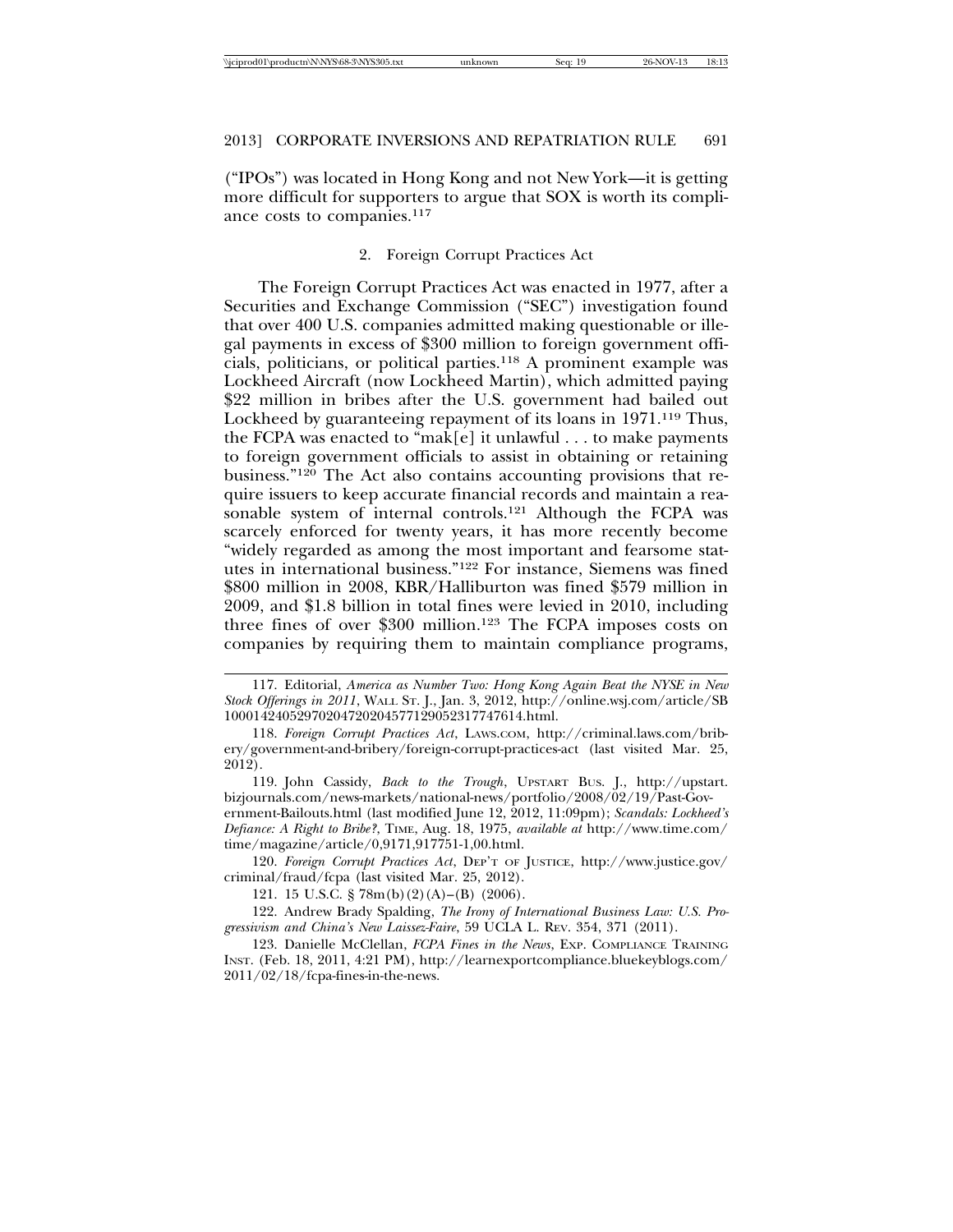("IPOs") was located in Hong Kong and not New York—it is getting more difficult for supporters to argue that SOX is worth its compliance costs to companies.[117]

### 2. Foreign Corrupt Practices Act

The Foreign Corrupt Practices Act was enacted in 1977, after a Securities and Exchange Commission ("SEC") investigation found that over 400 U.S. companies admitted making questionable or illegal payments in excess of $300 million to foreign government officials, politicians, or political parties.[118] A prominent example was Lockheed Aircraft (now Lockheed Martin), which admitted paying $22 million in bribes after the U.S. government had bailed out Lockheed by guaranteeing repayment of its loans in 1971.[119] Thus, the FCPA was enacted to "mak[e] it unlawful . . . to make payments to foreign government officials to assist in obtaining or retaining business."[120] The Act also contains accounting provisions that require issuers to keep accurate financial records and maintain a reasonable system of internal controls.[121] Although the FCPA was scarcely enforced for twenty years, it has more recently become "widely regarded as among the most important and fearsome statutes in international business."[122] For instance, Siemens was fined $800 million in 2008, KBR/Halliburton was fined $579 million in 2009, and $1.8 billion in total fines were levied in 2010, including three fines of over $300 million.[123] The FCPA imposes costs on companies by requiring them to maintain compliance programs,

---

117. Editorial, *America as Number Two: Hong Kong Again Beat the NYSE in New Stock Offerings in 2011*, WALL ST. J., Jan. 3, 2012, http://online.wsj.com/article/SB10001424052970204720204577129052317747614.html.

118. *Foreign Corrupt Practices Act*, LAWS.COM, http://criminal.laws.com/bribery/government-and-bribery/foreign-corrupt-practices-act (last visited Mar. 25, 2012).

119. John Cassidy, *Back to the Trough*, UPSTART BUS. J., http://upstart.bizjournals.com/news-markets/national-news/portfolio/2008/02/19/Past-Government-Bailouts.html (last modified June 12, 2012, 11:09pm); *Scandals: Lockheed's Defiance: A Right to Bribe?*, TIME, Aug. 18, 1975, *available at* http://www.time.com/time/magazine/article/0,9171,917751-1,00.html.

120. *Foreign Corrupt Practices Act*, DEP'T OF JUSTICE, http://www.justice.gov/criminal/fraud/fcpa (last visited Mar. 25, 2012).

121. 15 U.S.C. § 78m(b)(2)(A)–(B) (2006).

122. Andrew Brady Spalding, *The Irony of International Business Law: U.S. Progressivism and China's New Laissez-Faire*, 59 UCLA L. REV. 354, 371 (2011).

123. Danielle McClellan, *FCPA Fines in the News*, EXP. COMPLIANCE TRAINING INST. (Feb. 18, 2011, 4:21 PM), http://learnexportcompliance.bluekeyblogs.com/2011/02/18/fcpa-fines-in-the-news.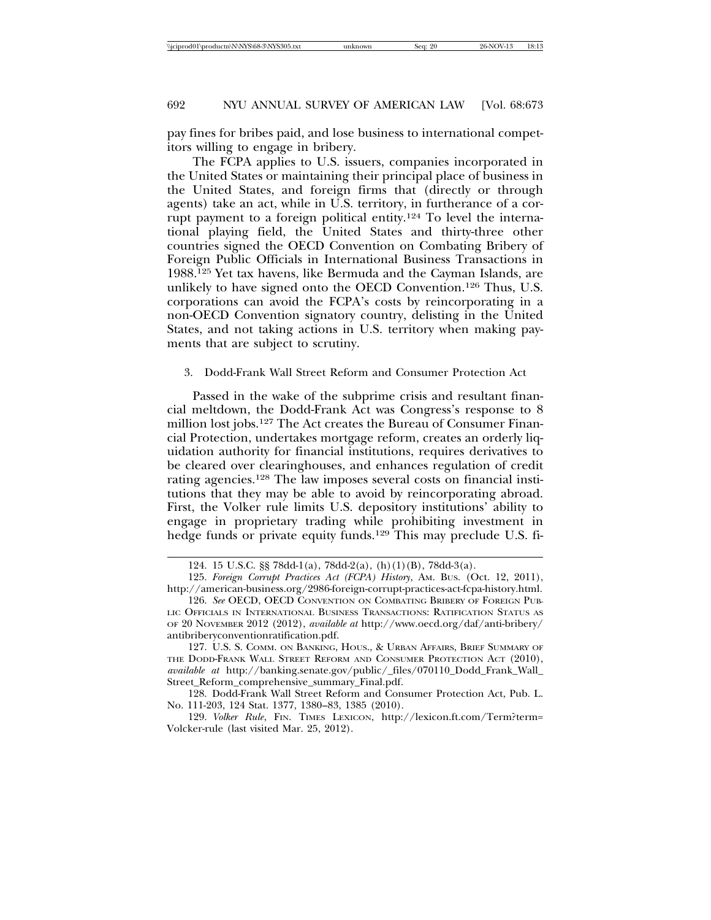pay fines for bribes paid, and lose business to international competitors willing to engage in bribery.

The FCPA applies to U.S. issuers, companies incorporated in the United States or maintaining their principal place of business in the United States, and foreign firms that (directly or through agents) take an act, while in U.S. territory, in furtherance of a corrupt payment to a foreign political entity.[124] To level the international playing field, the United States and thirty-three other countries signed the OECD Convention on Combating Bribery of Foreign Public Officials in International Business Transactions in 1988.[125] Yet tax havens, like Bermuda and the Cayman Islands, are unlikely to have signed onto the OECD Convention.[126] Thus, U.S. corporations can avoid the FCPA's costs by reincorporating in a non-OECD Convention signatory country, delisting in the United States, and not taking actions in U.S. territory when making payments that are subject to scrutiny.

### 3. Dodd-Frank Wall Street Reform and Consumer Protection Act

Passed in the wake of the subprime crisis and resultant financial meltdown, the Dodd-Frank Act was Congress's response to 8 million lost jobs.[127] The Act creates the Bureau of Consumer Financial Protection, undertakes mortgage reform, creates an orderly liquidation authority for financial institutions, requires derivatives to be cleared over clearinghouses, and enhances regulation of credit rating agencies.[128] The law imposes several costs on financial institutions that they may be able to avoid by reincorporating abroad. First, the Volker rule limits U.S. depository institutions' ability to engage in proprietary trading while prohibiting investment in hedge funds or private equity funds.[129] This may preclude U.S. fi-

---

124. 15 U.S.C. §§ 78dd-1(a), 78dd-2(a), (h)(1)(B), 78dd-3(a).

125. *Foreign Corrupt Practices Act (FCPA) History*, AM. BUS. (Oct. 12, 2011), http://american-business.org/2986-foreign-corrupt-practices-act-fcpa-history.html.

126. *See* OECD, OECD CONVENTION ON COMBATING BRIBERY OF FOREIGN PUBLIC OFFICIALS IN INTERNATIONAL BUSINESS TRANSACTIONS: RATIFICATION STATUS AS OF 20 NOVEMBER 2012 (2012), *available at* http://www.oecd.org/daf/anti-bribery/antibriberyconventionratification.pdf.

127. U.S. S. COMM. ON BANKING, HOUS., & URBAN AFFAIRS, BRIEF SUMMARY OF THE DODD-FRANK WALL STREET REFORM AND CONSUMER PROTECTION ACT (2010), *available at* http://banking.senate.gov/public/_files/070110_Dodd_Frank_Wall_Street_Reform_comprehensive_summary_Final.pdf.

128. Dodd-Frank Wall Street Reform and Consumer Protection Act, Pub. L. No. 111-203, 124 Stat. 1377, 1380–83, 1385 (2010).

129. *Volker Rule*, FIN. TIMES LEXICON, http://lexicon.ft.com/Term?term=Volcker-rule (last visited Mar. 25, 2012).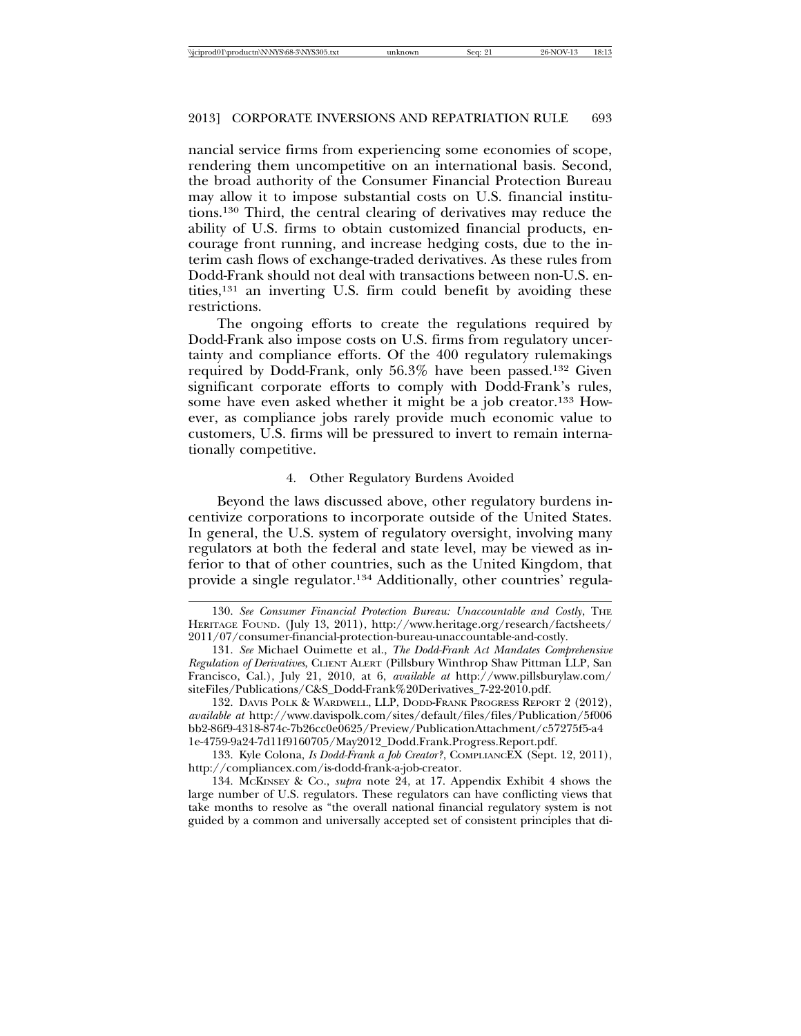nancial service firms from experiencing some economies of scope, rendering them uncompetitive on an international basis. Second, the broad authority of the Consumer Financial Protection Bureau may allow it to impose substantial costs on U.S. financial institutions.[130] Third, the central clearing of derivatives may reduce the ability of U.S. firms to obtain customized financial products, encourage front running, and increase hedging costs, due to the interim cash flows of exchange-traded derivatives. As these rules from Dodd-Frank should not deal with transactions between non-U.S. entities,[131] an inverting U.S. firm could benefit by avoiding these restrictions.

The ongoing efforts to create the regulations required by Dodd-Frank also impose costs on U.S. firms from regulatory uncertainty and compliance efforts. Of the 400 regulatory rulemakings required by Dodd-Frank, only 56.3% have been passed.[132] Given significant corporate efforts to comply with Dodd-Frank's rules, some have even asked whether it might be a job creator.[133] However, as compliance jobs rarely provide much economic value to customers, U.S. firms will be pressured to invert to remain internationally competitive.

#### 4. Other Regulatory Burdens Avoided

Beyond the laws discussed above, other regulatory burdens incentivize corporations to incorporate outside of the United States. In general, the U.S. system of regulatory oversight, involving many regulators at both the federal and state level, may be viewed as inferior to that of other countries, such as the United Kingdom, that provide a single regulator.[134] Additionally, other countries' regula-

---

130. *See Consumer Financial Protection Bureau: Unaccountable and Costly*, THE HERITAGE FOUND. (July 13, 2011), http://www.heritage.org/research/factsheets/2011/07/consumer-financial-protection-bureau-unaccountable-and-costly.

131. *See* Michael Ouimette et al., *The Dodd-Frank Act Mandates Comprehensive Regulation of Derivatives*, CLIENT ALERT (Pillsbury Winthrop Shaw Pittman LLP, San Francisco, Cal.), July 21, 2010, at 6, *available at* http://www.pillsburylaw.com/siteFiles/Publications/C&S_Dodd-Frank%20Derivatives_7-22-2010.pdf.

132. DAVIS POLK & WARDWELL, LLP, DODD-FRANK PROGRESS REPORT 2 (2012), *available at* http://www.davispolk.com/sites/default/files/files/Publication/5f006bb2-86f9-4318-874c-7b26cc0e0625/Preview/PublicationAttachment/c57275f5-a41e-4759-9a24-7d11f9160705/May2012_Dodd.Frank.Progress.Report.pdf.

133. Kyle Colona, *Is Dodd-Frank a Job Creator?*, COMPLIANCEX (Sept. 12, 2011), http://compliancex.com/is-dodd-frank-a-job-creator.

134. MCKINSEY & CO., *supra* note 24, at 17. Appendix Exhibit 4 shows the large number of U.S. regulators. These regulators can have conflicting views that take months to resolve as "the overall national financial regulatory system is not guided by a common and universally accepted set of consistent principles that di-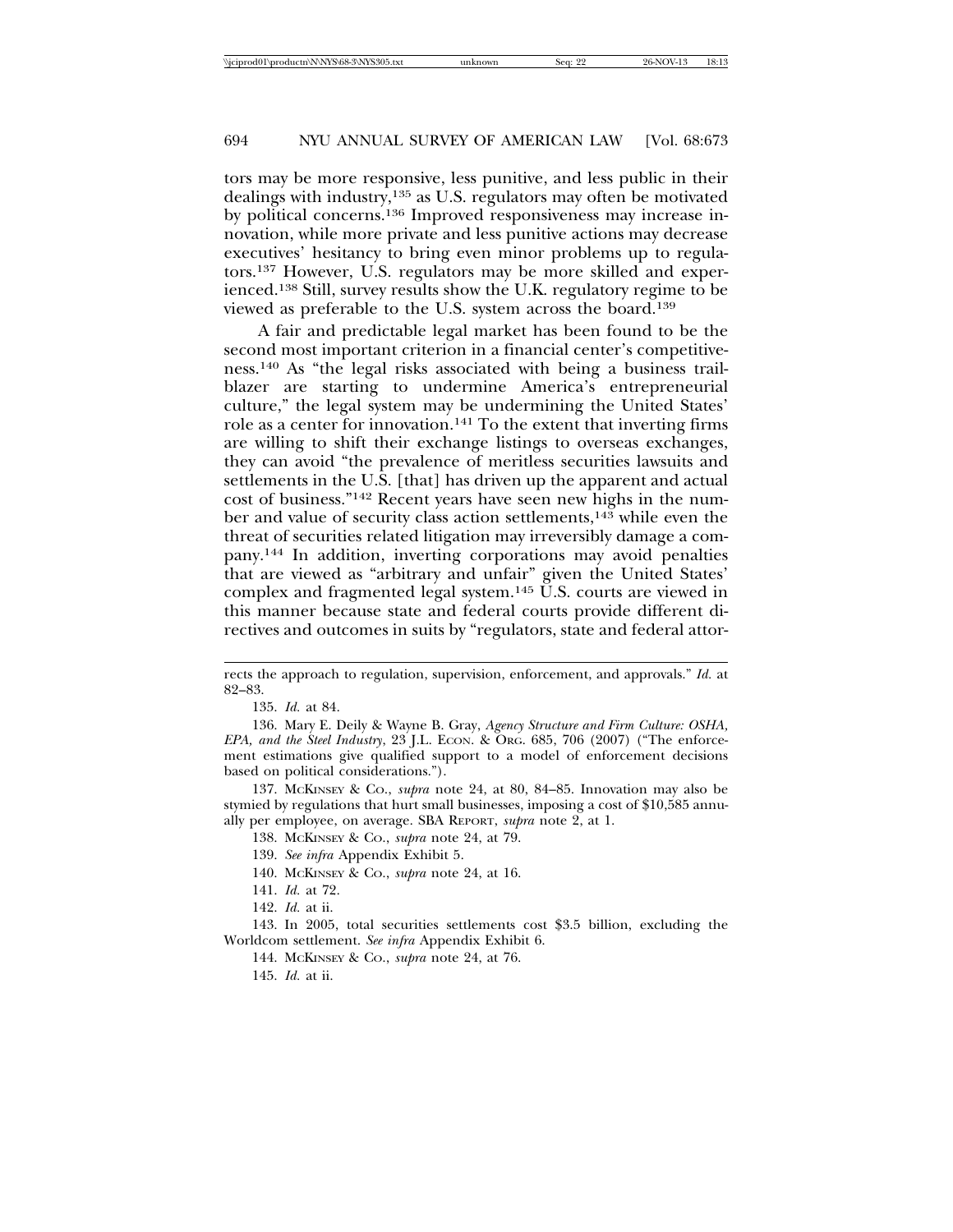tors may be more responsive, less punitive, and less public in their dealings with industry,[135] as U.S. regulators may often be motivated by political concerns.[136] Improved responsiveness may increase innovation, while more private and less punitive actions may decrease executives' hesitancy to bring even minor problems up to regulators.[137] However, U.S. regulators may be more skilled and experienced.[138] Still, survey results show the U.K. regulatory regime to be viewed as preferable to the U.S. system across the board.[139]

A fair and predictable legal market has been found to be the second most important criterion in a financial center's competitiveness.[140] As "the legal risks associated with being a business trailblazer are starting to undermine America's entrepreneurial culture," the legal system may be undermining the United States' role as a center for innovation.[141] To the extent that inverting firms are willing to shift their exchange listings to overseas exchanges, they can avoid "the prevalence of meritless securities lawsuits and settlements in the U.S. [that] has driven up the apparent and actual cost of business."[142] Recent years have seen new highs in the number and value of security class action settlements,[143] while even the threat of securities related litigation may irreversibly damage a company.[144] In addition, inverting corporations may avoid penalties that are viewed as "arbitrary and unfair" given the United States' complex and fragmented legal system.[145] U.S. courts are viewed in this manner because state and federal courts provide different directives and outcomes in suits by "regulators, state and federal attor-

---

rects the approach to regulation, supervision, enforcement, and approvals." *Id.* at 82–83.

135. *Id.* at 84.

136. Mary E. Deily & Wayne B. Gray, *Agency Structure and Firm Culture: OSHA, EPA, and the Steel Industry*, 23 J.L. ECON. & ORG. 685, 706 (2007) ("The enforcement estimations give qualified support to a model of enforcement decisions based on political considerations.").

137. MCKINSEY & CO., *supra* note 24, at 80, 84–85. Innovation may also be stymied by regulations that hurt small businesses, imposing a cost of $10,585 annually per employee, on average. SBA REPORT, *supra* note 2, at 1.

138. MCKINSEY & CO., *supra* note 24, at 79.

139. *See infra* Appendix Exhibit 5.

140. MCKINSEY & CO., *supra* note 24, at 16.

141. *Id.* at 72.

142. *Id.* at ii.

143. In 2005, total securities settlements cost $3.5 billion, excluding the Worldcom settlement. *See infra* Appendix Exhibit 6.

144. MCKINSEY & CO., *supra* note 24, at 76.

145. *Id.* at ii.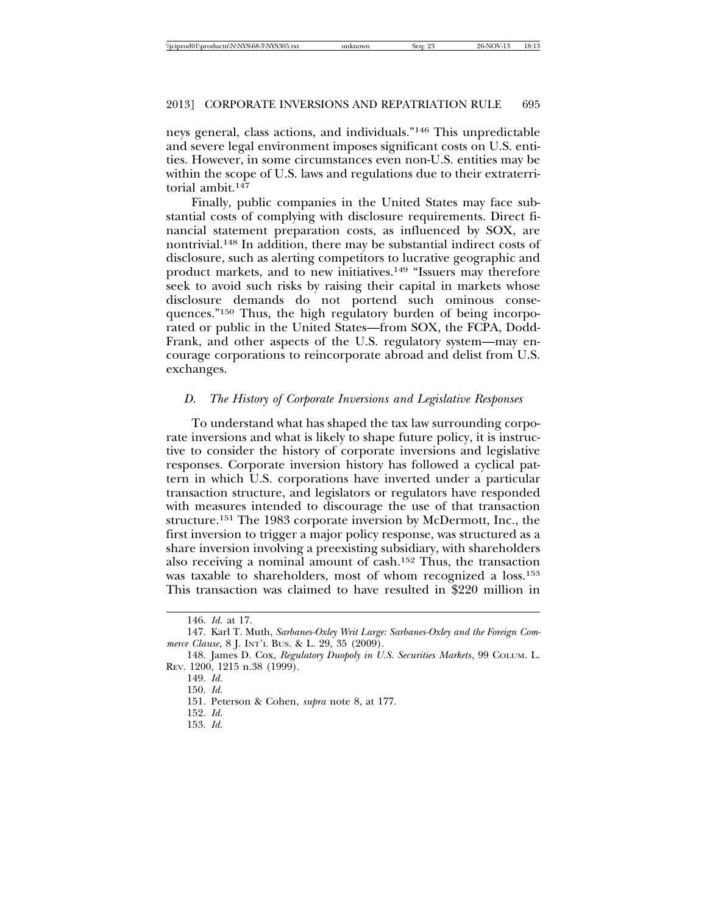neys general, class actions, and individuals."[146] This unpredictable and severe legal environment imposes significant costs on U.S. entities. However, in some circumstances even non-U.S. entities may be within the scope of U.S. laws and regulations due to their extraterritorial ambit.[147]

Finally, public companies in the United States may face substantial costs of complying with disclosure requirements. Direct financial statement preparation costs, as influenced by SOX, are nontrivial.[148] In addition, there may be substantial indirect costs of disclosure, such as alerting competitors to lucrative geographic and product markets, and to new initiatives.[149] "Issuers may therefore seek to avoid such risks by raising their capital in markets whose disclosure demands do not portend such ominous consequences."[150] Thus, the high regulatory burden of being incorporated or public in the United States—from SOX, the FCPA, Dodd-Frank, and other aspects of the U.S. regulatory system—may encourage corporations to reincorporate abroad and delist from U.S. exchanges.

### *D. The History of Corporate Inversions and Legislative Responses*

To understand what has shaped the tax law surrounding corporate inversions and what is likely to shape future policy, it is instructive to consider the history of corporate inversions and legislative responses. Corporate inversion history has followed a cyclical pattern in which U.S. corporations have inverted under a particular transaction structure, and legislators or regulators have responded with measures intended to discourage the use of that transaction structure.[151] The 1983 corporate inversion by McDermott, Inc., the first inversion to trigger a major policy response, was structured as a share inversion involving a preexisting subsidiary, with shareholders also receiving a nominal amount of cash.[152] Thus, the transaction was taxable to shareholders, most of whom recognized a loss.[153] This transaction was claimed to have resulted in $220 million in

---

146. *Id.* at 17.

147. Karl T. Muth, *Sarbanes-Oxley Writ Large: Sarbanes-Oxley and the Foreign Commerce Clause*, 8 J. INT'L BUS. & L. 29, 35 (2009).

148. James D. Cox, *Regulatory Duopoly in U.S. Securities Markets*, 99 COLUM. L. REV. 1200, 1215 n.38 (1999).

149. *Id.*

150. *Id.*

151. Peterson & Cohen, *supra* note 8, at 177.

152. *Id.*

153. *Id.*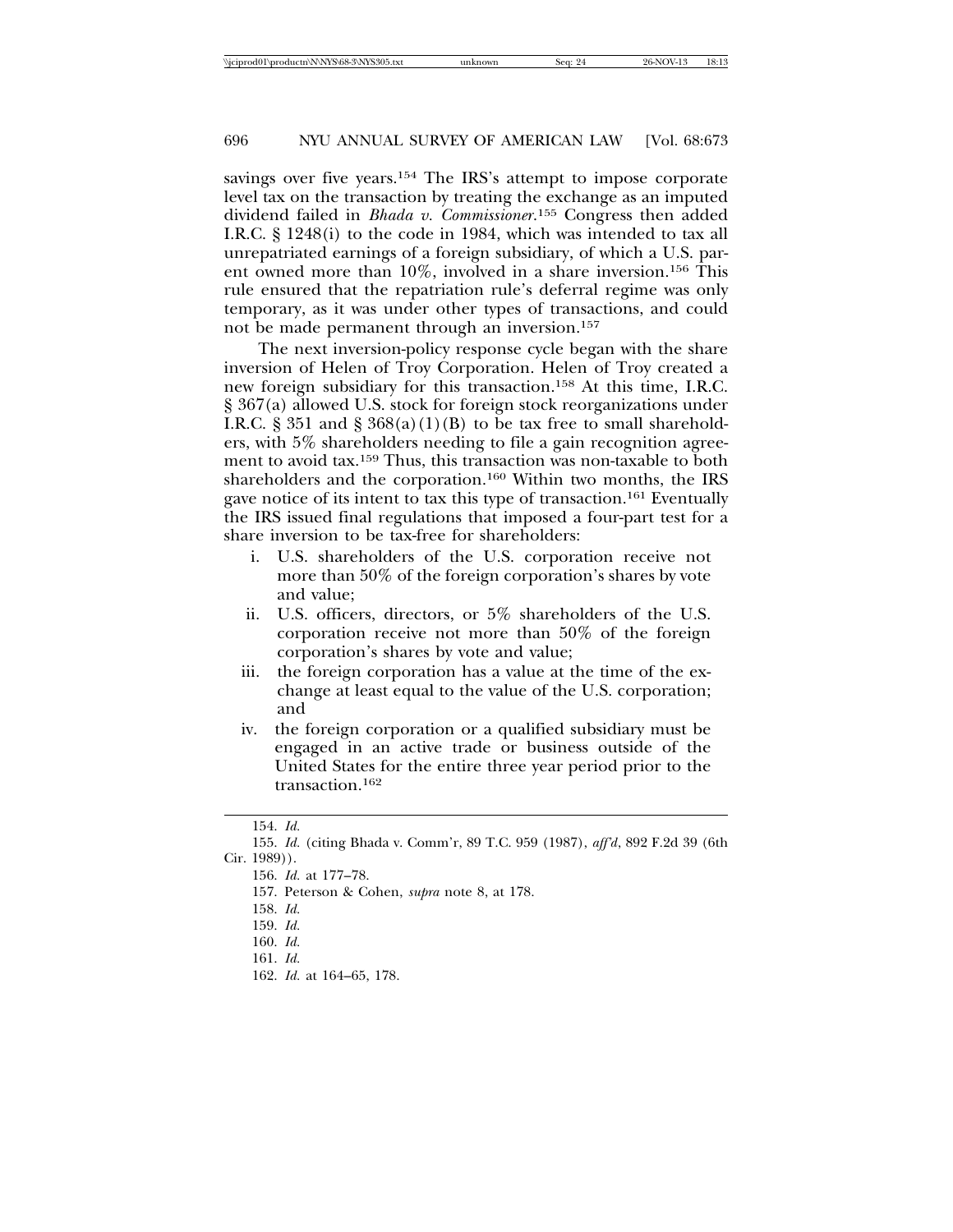savings over five years.[154] The IRS's attempt to impose corporate level tax on the transaction by treating the exchange as an imputed dividend failed in *Bhada v. Commissioner*.[155] Congress then added I.R.C. § 1248(i) to the code in 1984, which was intended to tax all unrepatriated earnings of a foreign subsidiary, of which a U.S. parent owned more than 10%, involved in a share inversion.[156] This rule ensured that the repatriation rule's deferral regime was only temporary, as it was under other types of transactions, and could not be made permanent through an inversion.[157]

The next inversion-policy response cycle began with the share inversion of Helen of Troy Corporation. Helen of Troy created a new foreign subsidiary for this transaction.[158] At this time, I.R.C. § 367(a) allowed U.S. stock for foreign stock reorganizations under I.R.C. § 351 and § 368(a)(1)(B) to be tax free to small shareholders, with 5% shareholders needing to file a gain recognition agreement to avoid tax.[159] Thus, this transaction was non-taxable to both shareholders and the corporation.[160] Within two months, the IRS gave notice of its intent to tax this type of transaction.[161] Eventually the IRS issued final regulations that imposed a four-part test for a share inversion to be tax-free for shareholders:

i. U.S. shareholders of the U.S. corporation receive not more than 50% of the foreign corporation's shares by vote and value;
ii. U.S. officers, directors, or 5% shareholders of the U.S. corporation receive not more than 50% of the foreign corporation's shares by vote and value;
iii. the foreign corporation has a value at the time of the exchange at least equal to the value of the U.S. corporation; and
iv. the foreign corporation or a qualified subsidiary must be engaged in an active trade or business outside of the United States for the entire three year period prior to the transaction.[162]

---

154. *Id.*

155. *Id.* (citing Bhada v. Comm'r, 89 T.C. 959 (1987), *aff'd*, 892 F.2d 39 (6th Cir. 1989)).

156. *Id.* at 177–78.

157. Peterson & Cohen, *supra* note 8, at 178.

158. *Id.*

159. *Id.*

160. *Id.*

161. *Id.*

162. *Id.* at 164–65, 178.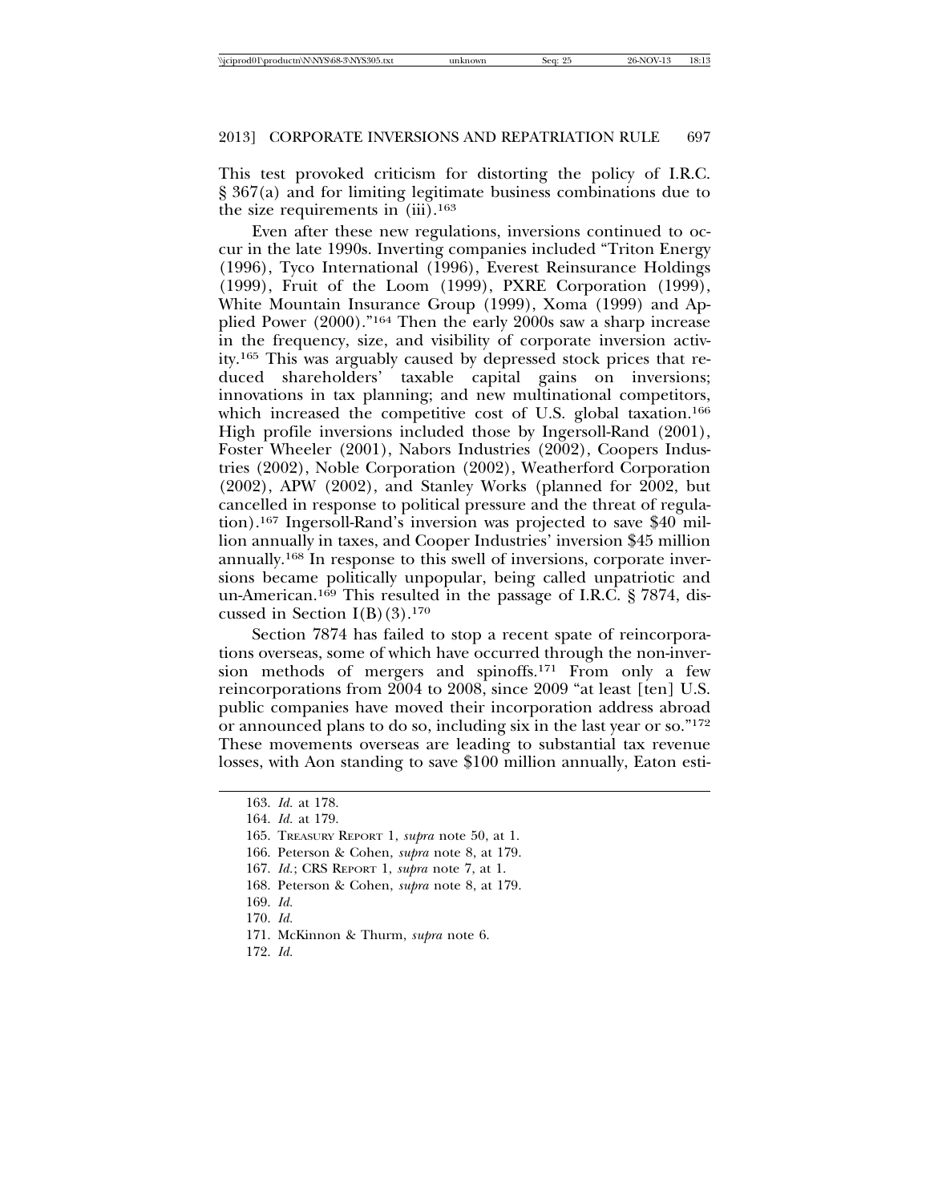This test provoked criticism for distorting the policy of I.R.C. § 367(a) and for limiting legitimate business combinations due to the size requirements in (iii).[163]

Even after these new regulations, inversions continued to occur in the late 1990s. Inverting companies included "Triton Energy (1996), Tyco International (1996), Everest Reinsurance Holdings (1999), Fruit of the Loom (1999), PXRE Corporation (1999), White Mountain Insurance Group (1999), Xoma (1999) and Applied Power (2000)."[164] Then the early 2000s saw a sharp increase in the frequency, size, and visibility of corporate inversion activity.[165] This was arguably caused by depressed stock prices that reduced shareholders' taxable capital gains on inversions; innovations in tax planning; and new multinational competitors, which increased the competitive cost of U.S. global taxation.[166] High profile inversions included those by Ingersoll-Rand (2001), Foster Wheeler (2001), Nabors Industries (2002), Coopers Industries (2002), Noble Corporation (2002), Weatherford Corporation (2002), APW (2002), and Stanley Works (planned for 2002, but cancelled in response to political pressure and the threat of regulation).[167] Ingersoll-Rand's inversion was projected to save $40 million annually in taxes, and Cooper Industries' inversion $45 million annually.[168] In response to this swell of inversions, corporate inversions became politically unpopular, being called unpatriotic and un-American.[169] This resulted in the passage of I.R.C. § 7874, discussed in Section I(B)(3).[170]

Section 7874 has failed to stop a recent spate of reincorporations overseas, some of which have occurred through the non-inversion methods of mergers and spinoffs.[171] From only a few reincorporations from 2004 to 2008, since 2009 "at least [ten] U.S. public companies have moved their incorporation address abroad or announced plans to do so, including six in the last year or so."[172] These movements overseas are leading to substantial tax revenue losses, with Aon standing to save $100 million annually, Eaton esti-

---

163. *Id.* at 178.

164. *Id.* at 179.

165. TREASURY REPORT 1, *supra* note 50, at 1.

166. Peterson & Cohen, *supra* note 8, at 179.

167. *Id.*; CRS REPORT 1, *supra* note 7, at 1.

168. Peterson & Cohen, *supra* note 8, at 179.

169. *Id.*

170. *Id.*

171. McKinnon & Thurm, *supra* note 6.

172. *Id.*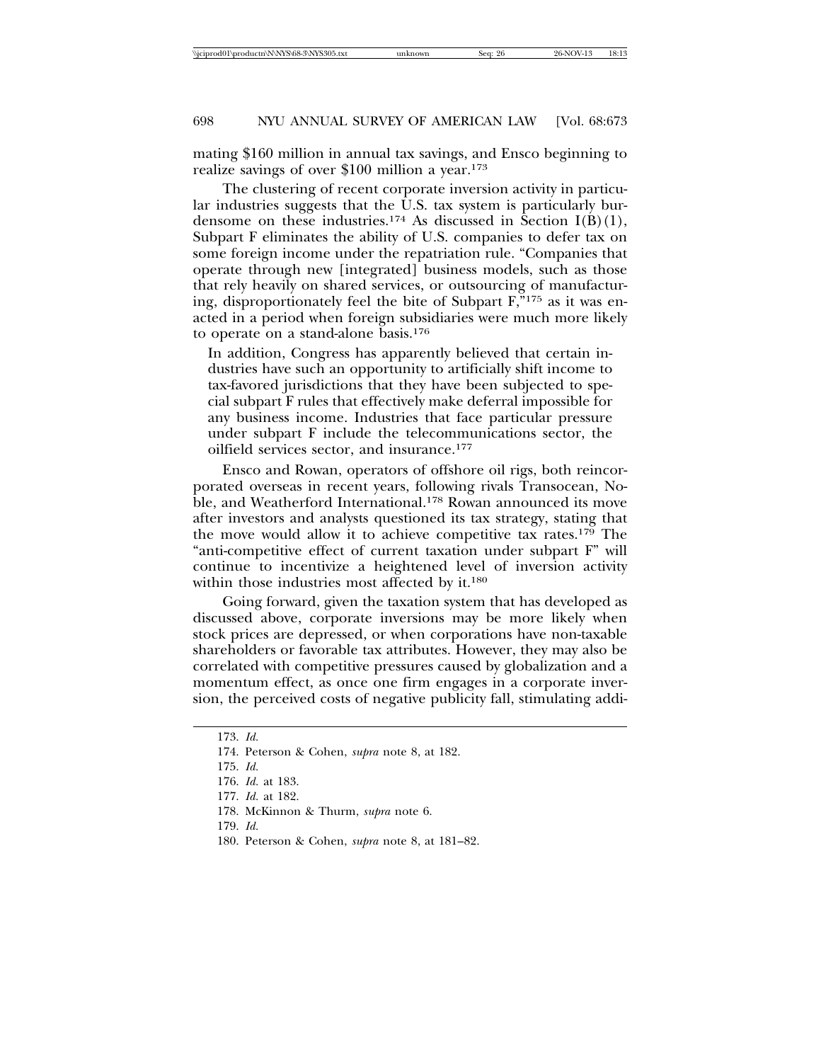mating $160 million in annual tax savings, and Ensco beginning to realize savings of over $100 million a year.[173]

The clustering of recent corporate inversion activity in particular industries suggests that the U.S. tax system is particularly burdensome on these industries.[174] As discussed in Section I(B)(1), Subpart F eliminates the ability of U.S. companies to defer tax on some foreign income under the repatriation rule. "Companies that operate through new [integrated] business models, such as those that rely heavily on shared services, or outsourcing of manufacturing, disproportionately feel the bite of Subpart F,"[175] as it was enacted in a period when foreign subsidiaries were much more likely to operate on a stand-alone basis.[176]

> In addition, Congress has apparently believed that certain industries have such an opportunity to artificially shift income to tax-favored jurisdictions that they have been subjected to special subpart F rules that effectively make deferral impossible for any business income. Industries that face particular pressure under subpart F include the telecommunications sector, the oilfield services sector, and insurance.[177]

Ensco and Rowan, operators of offshore oil rigs, both reincorporated overseas in recent years, following rivals Transocean, Noble, and Weatherford International.[178] Rowan announced its move after investors and analysts questioned its tax strategy, stating that the move would allow it to achieve competitive tax rates.[179] The "anti-competitive effect of current taxation under subpart F" will continue to incentivize a heightened level of inversion activity within those industries most affected by it.[180]

Going forward, given the taxation system that has developed as discussed above, corporate inversions may be more likely when stock prices are depressed, or when corporations have non-taxable shareholders or favorable tax attributes. However, they may also be correlated with competitive pressures caused by globalization and a momentum effect, as once one firm engages in a corporate inversion, the perceived costs of negative publicity fall, stimulating addi-

---

173. *Id.*

174. Peterson & Cohen, *supra* note 8, at 182.

175. *Id.*

176. *Id.* at 183.

177. *Id.* at 182.

178. McKinnon & Thurm, *supra* note 6.

179. *Id.*

180. Peterson & Cohen, *supra* note 8, at 181–82.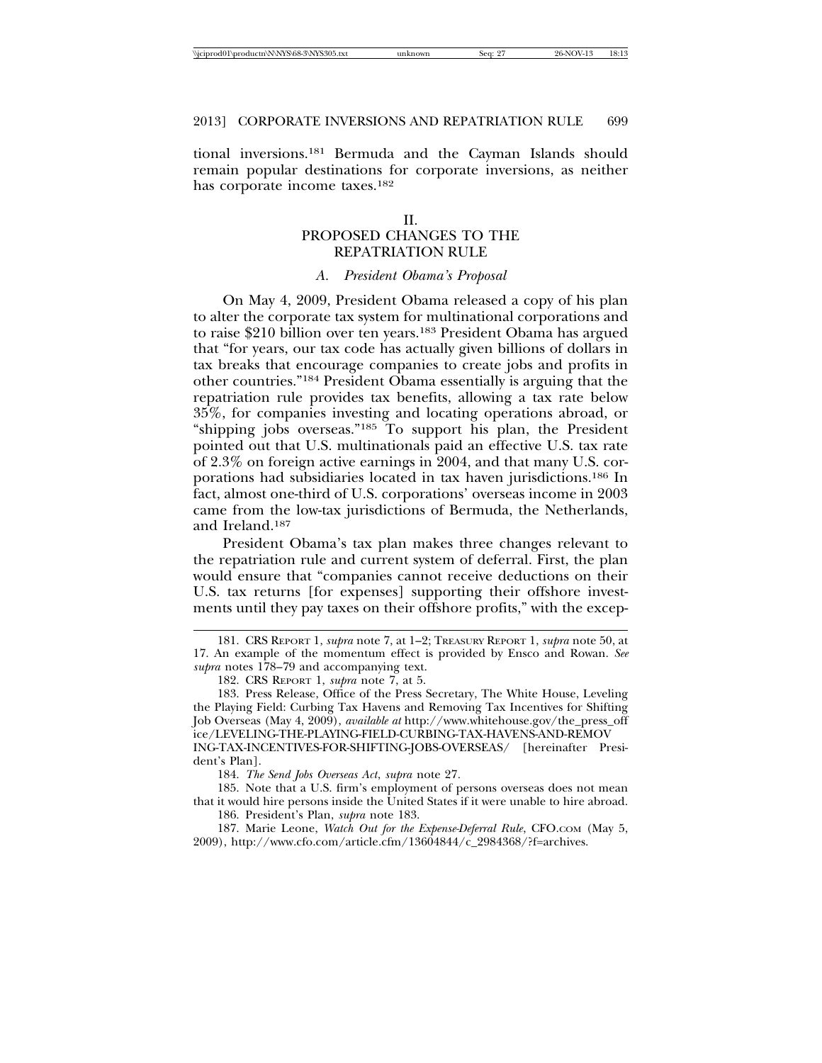tional inversions.[181] Bermuda and the Cayman Islands should remain popular destinations for corporate inversions, as neither has corporate income taxes.[182]

## II.
## PROPOSED CHANGES TO THE REPATRIATION RULE

### *A. President Obama's Proposal*

On May 4, 2009, President Obama released a copy of his plan to alter the corporate tax system for multinational corporations and to raise $210 billion over ten years.[183] President Obama has argued that "for years, our tax code has actually given billions of dollars in tax breaks that encourage companies to create jobs and profits in other countries."[184] President Obama essentially is arguing that the repatriation rule provides tax benefits, allowing a tax rate below 35%, for companies investing and locating operations abroad, or "shipping jobs overseas."[185] To support his plan, the President pointed out that U.S. multinationals paid an effective U.S. tax rate of 2.3% on foreign active earnings in 2004, and that many U.S. corporations had subsidiaries located in tax haven jurisdictions.[186] In fact, almost one-third of U.S. corporations' overseas income in 2003 came from the low-tax jurisdictions of Bermuda, the Netherlands, and Ireland.[187]

President Obama's tax plan makes three changes relevant to the repatriation rule and current system of deferral. First, the plan would ensure that "companies cannot receive deductions on their U.S. tax returns [for expenses] supporting their offshore investments until they pay taxes on their offshore profits," with the excep-

---

181. CRS REPORT 1, *supra* note 7, at 1–2; TREASURY REPORT 1, *supra* note 50, at 17. An example of the momentum effect is provided by Ensco and Rowan. *See supra* notes 178–79 and accompanying text.

182. CRS REPORT 1, *supra* note 7, at 5.

183. Press Release, Office of the Press Secretary, The White House, Leveling the Playing Field: Curbing Tax Havens and Removing Tax Incentives for Shifting Job Overseas (May 4, 2009), *available at* http://www.whitehouse.gov/the_press_office/LEVELING-THE-PLAYING-FIELD-CURBING-TAX-HAVENS-AND-REMOVING-TAX-INCENTIVES-FOR-SHIFTING-JOBS-OVERSEAS/ [hereinafter President's Plan].

184. *The Send Jobs Overseas Act*, *supra* note 27.

185. Note that a U.S. firm's employment of persons overseas does not mean that it would hire persons inside the United States if it were unable to hire abroad.

186. President's Plan, *supra* note 183.

187. Marie Leone, *Watch Out for the Expense-Deferral Rule*, CFO.COM (May 5, 2009), http://www.cfo.com/article.cfm/13604844/c_2984368/?f=archives.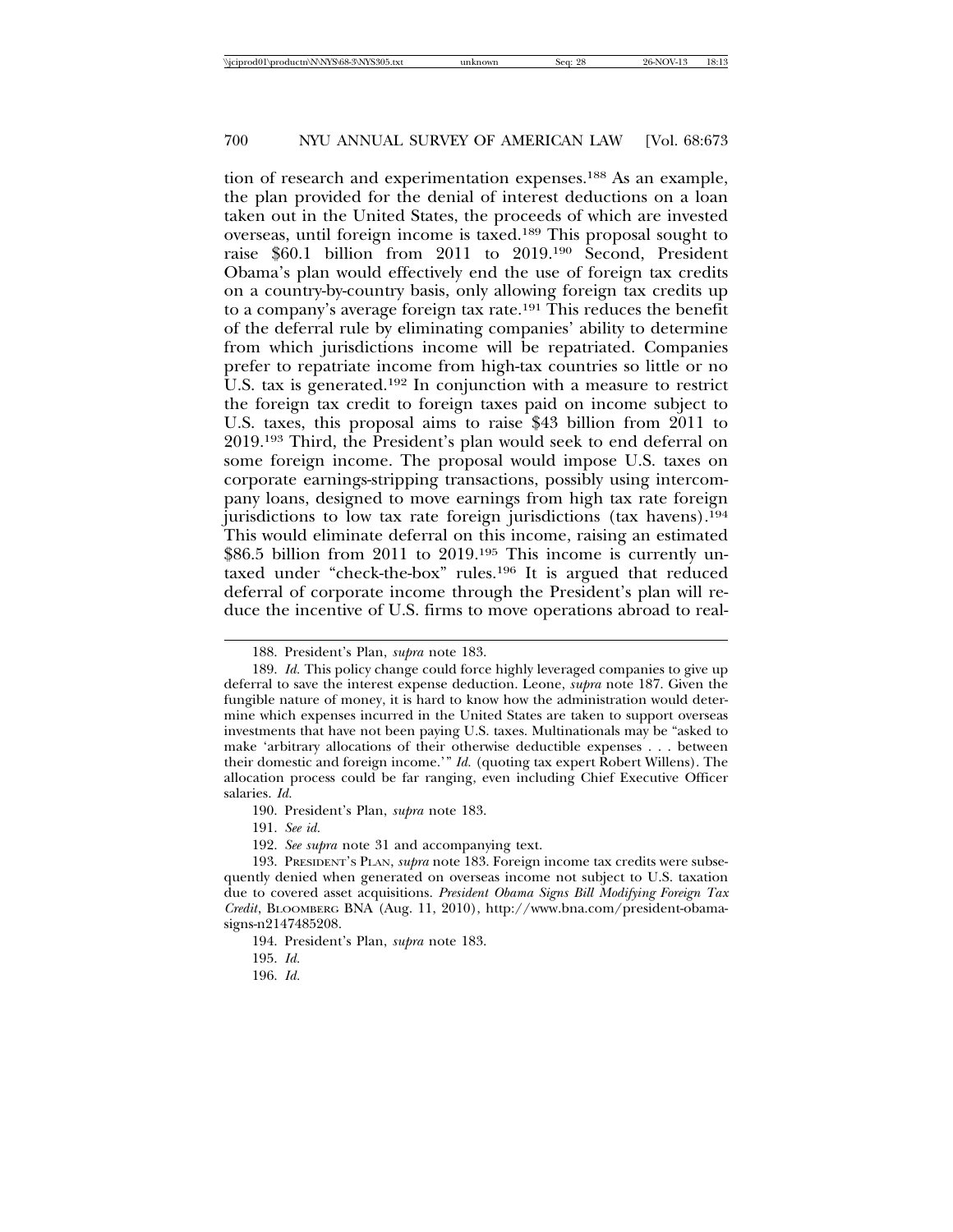tion of research and experimentation expenses.[188] As an example, the plan provided for the denial of interest deductions on a loan taken out in the United States, the proceeds of which are invested overseas, until foreign income is taxed.[189] This proposal sought to raise $60.1 billion from 2011 to 2019.[190] Second, President Obama's plan would effectively end the use of foreign tax credits on a country-by-country basis, only allowing foreign tax credits up to a company's average foreign tax rate.[191] This reduces the benefit of the deferral rule by eliminating companies' ability to determine from which jurisdictions income will be repatriated. Companies prefer to repatriate income from high-tax countries so little or no U.S. tax is generated.[192] In conjunction with a measure to restrict the foreign tax credit to foreign taxes paid on income subject to U.S. taxes, this proposal aims to raise $43 billion from 2011 to 2019.[193] Third, the President's plan would seek to end deferral on some foreign income. The proposal would impose U.S. taxes on corporate earnings-stripping transactions, possibly using intercompany loans, designed to move earnings from high tax rate foreign jurisdictions to low tax rate foreign jurisdictions (tax havens).[194] This would eliminate deferral on this income, raising an estimated $86.5 billion from 2011 to 2019.[195] This income is currently untaxed under "check-the-box" rules.[196] It is argued that reduced deferral of corporate income through the President's plan will reduce the incentive of U.S. firms to move operations abroad to real-

---

188. President's Plan, *supra* note 183.

189. *Id.* This policy change could force highly leveraged companies to give up deferral to save the interest expense deduction. Leone, *supra* note 187. Given the fungible nature of money, it is hard to know how the administration would determine which expenses incurred in the United States are taken to support overseas investments that have not been paying U.S. taxes. Multinationals may be "asked to make 'arbitrary allocations of their otherwise deductible expenses . . . between their domestic and foreign income.'" *Id.* (quoting tax expert Robert Willens). The allocation process could be far ranging, even including Chief Executive Officer salaries. *Id.*

190. President's Plan, *supra* note 183.

191. *See id.*

192. *See supra* note 31 and accompanying text.

193. PRESIDENT'S PLAN, *supra* note 183. Foreign income tax credits were subsequently denied when generated on overseas income not subject to U.S. taxation due to covered asset acquisitions. *President Obama Signs Bill Modifying Foreign Tax Credit*, BLOOMBERG BNA (Aug. 11, 2010), http://www.bna.com/president-obama-signs-n2147485208.

194. President's Plan, *supra* note 183.

195. *Id.*

196. *Id.*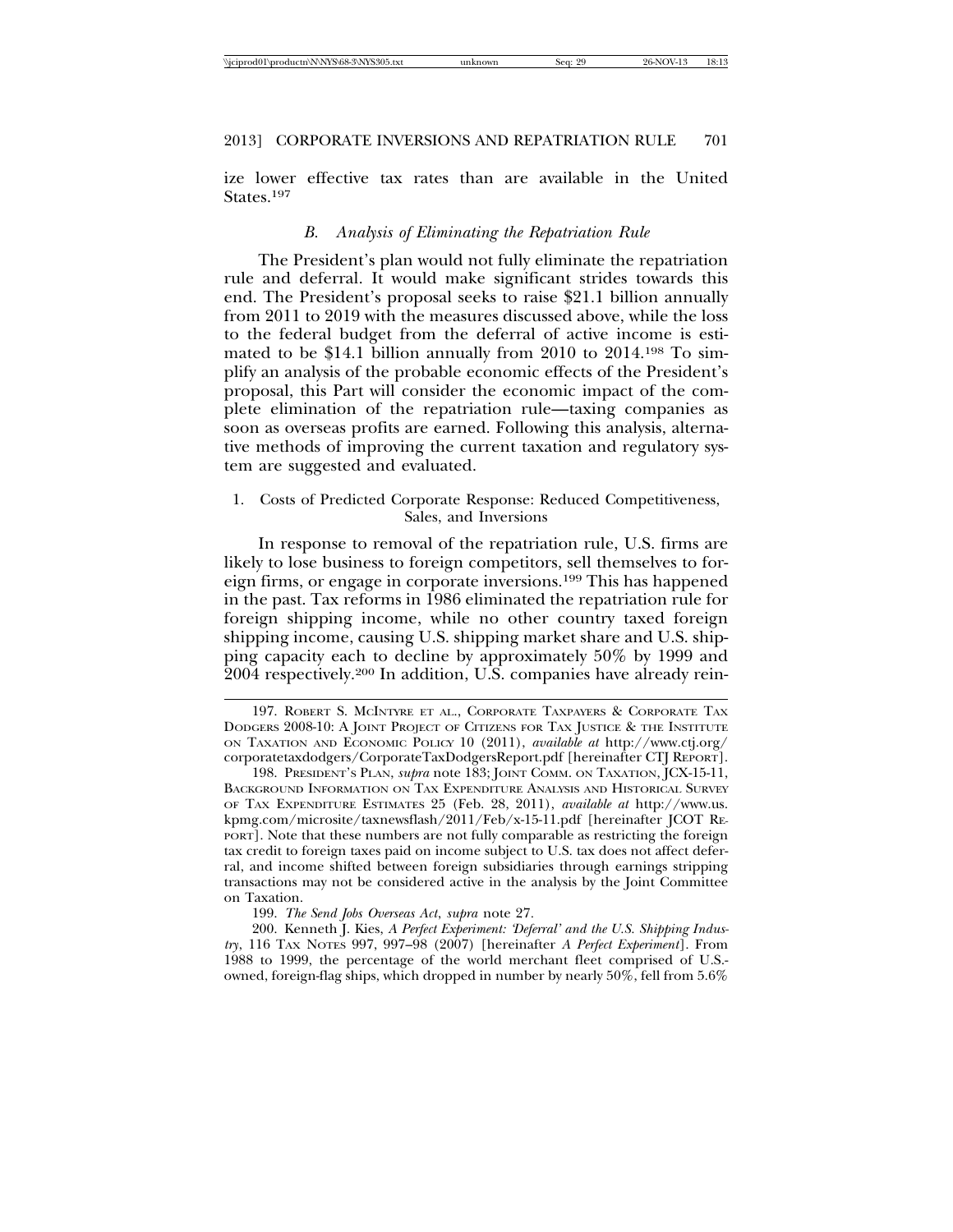ize lower effective tax rates than are available in the United States.[197]

### *B. Analysis of Eliminating the Repatriation Rule*

The President's plan would not fully eliminate the repatriation rule and deferral. It would make significant strides towards this end. The President's proposal seeks to raise $21.1 billion annually from 2011 to 2019 with the measures discussed above, while the loss to the federal budget from the deferral of active income is estimated to be $14.1 billion annually from 2010 to 2014.[198] To simplify an analysis of the probable economic effects of the President's proposal, this Part will consider the economic impact of the complete elimination of the repatriation rule—taxing companies as soon as overseas profits are earned. Following this analysis, alternative methods of improving the current taxation and regulatory system are suggested and evaluated.

#### 1. Costs of Predicted Corporate Response: Reduced Competitiveness, Sales, and Inversions

In response to removal of the repatriation rule, U.S. firms are likely to lose business to foreign competitors, sell themselves to foreign firms, or engage in corporate inversions.[199] This has happened in the past. Tax reforms in 1986 eliminated the repatriation rule for foreign shipping income, while no other country taxed foreign shipping income, causing U.S. shipping market share and U.S. shipping capacity each to decline by approximately 50% by 1999 and 2004 respectively.[200] In addition, U.S. companies have already rein-

---

197. ROBERT S. MCINTYRE ET AL., CORPORATE TAXPAYERS & CORPORATE TAX DODGERS 2008-10: A JOINT PROJECT OF CITIZENS FOR TAX JUSTICE & THE INSTITUTE ON TAXATION AND ECONOMIC POLICY 10 (2011), *available at* http://www.ctj.org/corporatetaxdodgers/CorporateTaxDodgersReport.pdf [hereinafter CTJ REPORT].

198. PRESIDENT'S PLAN, *supra* note 183; JOINT COMM. ON TAXATION, JCX-15-11, BACKGROUND INFORMATION ON TAX EXPENDITURE ANALYSIS AND HISTORICAL SURVEY OF TAX EXPENDITURE ESTIMATES 25 (Feb. 28, 2011), *available at* http://www.us.kpmg.com/microsite/taxnewsflash/2011/Feb/x-15-11.pdf [hereinafter JCOT REPORT]. Note that these numbers are not fully comparable as restricting the foreign tax credit to foreign taxes paid on income subject to U.S. tax does not affect deferral, and income shifted between foreign subsidiaries through earnings stripping transactions may not be considered active in the analysis by the Joint Committee on Taxation.

199. *The Send Jobs Overseas Act*, *supra* note 27.

200. Kenneth J. Kies, *A Perfect Experiment: 'Deferral' and the U.S. Shipping Industry*, 116 TAX NOTES 997, 997–98 (2007) [hereinafter *A Perfect Experiment*]. From 1988 to 1999, the percentage of the world merchant fleet comprised of U.S.-owned, foreign-flag ships, which dropped in number by nearly 50%, fell from 5.6%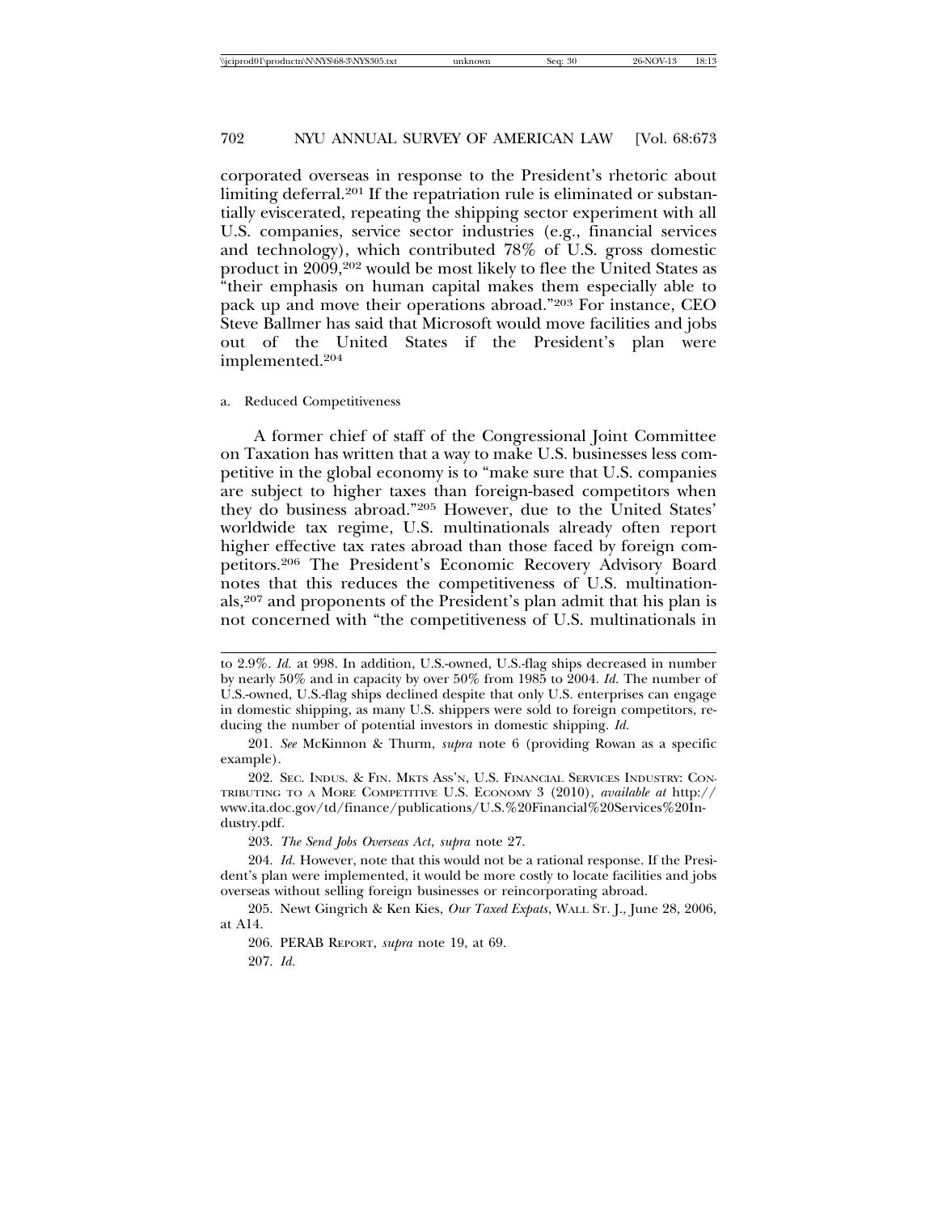corporated overseas in response to the President's rhetoric about limiting deferral.[201] If the repatriation rule is eliminated or substantially eviscerated, repeating the shipping sector experiment with all U.S. companies, service sector industries (e.g., financial services and technology), which contributed 78% of U.S. gross domestic product in 2009,[202] would be most likely to flee the United States as "their emphasis on human capital makes them especially able to pack up and move their operations abroad."[203] For instance, CEO Steve Ballmer has said that Microsoft would move facilities and jobs out of the United States if the President's plan were implemented.[204]

a. Reduced Competitiveness

A former chief of staff of the Congressional Joint Committee on Taxation has written that a way to make U.S. businesses less competitive in the global economy is to "make sure that U.S. companies are subject to higher taxes than foreign-based competitors when they do business abroad."[205] However, due to the United States' worldwide tax regime, U.S. multinationals already often report higher effective tax rates abroad than those faced by foreign competitors.[206] The President's Economic Recovery Advisory Board notes that this reduces the competitiveness of U.S. multinationals,[207] and proponents of the President's plan admit that his plan is not concerned with "the competitiveness of U.S. multinationals in

---

to 2.9%. *Id.* at 998. In addition, U.S.-owned, U.S.-flag ships decreased in number by nearly 50% and in capacity by over 50% from 1985 to 2004. *Id.* The number of U.S.-owned, U.S.-flag ships declined despite that only U.S. enterprises can engage in domestic shipping, as many U.S. shippers were sold to foreign competitors, reducing the number of potential investors in domestic shipping. *Id.*

201. *See* McKinnon & Thurm, *supra* note 6 (providing Rowan as a specific example).

202. SEC. INDUS. & FIN. MKTS ASS'N, U.S. FINANCIAL SERVICES INDUSTRY: CONTRIBUTING TO A MORE COMPETITIVE U.S. ECONOMY 3 (2010), *available at* http://www.ita.doc.gov/td/finance/publications/U.S.%20Financial%20Services%20Industry.pdf.

203. *The Send Jobs Overseas Act*, *supra* note 27.

204. *Id.* However, note that this would not be a rational response. If the President's plan were implemented, it would be more costly to locate facilities and jobs overseas without selling foreign businesses or reincorporating abroad.

205. Newt Gingrich & Ken Kies, *Our Taxed Expats*, WALL ST. J., June 28, 2006, at A14.

206. PERAB REPORT, *supra* note 19, at 69.

207. *Id.*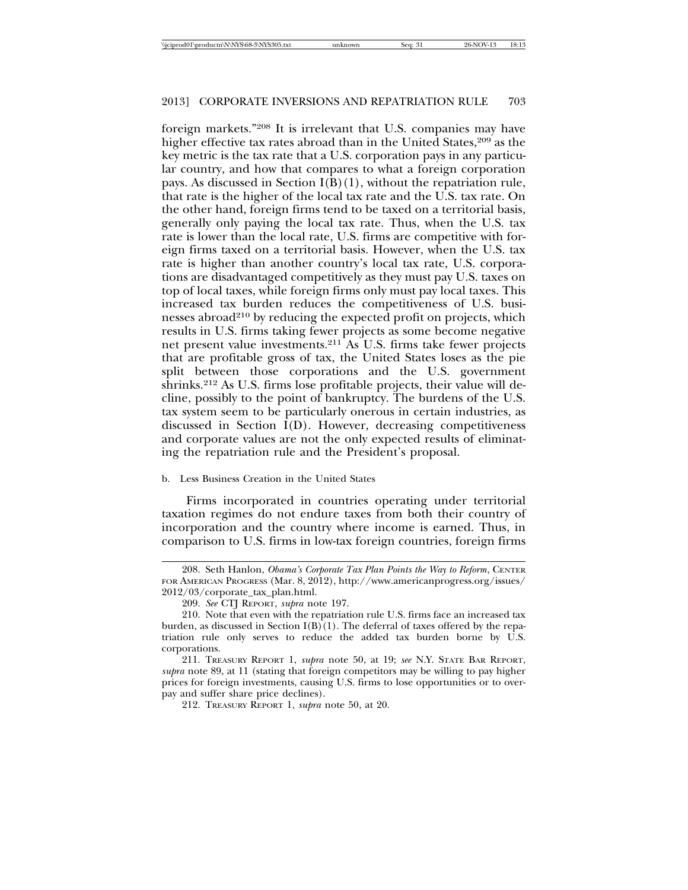foreign markets."[208] It is irrelevant that U.S. companies may have higher effective tax rates abroad than in the United States,[209] as the key metric is the tax rate that a U.S. corporation pays in any particular country, and how that compares to what a foreign corporation pays. As discussed in Section I(B)(1), without the repatriation rule, that rate is the higher of the local tax rate and the U.S. tax rate. On the other hand, foreign firms tend to be taxed on a territorial basis, generally only paying the local tax rate. Thus, when the U.S. tax rate is lower than the local rate, U.S. firms are competitive with foreign firms taxed on a territorial basis. However, when the U.S. tax rate is higher than another country's local tax rate, U.S. corporations are disadvantaged competitively as they must pay U.S. taxes on top of local taxes, while foreign firms only must pay local taxes. This increased tax burden reduces the competitiveness of U.S. businesses abroad[210] by reducing the expected profit on projects, which results in U.S. firms taking fewer projects as some become negative net present value investments.[211] As U.S. firms take fewer projects that are profitable gross of tax, the United States loses as the pie split between those corporations and the U.S. government shrinks.[212] As U.S. firms lose profitable projects, their value will decline, possibly to the point of bankruptcy. The burdens of the U.S. tax system seem to be particularly onerous in certain industries, as discussed in Section I(D). However, decreasing competitiveness and corporate values are not the only expected results of eliminating the repatriation rule and the President's proposal.

b. Less Business Creation in the United States

Firms incorporated in countries operating under territorial taxation regimes do not endure taxes from both their country of incorporation and the country where income is earned. Thus, in comparison to U.S. firms in low-tax foreign countries, foreign firms

208. Seth Hanlon, *Obama's Corporate Tax Plan Points the Way to Reform*, CENTER FOR AMERICAN PROGRESS (Mar. 8, 2012), http://www.americanprogress.org/issues/2012/03/corporate_tax_plan.html.

209. *See* CTJ REPORT, *supra* note 197.

210. Note that even with the repatriation rule U.S. firms face an increased tax burden, as discussed in Section I(B)(1). The deferral of taxes offered by the repatriation rule only serves to reduce the added tax burden borne by U.S. corporations.

211. TREASURY REPORT 1, *supra* note 50, at 19; *see* N.Y. STATE BAR REPORT, *supra* note 89, at 11 (stating that foreign competitors may be willing to pay higher prices for foreign investments, causing U.S. firms to lose opportunities or to overpay and suffer share price declines).

212. TREASURY REPORT 1, *supra* note 50, at 20.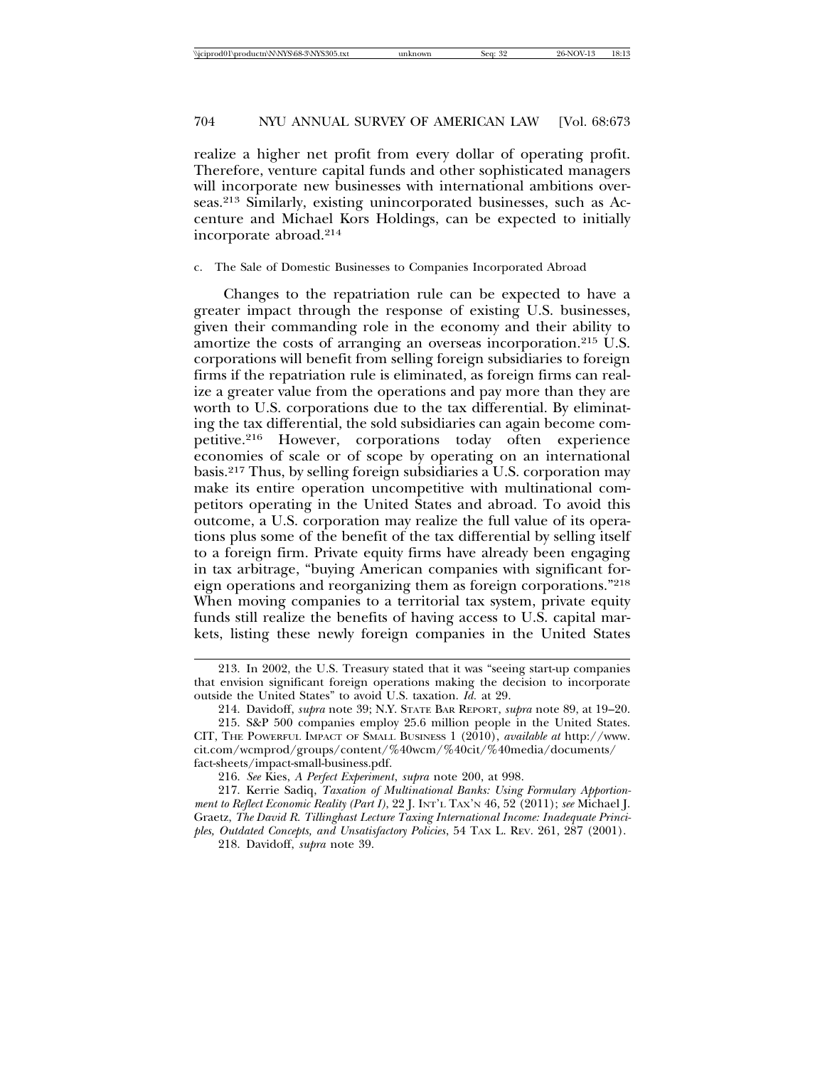realize a higher net profit from every dollar of operating profit. Therefore, venture capital funds and other sophisticated managers will incorporate new businesses with international ambitions overseas.[213] Similarly, existing unincorporated businesses, such as Accenture and Michael Kors Holdings, can be expected to initially incorporate abroad.[214]

c. The Sale of Domestic Businesses to Companies Incorporated Abroad

Changes to the repatriation rule can be expected to have a greater impact through the response of existing U.S. businesses, given their commanding role in the economy and their ability to amortize the costs of arranging an overseas incorporation.[215] U.S. corporations will benefit from selling foreign subsidiaries to foreign firms if the repatriation rule is eliminated, as foreign firms can realize a greater value from the operations and pay more than they are worth to U.S. corporations due to the tax differential. By eliminating the tax differential, the sold subsidiaries can again become competitive.[216] However, corporations today often experience economies of scale or of scope by operating on an international basis.[217] Thus, by selling foreign subsidiaries a U.S. corporation may make its entire operation uncompetitive with multinational competitors operating in the United States and abroad. To avoid this outcome, a U.S. corporation may realize the full value of its operations plus some of the benefit of the tax differential by selling itself to a foreign firm. Private equity firms have already been engaging in tax arbitrage, "buying American companies with significant foreign operations and reorganizing them as foreign corporations."[218] When moving companies to a territorial tax system, private equity funds still realize the benefits of having access to U.S. capital markets, listing these newly foreign companies in the United States

---

213. In 2002, the U.S. Treasury stated that it was "seeing start-up companies that envision significant foreign operations making the decision to incorporate outside the United States" to avoid U.S. taxation. *Id.* at 29.

214. Davidoff, *supra* note 39; N.Y. STATE BAR REPORT, *supra* note 89, at 19–20.

215. S&P 500 companies employ 25.6 million people in the United States. CIT, THE POWERFUL IMPACT OF SMALL BUSINESS 1 (2010), *available at* http://www.cit.com/wcmprod/groups/content/%40wcm/%40cit/%40media/documents/fact-sheets/impact-small-business.pdf.

216. *See* Kies, *A Perfect Experiment*, *supra* note 200, at 998.

217. Kerrie Sadiq, *Taxation of Multinational Banks: Using Formulary Apportionment to Reflect Economic Reality (Part I)*, 22 J. INT'L TAX'N 46, 52 (2011); *see* Michael J. Graetz, *The David R. Tillinghast Lecture Taxing International Income: Inadequate Principles, Outdated Concepts, and Unsatisfactory Policies*, 54 TAX L. REV. 261, 287 (2001).

218. Davidoff, *supra* note 39.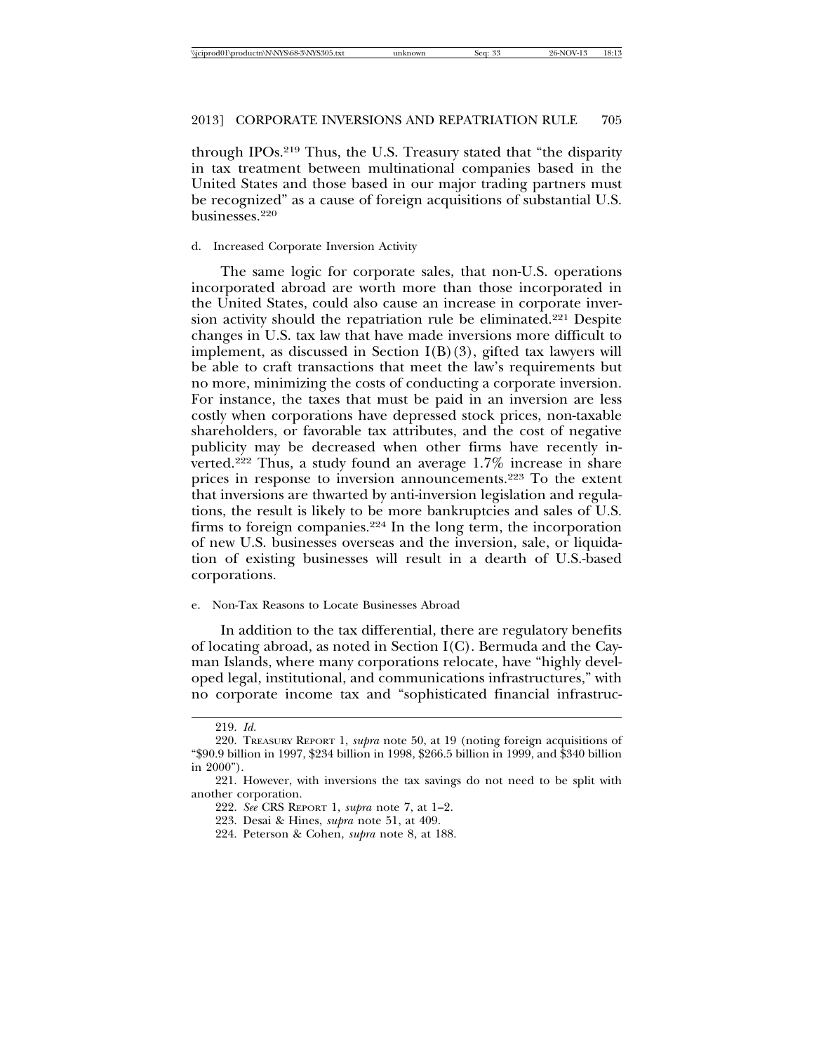through IPOs.[219] Thus, the U.S. Treasury stated that "the disparity in tax treatment between multinational companies based in the United States and those based in our major trading partners must be recognized" as a cause of foreign acquisitions of substantial U.S. businesses.[220]

#### d. Increased Corporate Inversion Activity

The same logic for corporate sales, that non-U.S. operations incorporated abroad are worth more than those incorporated in the United States, could also cause an increase in corporate inversion activity should the repatriation rule be eliminated.[221] Despite changes in U.S. tax law that have made inversions more difficult to implement, as discussed in Section I(B)(3), gifted tax lawyers will be able to craft transactions that meet the law's requirements but no more, minimizing the costs of conducting a corporate inversion. For instance, the taxes that must be paid in an inversion are less costly when corporations have depressed stock prices, non-taxable shareholders, or favorable tax attributes, and the cost of negative publicity may be decreased when other firms have recently inverted.[222] Thus, a study found an average 1.7% increase in share prices in response to inversion announcements.[223] To the extent that inversions are thwarted by anti-inversion legislation and regulations, the result is likely to be more bankruptcies and sales of U.S. firms to foreign companies.[224] In the long term, the incorporation of new U.S. businesses overseas and the inversion, sale, or liquidation of existing businesses will result in a dearth of U.S.-based corporations.

#### e. Non-Tax Reasons to Locate Businesses Abroad

In addition to the tax differential, there are regulatory benefits of locating abroad, as noted in Section I(C). Bermuda and the Cayman Islands, where many corporations relocate, have "highly developed legal, institutional, and communications infrastructures," with no corporate income tax and "sophisticated financial infrastruc-

---

219. *Id.*

220. TREASURY REPORT 1, *supra* note 50, at 19 (noting foreign acquisitions of "$90.9 billion in 1997, $234 billion in 1998, $266.5 billion in 1999, and $340 billion in 2000").

221. However, with inversions the tax savings do not need to be split with another corporation.

222. *See* CRS REPORT 1, *supra* note 7, at 1–2.

223. Desai & Hines, *supra* note 51, at 409.

224. Peterson & Cohen, *supra* note 8, at 188.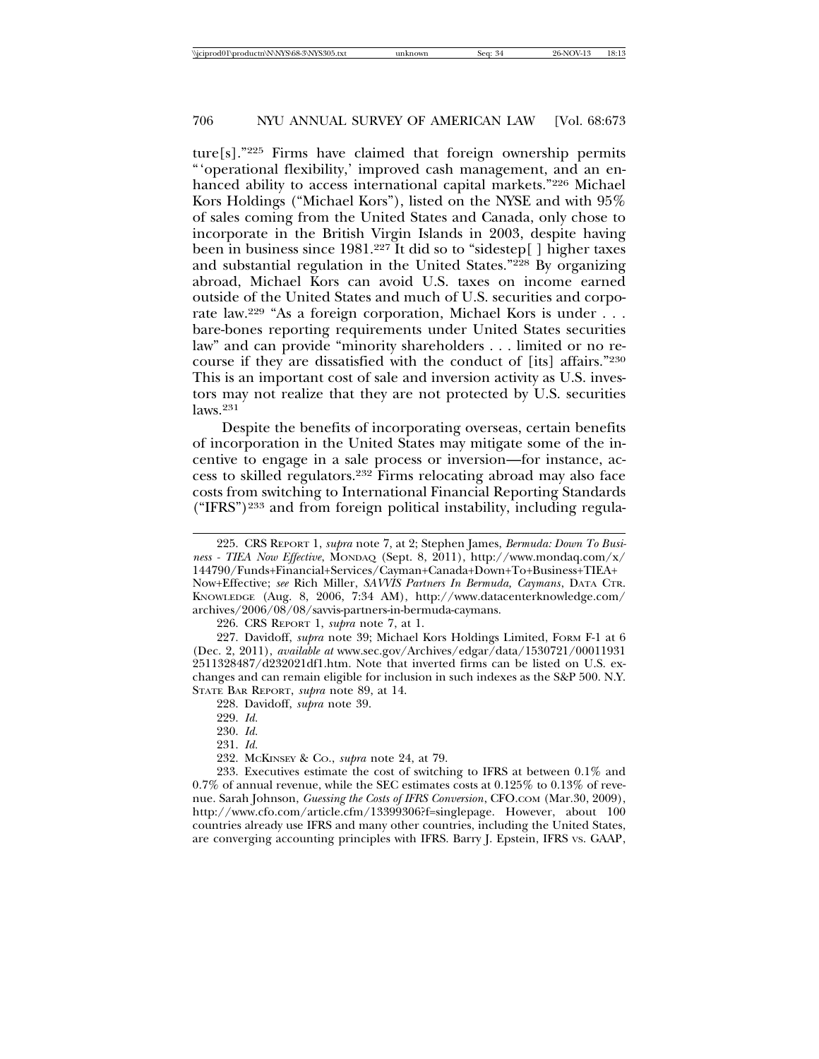ture[s]."[225] Firms have claimed that foreign ownership permits "'operational flexibility,' improved cash management, and an enhanced ability to access international capital markets."[226] Michael Kors Holdings ("Michael Kors"), listed on the NYSE and with 95% of sales coming from the United States and Canada, only chose to incorporate in the British Virgin Islands in 2003, despite having been in business since 1981.[227] It did so to "sidestep[ ] higher taxes and substantial regulation in the United States."[228] By organizing abroad, Michael Kors can avoid U.S. taxes on income earned outside of the United States and much of U.S. securities and corporate law.[229] "As a foreign corporation, Michael Kors is under . . . bare-bones reporting requirements under United States securities law" and can provide "minority shareholders . . . limited or no recourse if they are dissatisfied with the conduct of [its] affairs."[230] This is an important cost of sale and inversion activity as U.S. investors may not realize that they are not protected by U.S. securities laws.[231]

Despite the benefits of incorporating overseas, certain benefits of incorporation in the United States may mitigate some of the incentive to engage in a sale process or inversion—for instance, access to skilled regulators.[232] Firms relocating abroad may also face costs from switching to International Financial Reporting Standards ("IFRS")[233] and from foreign political instability, including regula-

---

225. CRS REPORT 1, *supra* note 7, at 2; Stephen James, *Bermuda: Down To Business - TIEA Now Effective*, MONDAQ (Sept. 8, 2011), http://www.mondaq.com/x/144790/Funds+Financial+Services/Cayman+Canada+Down+To+Business+TIEA+Now+Effective; *see* Rich Miller, *SAVVIS Partners In Bermuda, Caymans*, DATA CTR. KNOWLEDGE (Aug. 8, 2006, 7:34 AM), http://www.datacenterknowledge.com/archives/2006/08/08/savvis-partners-in-bermuda-caymans.

226. CRS REPORT 1, *supra* note 7, at 1.

227. Davidoff, *supra* note 39; Michael Kors Holdings Limited, FORM F-1 at 6 (Dec. 2, 2011), *available at* www.sec.gov/Archives/edgar/data/1530721/000119312511328487/d232021df1.htm. Note that inverted firms can be listed on U.S. exchanges and can remain eligible for inclusion in such indexes as the S&P 500. N.Y. STATE BAR REPORT, *supra* note 89, at 14.

228. Davidoff, *supra* note 39.

229. *Id.*

230. *Id.*

231. *Id.*

232. MCKINSEY & CO., *supra* note 24, at 79.

233. Executives estimate the cost of switching to IFRS at between 0.1% and 0.7% of annual revenue, while the SEC estimates costs at 0.125% to 0.13% of revenue. Sarah Johnson, *Guessing the Costs of IFRS Conversion*, CFO.COM (Mar.30, 2009), http://www.cfo.com/article.cfm/13399306?f=singlepage. However, about 100 countries already use IFRS and many other countries, including the United States, are converging accounting principles with IFRS. Barry J. Epstein, IFRS VS. GAAP,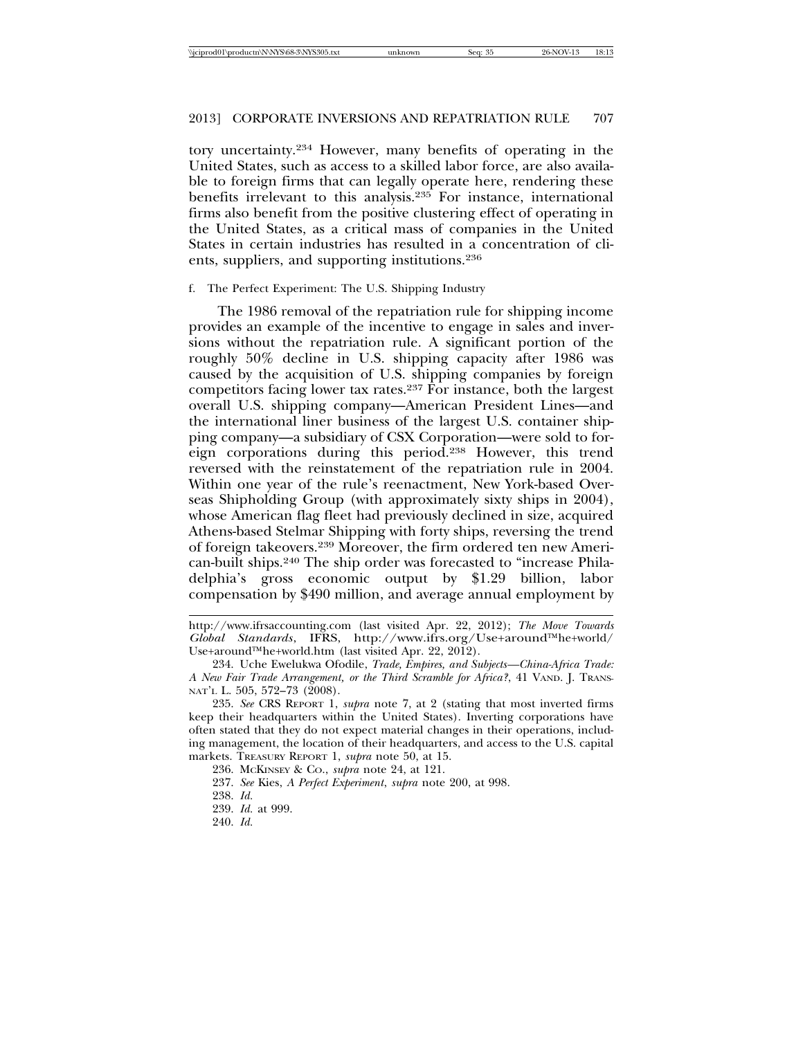tory uncertainty.[234] However, many benefits of operating in the United States, such as access to a skilled labor force, are also available to foreign firms that can legally operate here, rendering these benefits irrelevant to this analysis.[235] For instance, international firms also benefit from the positive clustering effect of operating in the United States, as a critical mass of companies in the United States in certain industries has resulted in a concentration of clients, suppliers, and supporting institutions.[236]

#### f. The Perfect Experiment: The U.S. Shipping Industry

The 1986 removal of the repatriation rule for shipping income provides an example of the incentive to engage in sales and inversions without the repatriation rule. A significant portion of the roughly 50% decline in U.S. shipping capacity after 1986 was caused by the acquisition of U.S. shipping companies by foreign competitors facing lower tax rates.[237] For instance, both the largest overall U.S. shipping company—American President Lines—and the international liner business of the largest U.S. container shipping company—a subsidiary of CSX Corporation—were sold to foreign corporations during this period.[238] However, this trend reversed with the reinstatement of the repatriation rule in 2004. Within one year of the rule's reenactment, New York-based Overseas Shipholding Group (with approximately sixty ships in 2004), whose American flag fleet had previously declined in size, acquired Athens-based Stelmar Shipping with forty ships, reversing the trend of foreign takeovers.[239] Moreover, the firm ordered ten new American-built ships.[240] The ship order was forecasted to "increase Philadelphia's gross economic output by $1.29 billion, labor compensation by $490 million, and average annual employment by

---

http://www.ifrsaccounting.com (last visited Apr. 22, 2012); *The Move Towards Global Standards*, IFRS, http://www.ifrs.org/Use+around™he+world/Use+around™he+world.htm (last visited Apr. 22, 2012).

234. Uche Ewelukwa Ofodile, *Trade, Empires, and Subjects—China-Africa Trade: A New Fair Trade Arrangement, or the Third Scramble for Africa?*, 41 VAND. J. TRANSNAT'L L. 505, 572–73 (2008).

235. *See* CRS REPORT 1, *supra* note 7, at 2 (stating that most inverted firms keep their headquarters within the United States). Inverting corporations have often stated that they do not expect material changes in their operations, including management, the location of their headquarters, and access to the U.S. capital markets. TREASURY REPORT 1, *supra* note 50, at 15.

236. MCKINSEY & CO., *supra* note 24, at 121.

237. *See* Kies, *A Perfect Experiment*, *supra* note 200, at 998.

238. *Id.*

239. *Id.* at 999.

240. *Id.*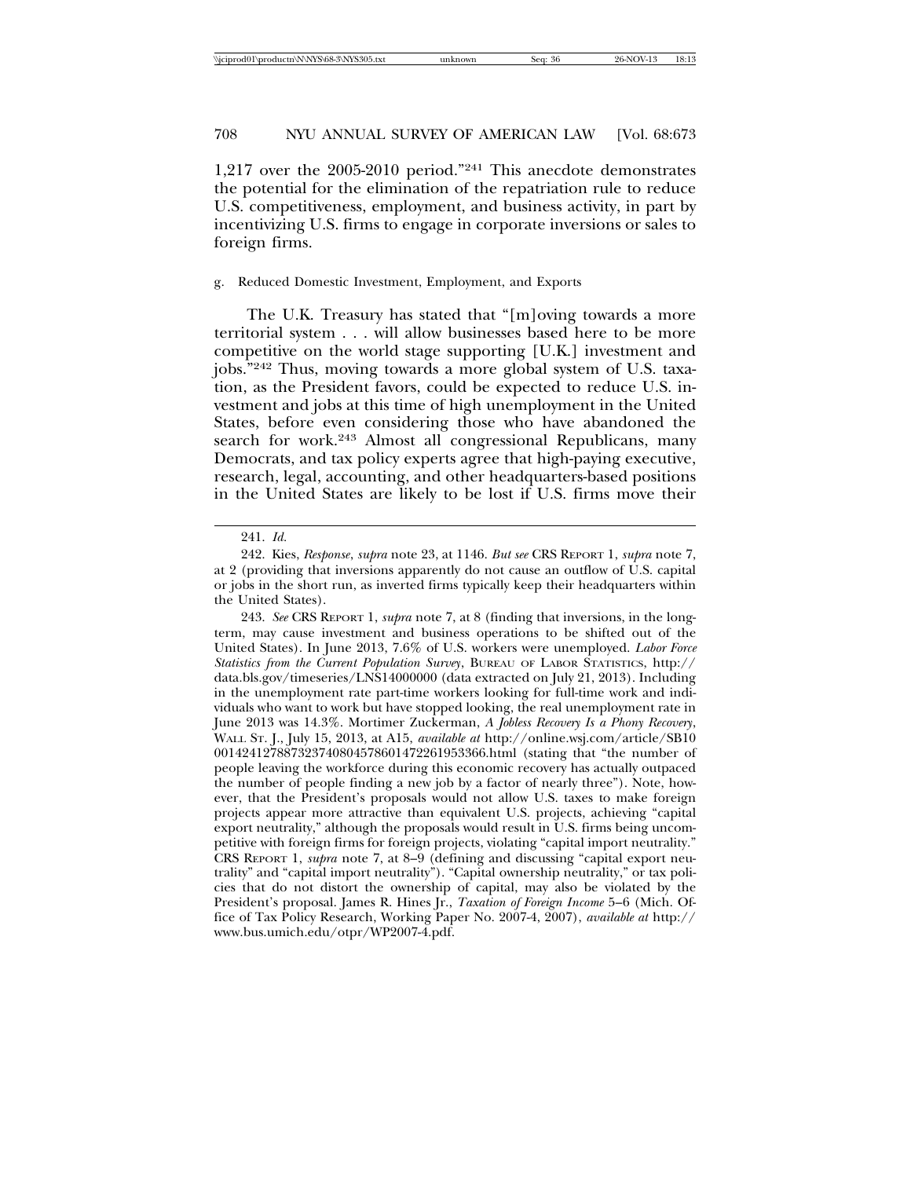1,217 over the 2005-2010 period."[241] This anecdote demonstrates the potential for the elimination of the repatriation rule to reduce U.S. competitiveness, employment, and business activity, in part by incentivizing U.S. firms to engage in corporate inversions or sales to foreign firms.

g. Reduced Domestic Investment, Employment, and Exports

The U.K. Treasury has stated that "[m]oving towards a more territorial system . . . will allow businesses based here to be more competitive on the world stage supporting [U.K.] investment and jobs."[242] Thus, moving towards a more global system of U.S. taxation, as the President favors, could be expected to reduce U.S. investment and jobs at this time of high unemployment in the United States, before even considering those who have abandoned the search for work.[243] Almost all congressional Republicans, many Democrats, and tax policy experts agree that high-paying executive, research, legal, accounting, and other headquarters-based positions in the United States are likely to be lost if U.S. firms move their

---

241. *Id.*

242. Kies, *Response*, *supra* note 23, at 1146. *But see* CRS REPORT 1, *supra* note 7, at 2 (providing that inversions apparently do not cause an outflow of U.S. capital or jobs in the short run, as inverted firms typically keep their headquarters within the United States).

243. *See* CRS REPORT 1, *supra* note 7, at 8 (finding that inversions, in the long-term, may cause investment and business operations to be shifted out of the United States). In June 2013, 7.6% of U.S. workers were unemployed. *Labor Force Statistics from the Current Population Survey*, BUREAU OF LABOR STATISTICS, http://data.bls.gov/timeseries/LNS14000000 (data extracted on July 21, 2013). Including in the unemployment rate part-time workers looking for full-time work and individuals who want to work but have stopped looking, the real unemployment rate in June 2013 was 14.3%. Mortimer Zuckerman, *A Jobless Recovery Is a Phony Recovery*, WALL ST. J., July 15, 2013, at A15, *available at* http://online.wsj.com/article/SB10001424127887323740804578601472261953366.html (stating that "the number of people leaving the workforce during this economic recovery has actually outpaced the number of people finding a new job by a factor of nearly three"). Note, however, that the President's proposals would not allow U.S. taxes to make foreign projects appear more attractive than equivalent U.S. projects, achieving "capital export neutrality," although the proposals would result in U.S. firms being uncompetitive with foreign firms for foreign projects, violating "capital import neutrality." CRS REPORT 1, *supra* note 7, at 8–9 (defining and discussing "capital export neutrality" and "capital import neutrality"). "Capital ownership neutrality," or tax policies that do not distort the ownership of capital, may also be violated by the President's proposal. James R. Hines Jr., *Taxation of Foreign Income* 5–6 (Mich. Office of Tax Policy Research, Working Paper No. 2007-4, 2007), *available at* http://www.bus.umich.edu/otpr/WP2007-4.pdf.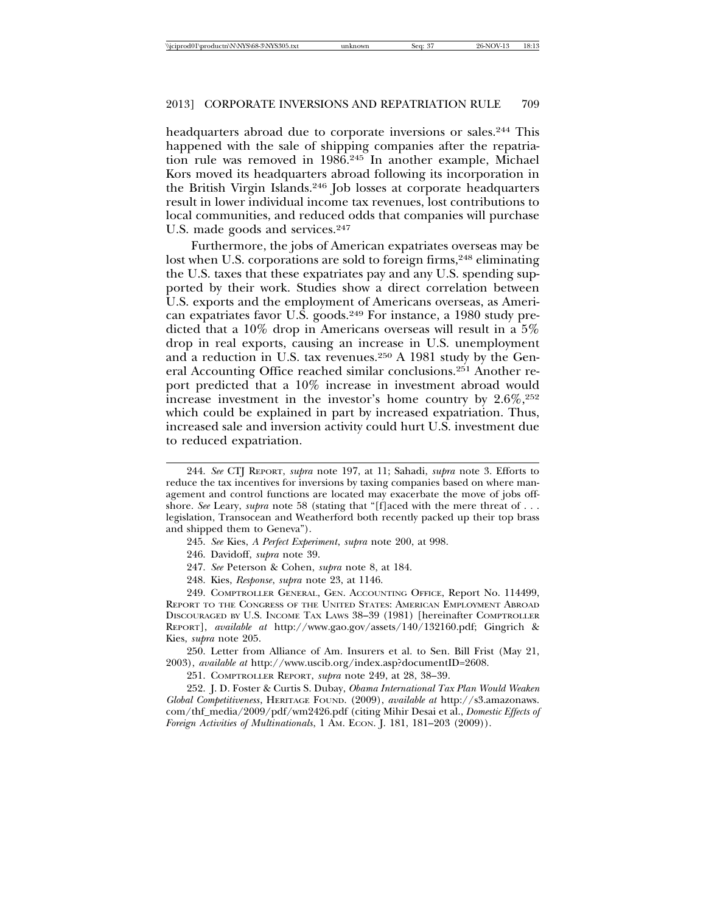headquarters abroad due to corporate inversions or sales.[244] This happened with the sale of shipping companies after the repatriation rule was removed in 1986.[245] In another example, Michael Kors moved its headquarters abroad following its incorporation in the British Virgin Islands.[246] Job losses at corporate headquarters result in lower individual income tax revenues, lost contributions to local communities, and reduced odds that companies will purchase U.S. made goods and services.[247]

Furthermore, the jobs of American expatriates overseas may be lost when U.S. corporations are sold to foreign firms,[248] eliminating the U.S. taxes that these expatriates pay and any U.S. spending supported by their work. Studies show a direct correlation between U.S. exports and the employment of Americans overseas, as American expatriates favor U.S. goods.[249] For instance, a 1980 study predicted that a 10% drop in Americans overseas will result in a 5% drop in real exports, causing an increase in U.S. unemployment and a reduction in U.S. tax revenues.[250] A 1981 study by the General Accounting Office reached similar conclusions.[251] Another report predicted that a 10% increase in investment abroad would increase investment in the investor's home country by 2.6%,[252] which could be explained in part by increased expatriation. Thus, increased sale and inversion activity could hurt U.S. investment due to reduced expatriation.

---

244. *See* CTJ REPORT, *supra* note 197, at 11; Sahadi, *supra* note 3. Efforts to reduce the tax incentives for inversions by taxing companies based on where management and control functions are located may exacerbate the move of jobs offshore. *See* Leary, *supra* note 58 (stating that "[f]aced with the mere threat of . . . legislation, Transocean and Weatherford both recently packed up their top brass and shipped them to Geneva").

245. *See* Kies, *A Perfect Experiment*, *supra* note 200, at 998.

246. Davidoff, *supra* note 39.

247. *See* Peterson & Cohen, *supra* note 8, at 184.

248. Kies, *Response*, *supra* note 23, at 1146.

249. COMPTROLLER GENERAL, GEN. ACCOUNTING OFFICE, Report No. 114499, REPORT TO THE CONGRESS OF THE UNITED STATES: AMERICAN EMPLOYMENT ABROAD DISCOURAGED BY U.S. INCOME TAX LAWS 38–39 (1981) [hereinafter COMPTROLLER REPORT], *available at* http://www.gao.gov/assets/140/132160.pdf; Gingrich & Kies, *supra* note 205.

250. Letter from Alliance of Am. Insurers et al. to Sen. Bill Frist (May 21, 2003), *available at* http://www.uscib.org/index.asp?documentID=2608.

251. COMPTROLLER REPORT, *supra* note 249, at 28, 38–39.

252. J. D. Foster & Curtis S. Dubay, *Obama International Tax Plan Would Weaken Global Competitiveness*, HERITAGE FOUND. (2009), *available at* http://s3.amazonaws.com/thf_media/2009/pdf/wm2426.pdf (citing Mihir Desai et al., *Domestic Effects of Foreign Activities of Multinationals*, 1 AM. ECON. J. 181, 181–203 (2009)).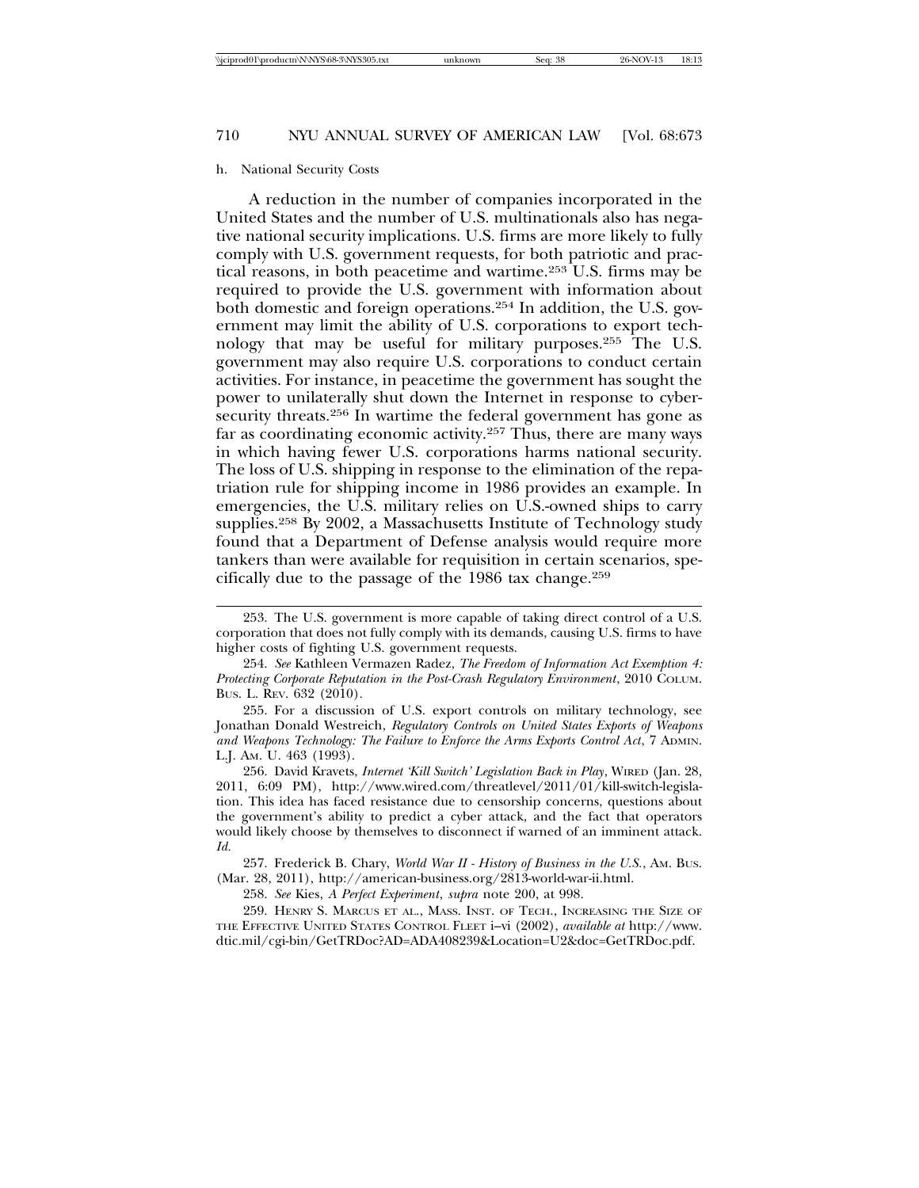h. National Security Costs

A reduction in the number of companies incorporated in the United States and the number of U.S. multinationals also has negative national security implications. U.S. firms are more likely to fully comply with U.S. government requests, for both patriotic and practical reasons, in both peacetime and wartime.[253] U.S. firms may be required to provide the U.S. government with information about both domestic and foreign operations.[254] In addition, the U.S. government may limit the ability of U.S. corporations to export technology that may be useful for military purposes.[255] The U.S. government may also require U.S. corporations to conduct certain activities. For instance, in peacetime the government has sought the power to unilaterally shut down the Internet in response to cybersecurity threats.[256] In wartime the federal government has gone as far as coordinating economic activity.[257] Thus, there are many ways in which having fewer U.S. corporations harms national security. The loss of U.S. shipping in response to the elimination of the repatriation rule for shipping income in 1986 provides an example. In emergencies, the U.S. military relies on U.S.-owned ships to carry supplies.[258] By 2002, a Massachusetts Institute of Technology study found that a Department of Defense analysis would require more tankers than were available for requisition in certain scenarios, specifically due to the passage of the 1986 tax change.[259]

---

253. The U.S. government is more capable of taking direct control of a U.S. corporation that does not fully comply with its demands, causing U.S. firms to have higher costs of fighting U.S. government requests.

254. *See* Kathleen Vermazen Radez, *The Freedom of Information Act Exemption 4: Protecting Corporate Reputation in the Post-Crash Regulatory Environment*, 2010 COLUM. BUS. L. REV. 632 (2010).

255. For a discussion of U.S. export controls on military technology, see Jonathan Donald Westreich, *Regulatory Controls on United States Exports of Weapons and Weapons Technology: The Failure to Enforce the Arms Exports Control Act*, 7 ADMIN. L.J. AM. U. 463 (1993).

256. David Kravets, *Internet 'Kill Switch' Legislation Back in Play*, WIRED (Jan. 28, 2011, 6:09 PM), http://www.wired.com/threatlevel/2011/01/kill-switch-legislation. This idea has faced resistance due to censorship concerns, questions about the government's ability to predict a cyber attack, and the fact that operators would likely choose by themselves to disconnect if warned of an imminent attack. *Id.*

257. Frederick B. Chary, *World War II - History of Business in the U.S.*, AM. BUS. (Mar. 28, 2011), http://american-business.org/2813-world-war-ii.html.

258. *See* Kies, *A Perfect Experiment*, *supra* note 200, at 998.

259. HENRY S. MARCUS ET AL., MASS. INST. OF TECH., INCREASING THE SIZE OF THE EFFECTIVE UNITED STATES CONTROL FLEET i–vi (2002), *available at* http://www.dtic.mil/cgi-bin/GetTRDoc?AD=ADA408239&Location=U2&doc=GetTRDoc.pdf.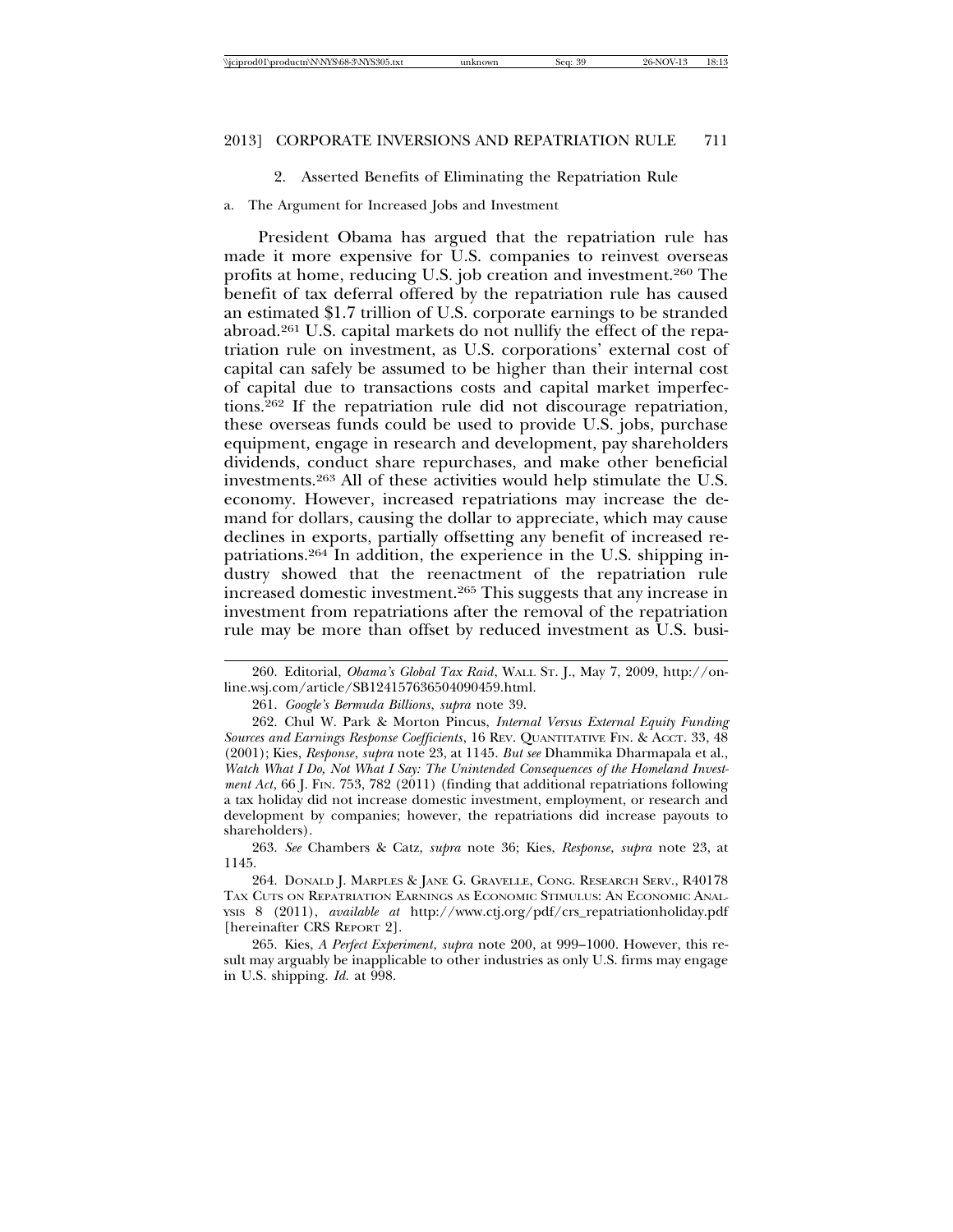2. Asserted Benefits of Eliminating the Repatriation Rule

a. The Argument for Increased Jobs and Investment

President Obama has argued that the repatriation rule has made it more expensive for U.S. companies to reinvest overseas profits at home, reducing U.S. job creation and investment.[260] The benefit of tax deferral offered by the repatriation rule has caused an estimated $1.7 trillion of U.S. corporate earnings to be stranded abroad.[261] U.S. capital markets do not nullify the effect of the repatriation rule on investment, as U.S. corporations' external cost of capital can safely be assumed to be higher than their internal cost of capital due to transactions costs and capital market imperfections.[262] If the repatriation rule did not discourage repatriation, these overseas funds could be used to provide U.S. jobs, purchase equipment, engage in research and development, pay shareholders dividends, conduct share repurchases, and make other beneficial investments.[263] All of these activities would help stimulate the U.S. economy. However, increased repatriations may increase the demand for dollars, causing the dollar to appreciate, which may cause declines in exports, partially offsetting any benefit of increased repatriations.[264] In addition, the experience in the U.S. shipping industry showed that the reenactment of the repatriation rule increased domestic investment.[265] This suggests that any increase in investment from repatriations after the removal of the repatriation rule may be more than offset by reduced investment as U.S. busi-

---

260. Editorial, *Obama's Global Tax Raid*, WALL ST. J., May 7, 2009, http://online.wsj.com/article/SB124157636504090459.html.

261. *Google's Bermuda Billions*, *supra* note 39.

262. Chul W. Park & Morton Pincus, *Internal Versus External Equity Funding Sources and Earnings Response Coefficients*, 16 REV. QUANTITATIVE FIN. & ACCT. 33, 48 (2001); Kies, *Response*, *supra* note 23, at 1145. *But see* Dhammika Dharmapala et al., *Watch What I Do, Not What I Say: The Unintended Consequences of the Homeland Investment Act*, 66 J. FIN. 753, 782 (2011) (finding that additional repatriations following a tax holiday did not increase domestic investment, employment, or research and development by companies; however, the repatriations did increase payouts to shareholders).

263. *See* Chambers & Catz, *supra* note 36; Kies, *Response*, *supra* note 23, at 1145.

264. DONALD J. MARPLES & JANE G. GRAVELLE, CONG. RESEARCH SERV., R40178 TAX CUTS ON REPATRIATION EARNINGS AS ECONOMIC STIMULUS: AN ECONOMIC ANALYSIS 8 (2011), *available at* http://www.ctj.org/pdf/crs_repatriationholiday.pdf [hereinafter CRS REPORT 2].

265. Kies, *A Perfect Experiment*, *supra* note 200, at 999–1000. However, this result may arguably be inapplicable to other industries as only U.S. firms may engage in U.S. shipping. *Id.* at 998.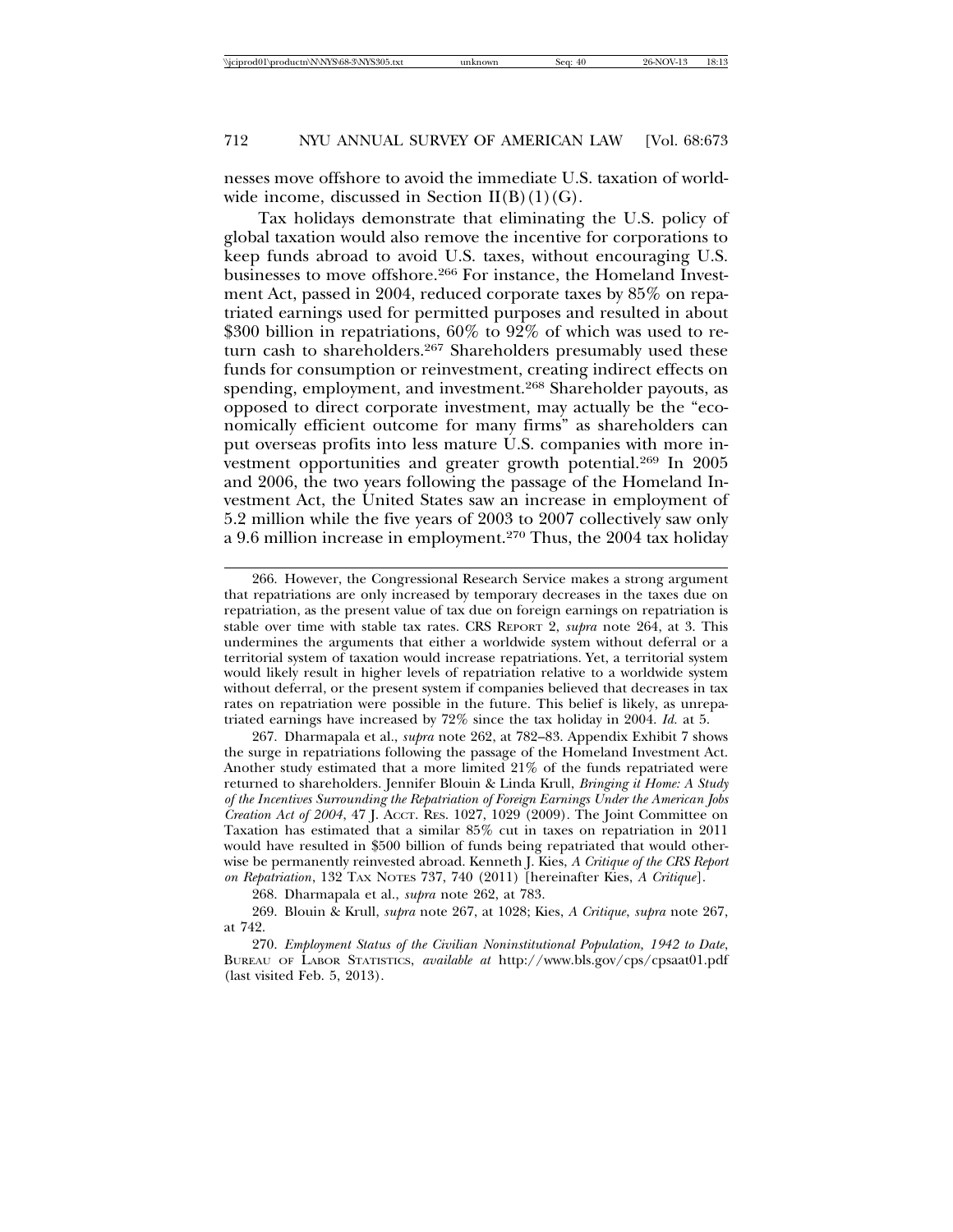nesses move offshore to avoid the immediate U.S. taxation of worldwide income, discussed in Section II(B)(1)(G).

Tax holidays demonstrate that eliminating the U.S. policy of global taxation would also remove the incentive for corporations to keep funds abroad to avoid U.S. taxes, without encouraging U.S. businesses to move offshore.[266] For instance, the Homeland Investment Act, passed in 2004, reduced corporate taxes by 85% on repatriated earnings used for permitted purposes and resulted in about $300 billion in repatriations, 60% to 92% of which was used to return cash to shareholders.[267] Shareholders presumably used these funds for consumption or reinvestment, creating indirect effects on spending, employment, and investment.[268] Shareholder payouts, as opposed to direct corporate investment, may actually be the "economically efficient outcome for many firms" as shareholders can put overseas profits into less mature U.S. companies with more investment opportunities and greater growth potential.[269] In 2005 and 2006, the two years following the passage of the Homeland Investment Act, the United States saw an increase in employment of 5.2 million while the five years of 2003 to 2007 collectively saw only a 9.6 million increase in employment.[270] Thus, the 2004 tax holiday

---

266. However, the Congressional Research Service makes a strong argument that repatriations are only increased by temporary decreases in the taxes due on repatriation, as the present value of tax due on foreign earnings on repatriation is stable over time with stable tax rates. CRS REPORT 2, *supra* note 264, at 3. This undermines the arguments that either a worldwide system without deferral or a territorial system of taxation would increase repatriations. Yet, a territorial system would likely result in higher levels of repatriation relative to a worldwide system without deferral, or the present system if companies believed that decreases in tax rates on repatriation were possible in the future. This belief is likely, as unrepatriated earnings have increased by 72% since the tax holiday in 2004. *Id.* at 5.

267. Dharmapala et al., *supra* note 262, at 782–83. Appendix Exhibit 7 shows the surge in repatriations following the passage of the Homeland Investment Act. Another study estimated that a more limited 21% of the funds repatriated were returned to shareholders. Jennifer Blouin & Linda Krull, *Bringing it Home: A Study of the Incentives Surrounding the Repatriation of Foreign Earnings Under the American Jobs Creation Act of 2004*, 47 J. ACCT. RES. 1027, 1029 (2009). The Joint Committee on Taxation has estimated that a similar 85% cut in taxes on repatriation in 2011 would have resulted in $500 billion of funds being repatriated that would otherwise be permanently reinvested abroad. Kenneth J. Kies, *A Critique of the CRS Report on Repatriation*, 132 TAX NOTES 737, 740 (2011) [hereinafter Kies, *A Critique*].

268. Dharmapala et al., *supra* note 262, at 783.

269. Blouin & Krull, *supra* note 267, at 1028; Kies, *A Critique*, *supra* note 267, at 742.

270. *Employment Status of the Civilian Noninstitutional Population, 1942 to Date*, BUREAU OF LABOR STATISTICS, *available at* http://www.bls.gov/cps/cpsaat01.pdf (last visited Feb. 5, 2013).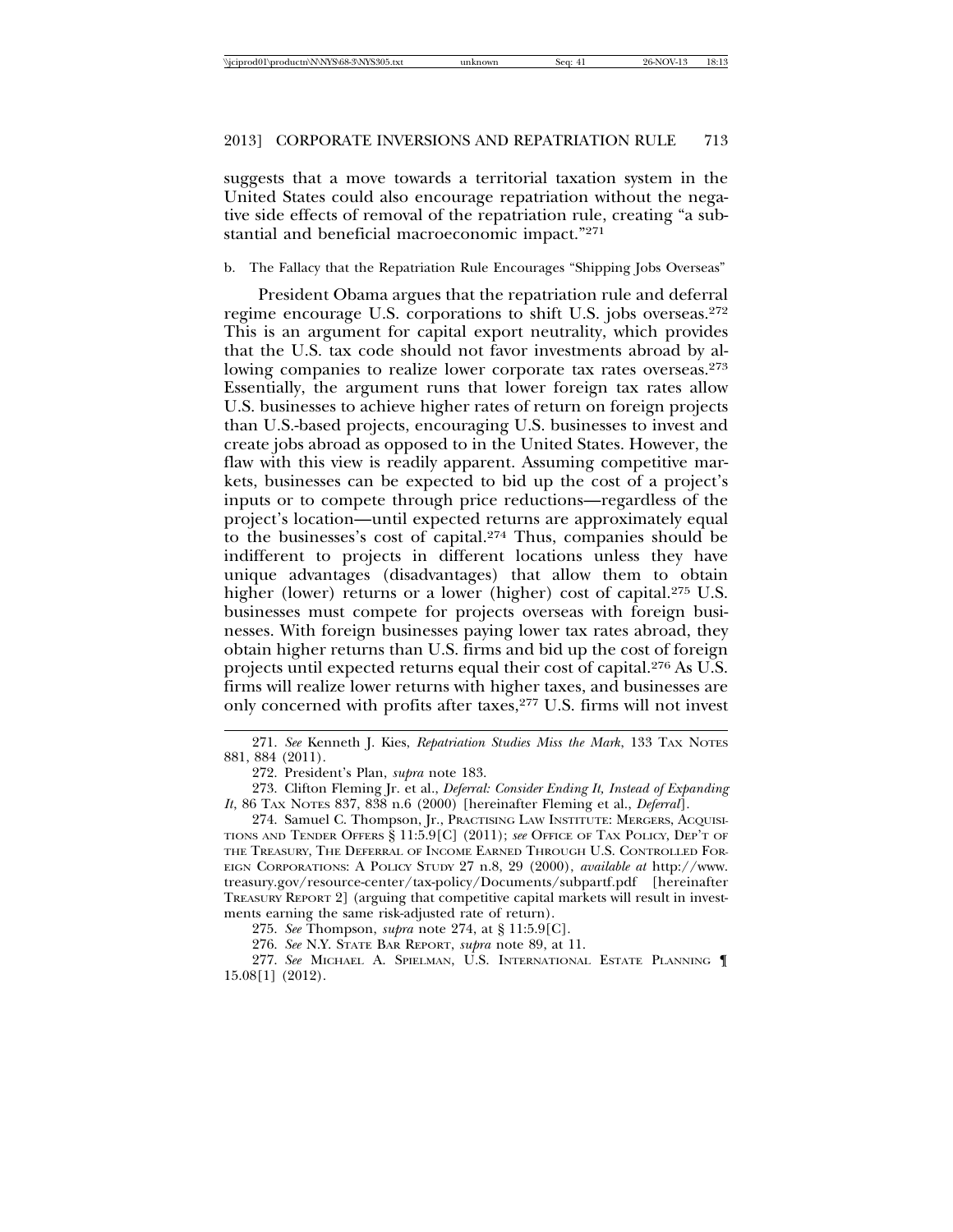suggests that a move towards a territorial taxation system in the United States could also encourage repatriation without the negative side effects of removal of the repatriation rule, creating "a substantial and beneficial macroeconomic impact."[271]

b. The Fallacy that the Repatriation Rule Encourages "Shipping Jobs Overseas"

President Obama argues that the repatriation rule and deferral regime encourage U.S. corporations to shift U.S. jobs overseas.[272] This is an argument for capital export neutrality, which provides that the U.S. tax code should not favor investments abroad by allowing companies to realize lower corporate tax rates overseas.[273] Essentially, the argument runs that lower foreign tax rates allow U.S. businesses to achieve higher rates of return on foreign projects than U.S.-based projects, encouraging U.S. businesses to invest and create jobs abroad as opposed to in the United States. However, the flaw with this view is readily apparent. Assuming competitive markets, businesses can be expected to bid up the cost of a project's inputs or to compete through price reductions—regardless of the project's location—until expected returns are approximately equal to the businesses's cost of capital.[274] Thus, companies should be indifferent to projects in different locations unless they have unique advantages (disadvantages) that allow them to obtain higher (lower) returns or a lower (higher) cost of capital.[275] U.S. businesses must compete for projects overseas with foreign businesses. With foreign businesses paying lower tax rates abroad, they obtain higher returns than U.S. firms and bid up the cost of foreign projects until expected returns equal their cost of capital.[276] As U.S. firms will realize lower returns with higher taxes, and businesses are only concerned with profits after taxes,[277] U.S. firms will not invest

---

271. *See* Kenneth J. Kies, *Repatriation Studies Miss the Mark*, 133 TAX NOTES 881, 884 (2011).

272. President's Plan, *supra* note 183.

273. Clifton Fleming Jr. et al., *Deferral: Consider Ending It, Instead of Expanding It*, 86 TAX NOTES 837, 838 n.6 (2000) [hereinafter Fleming et al., *Deferral*].

274. Samuel C. Thompson, Jr., PRACTISING LAW INSTITUTE: MERGERS, ACQUISITIONS AND TENDER OFFERS § 11:5.9[C] (2011); *see* OFFICE OF TAX POLICY, DEP'T OF THE TREASURY, THE DEFERRAL OF INCOME EARNED THROUGH U.S. CONTROLLED FOREIGN CORPORATIONS: A POLICY STUDY 27 n.8, 29 (2000), *available at* http://www.treasury.gov/resource-center/tax-policy/Documents/subpartf.pdf [hereinafter TREASURY REPORT 2] (arguing that competitive capital markets will result in investments earning the same risk-adjusted rate of return).

275. *See* Thompson, *supra* note 274, at § 11:5.9[C].

276. *See* N.Y. STATE BAR REPORT, *supra* note 89, at 11.

277. *See* MICHAEL A. SPIELMAN, U.S. INTERNATIONAL ESTATE PLANNING ¶ 15.08[1] (2012).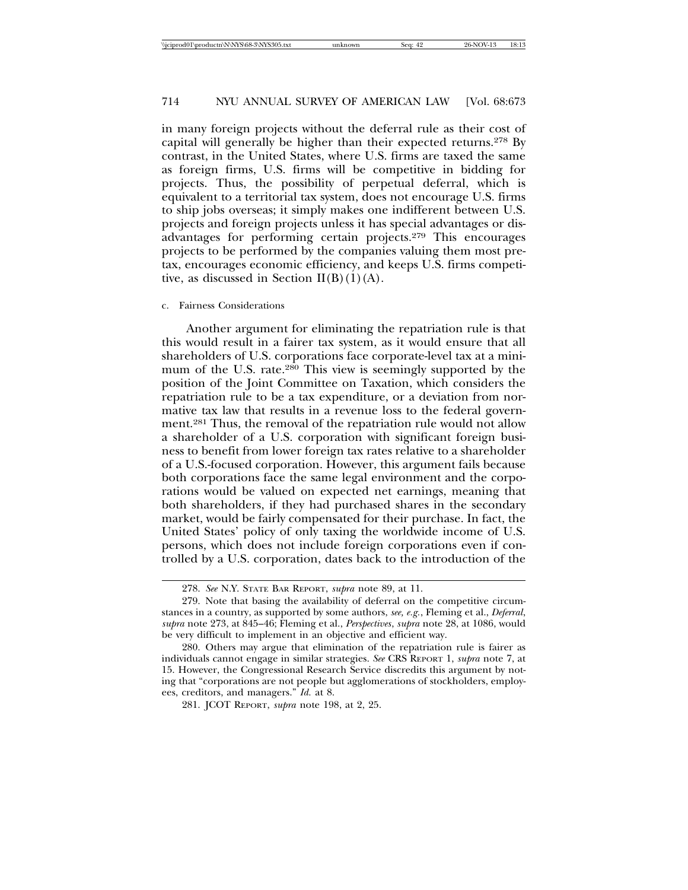in many foreign projects without the deferral rule as their cost of capital will generally be higher than their expected returns.[278] By contrast, in the United States, where U.S. firms are taxed the same as foreign firms, U.S. firms will be competitive in bidding for projects. Thus, the possibility of perpetual deferral, which is equivalent to a territorial tax system, does not encourage U.S. firms to ship jobs overseas; it simply makes one indifferent between U.S. projects and foreign projects unless it has special advantages or disadvantages for performing certain projects.[279] This encourages projects to be performed by the companies valuing them most pretax, encourages economic efficiency, and keeps U.S. firms competitive, as discussed in Section II(B)(1)(A).

#### c. Fairness Considerations

Another argument for eliminating the repatriation rule is that this would result in a fairer tax system, as it would ensure that all shareholders of U.S. corporations face corporate-level tax at a minimum of the U.S. rate.[280] This view is seemingly supported by the position of the Joint Committee on Taxation, which considers the repatriation rule to be a tax expenditure, or a deviation from normative tax law that results in a revenue loss to the federal government.[281] Thus, the removal of the repatriation rule would not allow a shareholder of a U.S. corporation with significant foreign business to benefit from lower foreign tax rates relative to a shareholder of a U.S.-focused corporation. However, this argument fails because both corporations face the same legal environment and the corporations would be valued on expected net earnings, meaning that both shareholders, if they had purchased shares in the secondary market, would be fairly compensated for their purchase. In fact, the United States' policy of only taxing the worldwide income of U.S. persons, which does not include foreign corporations even if controlled by a U.S. corporation, dates back to the introduction of the

---

278. *See* N.Y. STATE BAR REPORT, *supra* note 89, at 11.

279. Note that basing the availability of deferral on the competitive circumstances in a country, as supported by some authors, *see, e.g.*, Fleming et al., *Deferral*, *supra* note 273, at 845–46; Fleming et al., *Perspectives*, *supra* note 28, at 1086, would be very difficult to implement in an objective and efficient way.

280. Others may argue that elimination of the repatriation rule is fairer as individuals cannot engage in similar strategies. *See* CRS REPORT 1, *supra* note 7, at 15. However, the Congressional Research Service discredits this argument by noting that "corporations are not people but agglomerations of stockholders, employees, creditors, and managers." *Id.* at 8.

281. JCOT REPORT, *supra* note 198, at 2, 25.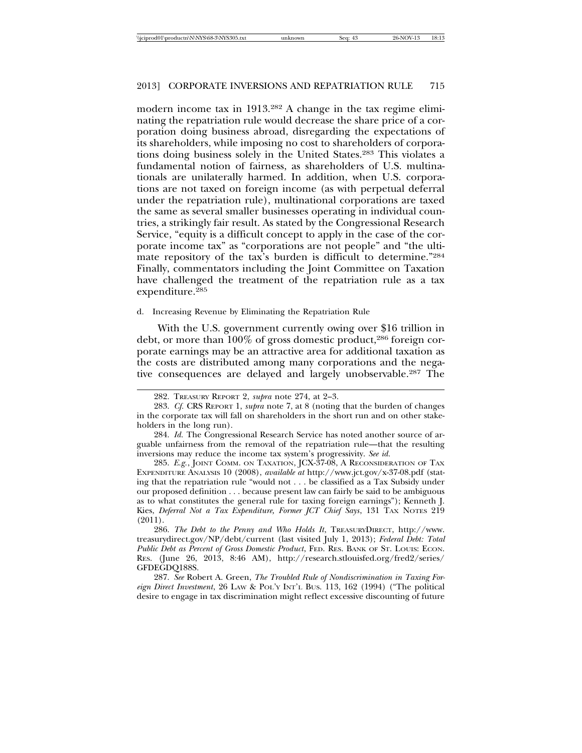modern income tax in 1913.[282] A change in the tax regime eliminating the repatriation rule would decrease the share price of a corporation doing business abroad, disregarding the expectations of its shareholders, while imposing no cost to shareholders of corporations doing business solely in the United States.[283] This violates a fundamental notion of fairness, as shareholders of U.S. multinationals are unilaterally harmed. In addition, when U.S. corporations are not taxed on foreign income (as with perpetual deferral under the repatriation rule), multinational corporations are taxed the same as several smaller businesses operating in individual countries, a strikingly fair result. As stated by the Congressional Research Service, "equity is a difficult concept to apply in the case of the corporate income tax" as "corporations are not people" and "the ultimate repository of the tax's burden is difficult to determine."[284] Finally, commentators including the Joint Committee on Taxation have challenged the treatment of the repatriation rule as a tax expenditure.[285]

d. Increasing Revenue by Eliminating the Repatriation Rule

With the U.S. government currently owing over $16 trillion in debt, or more than 100% of gross domestic product,[286] foreign corporate earnings may be an attractive area for additional taxation as the costs are distributed among many corporations and the negative consequences are delayed and largely unobservable.[287] The

---

282. TREASURY REPORT 2, *supra* note 274, at 2–3.

283. *Cf.* CRS REPORT 1, *supra* note 7, at 8 (noting that the burden of changes in the corporate tax will fall on shareholders in the short run and on other stakeholders in the long run).

284. *Id.* The Congressional Research Service has noted another source of arguable unfairness from the removal of the repatriation rule—that the resulting inversions may reduce the income tax system's progressivity. *See id.*

285. *E.g.*, JOINT COMM. ON TAXATION, JCX-37-08, A RECONSIDERATION OF TAX EXPENDITURE ANALYSIS 10 (2008), *available at* http://www.jct.gov/x-37-08.pdf (stating that the repatriation rule "would not . . . be classified as a Tax Subsidy under our proposed definition . . . because present law can fairly be said to be ambiguous as to what constitutes the general rule for taxing foreign earnings"); Kenneth J. Kies, *Deferral Not a Tax Expenditure, Former JCT Chief Says*, 131 TAX NOTES 219 (2011).

286. *The Debt to the Penny and Who Holds It*, TREASURYDIRECT, http://www.treasurydirect.gov/NP/debt/current (last visited July 1, 2013); *Federal Debt: Total Public Debt as Percent of Gross Domestic Product*, FED. RES. BANK OF ST. LOUIS: ECON. RES. (June 26, 2013, 8:46 AM), http://research.stlouisfed.org/fred2/series/GFDEGDQ188S.

287. *See* Robert A. Green, *The Troubled Rule of Nondiscrimination in Taxing Foreign Direct Investment*, 26 LAW & POL'Y INT'L BUS. 113, 162 (1994) ("The political desire to engage in tax discrimination might reflect excessive discounting of future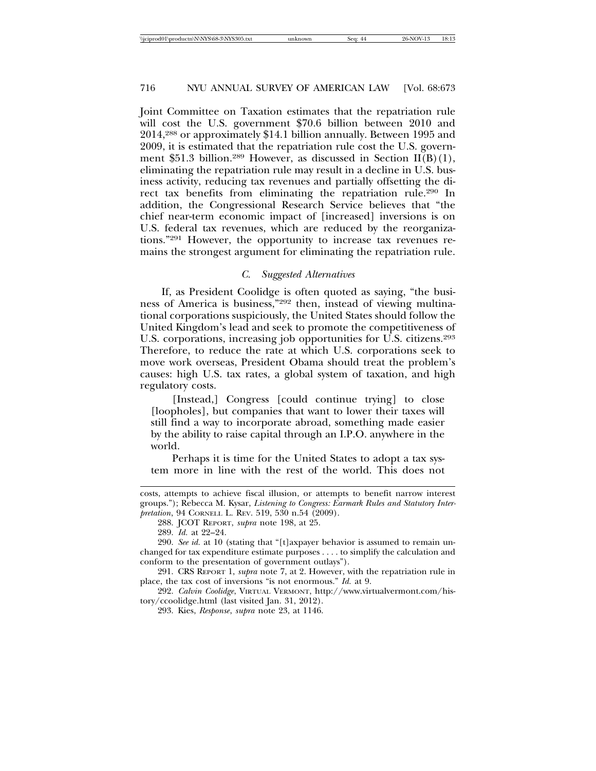Joint Committee on Taxation estimates that the repatriation rule will cost the U.S. government $70.6 billion between 2010 and 2014,[288] or approximately $14.1 billion annually. Between 1995 and 2009, it is estimated that the repatriation rule cost the U.S. government $51.3 billion.[289] However, as discussed in Section II(B)(1), eliminating the repatriation rule may result in a decline in U.S. business activity, reducing tax revenues and partially offsetting the direct tax benefits from eliminating the repatriation rule.[290] In addition, the Congressional Research Service believes that "the chief near-term economic impact of [increased] inversions is on U.S. federal tax revenues, which are reduced by the reorganizations."[291] However, the opportunity to increase tax revenues remains the strongest argument for eliminating the repatriation rule.

### *C. Suggested Alternatives*

If, as President Coolidge is often quoted as saying, "the business of America is business,"[292] then, instead of viewing multinational corporations suspiciously, the United States should follow the United Kingdom's lead and seek to promote the competitiveness of U.S. corporations, increasing job opportunities for U.S. citizens.[293] Therefore, to reduce the rate at which U.S. corporations seek to move work overseas, President Obama should treat the problem's causes: high U.S. tax rates, a global system of taxation, and high regulatory costs.

> [Instead,] Congress [could continue trying] to close [loopholes], but companies that want to lower their taxes will still find a way to incorporate abroad, something made easier by the ability to raise capital through an I.P.O. anywhere in the world.
>
> Perhaps it is time for the United States to adopt a tax system more in line with the rest of the world. This does not

---

costs, attempts to achieve fiscal illusion, or attempts to benefit narrow interest groups."); Rebecca M. Kysar, *Listening to Congress: Earmark Rules and Statutory Interpretation*, 94 CORNELL L. REV. 519, 530 n.54 (2009).

288. JCOT REPORT, *supra* note 198, at 25.

289. *Id.* at 22–24.

290. *See id.* at 10 (stating that "[t]axpayer behavior is assumed to remain unchanged for tax expenditure estimate purposes . . . . to simplify the calculation and conform to the presentation of government outlays").

291. CRS REPORT 1, *supra* note 7, at 2. However, with the repatriation rule in place, the tax cost of inversions "is not enormous." *Id.* at 9.

292. *Calvin Coolidge*, VIRTUAL VERMONT, http://www.virtualvermont.com/history/ccoolidge.html (last visited Jan. 31, 2012).

293. Kies, *Response*, *supra* note 23, at 1146.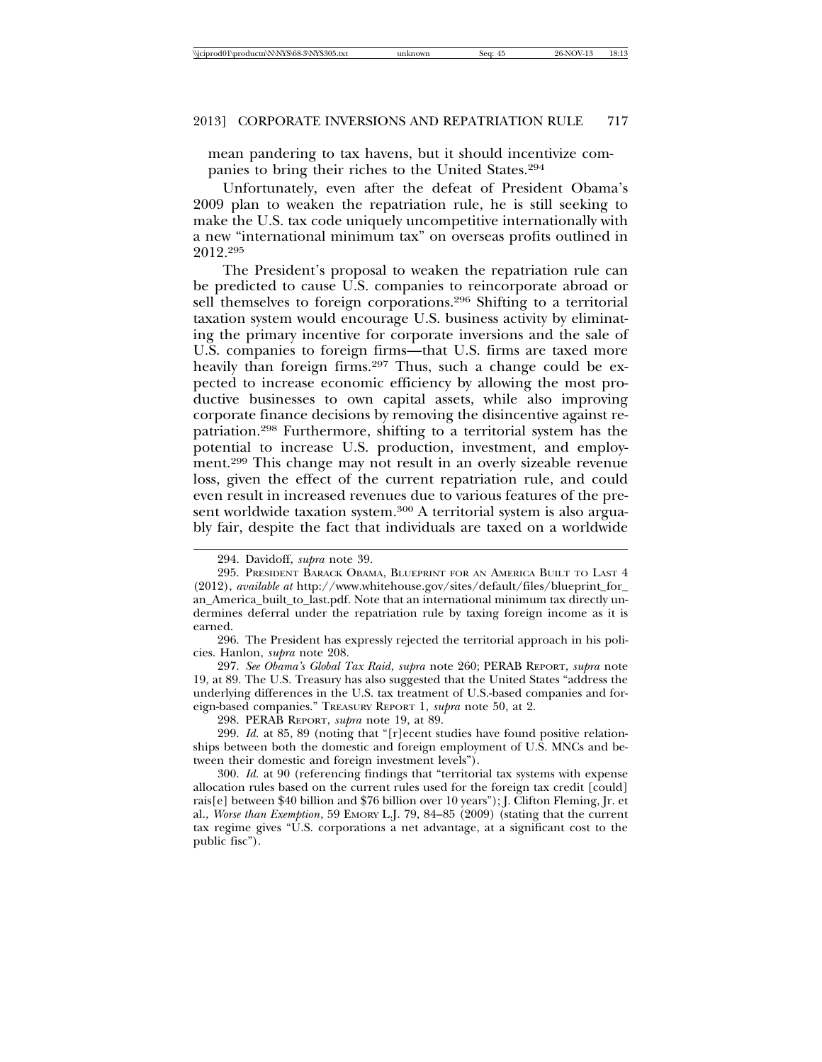mean pandering to tax havens, but it should incentivize companies to bring their riches to the United States.[294]

Unfortunately, even after the defeat of President Obama's 2009 plan to weaken the repatriation rule, he is still seeking to make the U.S. tax code uniquely uncompetitive internationally with a new "international minimum tax" on overseas profits outlined in 2012.[295]

The President's proposal to weaken the repatriation rule can be predicted to cause U.S. companies to reincorporate abroad or sell themselves to foreign corporations.[296] Shifting to a territorial taxation system would encourage U.S. business activity by eliminating the primary incentive for corporate inversions and the sale of U.S. companies to foreign firms—that U.S. firms are taxed more heavily than foreign firms.[297] Thus, such a change could be expected to increase economic efficiency by allowing the most productive businesses to own capital assets, while also improving corporate finance decisions by removing the disincentive against repatriation.[298] Furthermore, shifting to a territorial system has the potential to increase U.S. production, investment, and employment.[299] This change may not result in an overly sizeable revenue loss, given the effect of the current repatriation rule, and could even result in increased revenues due to various features of the present worldwide taxation system.[300] A territorial system is also arguably fair, despite the fact that individuals are taxed on a worldwide

---

294. Davidoff, *supra* note 39.

295. PRESIDENT BARACK OBAMA, BLUEPRINT FOR AN AMERICA BUILT TO LAST 4 (2012), *available at* http://www.whitehouse.gov/sites/default/files/blueprint_for_an_America_built_to_last.pdf. Note that an international minimum tax directly undermines deferral under the repatriation rule by taxing foreign income as it is earned.

296. The President has expressly rejected the territorial approach in his policies. Hanlon, *supra* note 208.

297. *See Obama's Global Tax Raid*, *supra* note 260; PERAB REPORT, *supra* note 19, at 89. The U.S. Treasury has also suggested that the United States "address the underlying differences in the U.S. tax treatment of U.S.-based companies and foreign-based companies." TREASURY REPORT 1, *supra* note 50, at 2.

298. PERAB REPORT, *supra* note 19, at 89.

299. *Id.* at 85, 89 (noting that "[r]ecent studies have found positive relationships between both the domestic and foreign employment of U.S. MNCs and between their domestic and foreign investment levels").

300. *Id.* at 90 (referencing findings that "territorial tax systems with expense allocation rules based on the current rules used for the foreign tax credit [could] rais[e] between $40 billion and $76 billion over 10 years"); J. Clifton Fleming, Jr. et al., *Worse than Exemption*, 59 EMORY L.J. 79, 84–85 (2009) (stating that the current tax regime gives "U.S. corporations a net advantage, at a significant cost to the public fisc").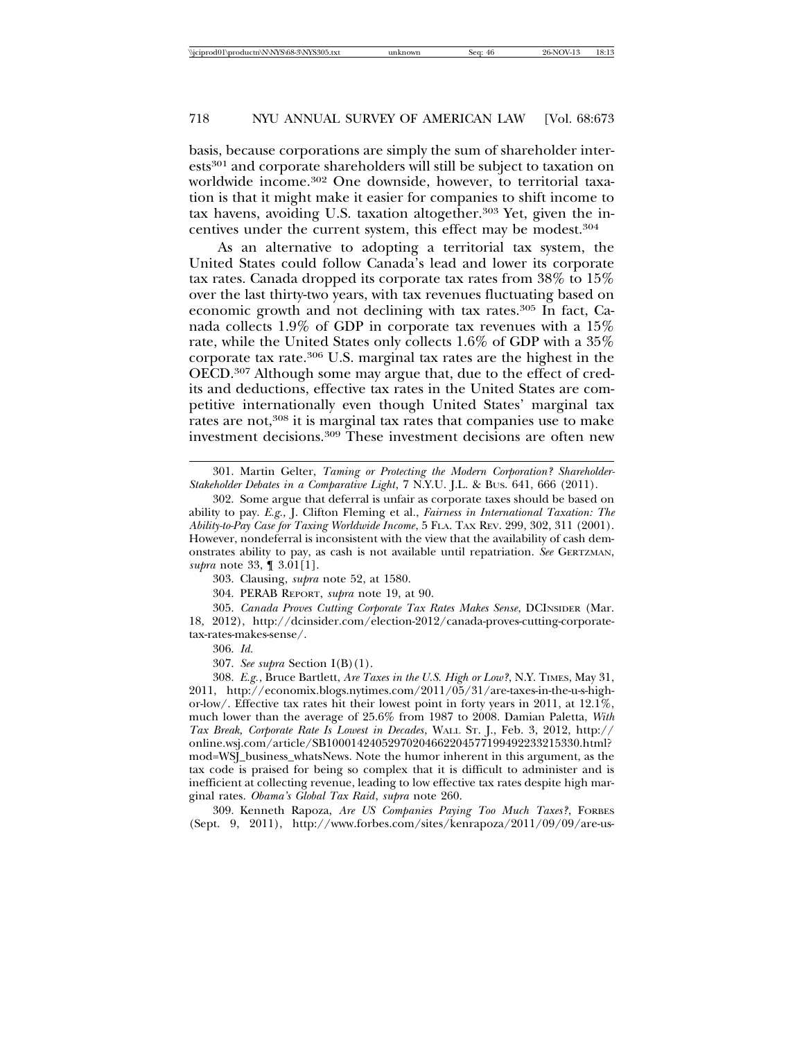basis, because corporations are simply the sum of shareholder interests[301] and corporate shareholders will still be subject to taxation on worldwide income.[302] One downside, however, to territorial taxation is that it might make it easier for companies to shift income to tax havens, avoiding U.S. taxation altogether.[303] Yet, given the incentives under the current system, this effect may be modest.[304]

As an alternative to adopting a territorial tax system, the United States could follow Canada's lead and lower its corporate tax rates. Canada dropped its corporate tax rates from 38% to 15% over the last thirty-two years, with tax revenues fluctuating based on economic growth and not declining with tax rates.[305] In fact, Canada collects 1.9% of GDP in corporate tax revenues with a 15% rate, while the United States only collects 1.6% of GDP with a 35% corporate tax rate.[306] U.S. marginal tax rates are the highest in the OECD.[307] Although some may argue that, due to the effect of credits and deductions, effective tax rates in the United States are competitive internationally even though United States' marginal tax rates are not,[308] it is marginal tax rates that companies use to make investment decisions.[309] These investment decisions are often new

---

301. Martin Gelter, *Taming or Protecting the Modern Corporation? Shareholder-Stakeholder Debates in a Comparative Light*, 7 N.Y.U. J.L. & BUS. 641, 666 (2011).

302. Some argue that deferral is unfair as corporate taxes should be based on ability to pay. *E.g.*, J. Clifton Fleming et al., *Fairness in International Taxation: The Ability-to-Pay Case for Taxing Worldwide Income*, 5 FLA. TAX REV. 299, 302, 311 (2001). However, nondeferral is inconsistent with the view that the availability of cash demonstrates ability to pay, as cash is not available until repatriation. *See* GERTZMAN, *supra* note 33, ¶ 3.01[1].

303. Clausing, *supra* note 52, at 1580.

304. PERAB REPORT, *supra* note 19, at 90.

305. *Canada Proves Cutting Corporate Tax Rates Makes Sense*, DCINSIDER (Mar. 18, 2012), http://dcinsider.com/election-2012/canada-proves-cutting-corporate-tax-rates-makes-sense/.

306. *Id.*

307. *See supra* Section I(B)(1).

308. *E.g.*, Bruce Bartlett, *Are Taxes in the U.S. High or Low?*, N.Y. TIMES, May 31, 2011, http://economix.blogs.nytimes.com/2011/05/31/are-taxes-in-the-u-s-high-or-low/. Effective tax rates hit their lowest point in forty years in 2011, at 12.1%, much lower than the average of 25.6% from 1987 to 2008. Damian Paletta, *With Tax Break, Corporate Rate Is Lowest in Decades*, WALL ST. J., Feb. 3, 2012, http://online.wsj.com/article/SB10001424052970204662204577199492233215330.html?mod=WSJ_business_whatsNews. Note the humor inherent in this argument, as the tax code is praised for being so complex that it is difficult to administer and is inefficient at collecting revenue, leading to low effective tax rates despite high marginal rates. *Obama's Global Tax Raid*, *supra* note 260.

309. Kenneth Rapoza, *Are US Companies Paying Too Much Taxes?*, FORBES (Sept. 9, 2011), http://www.forbes.com/sites/kenrapoza/2011/09/09/are-us-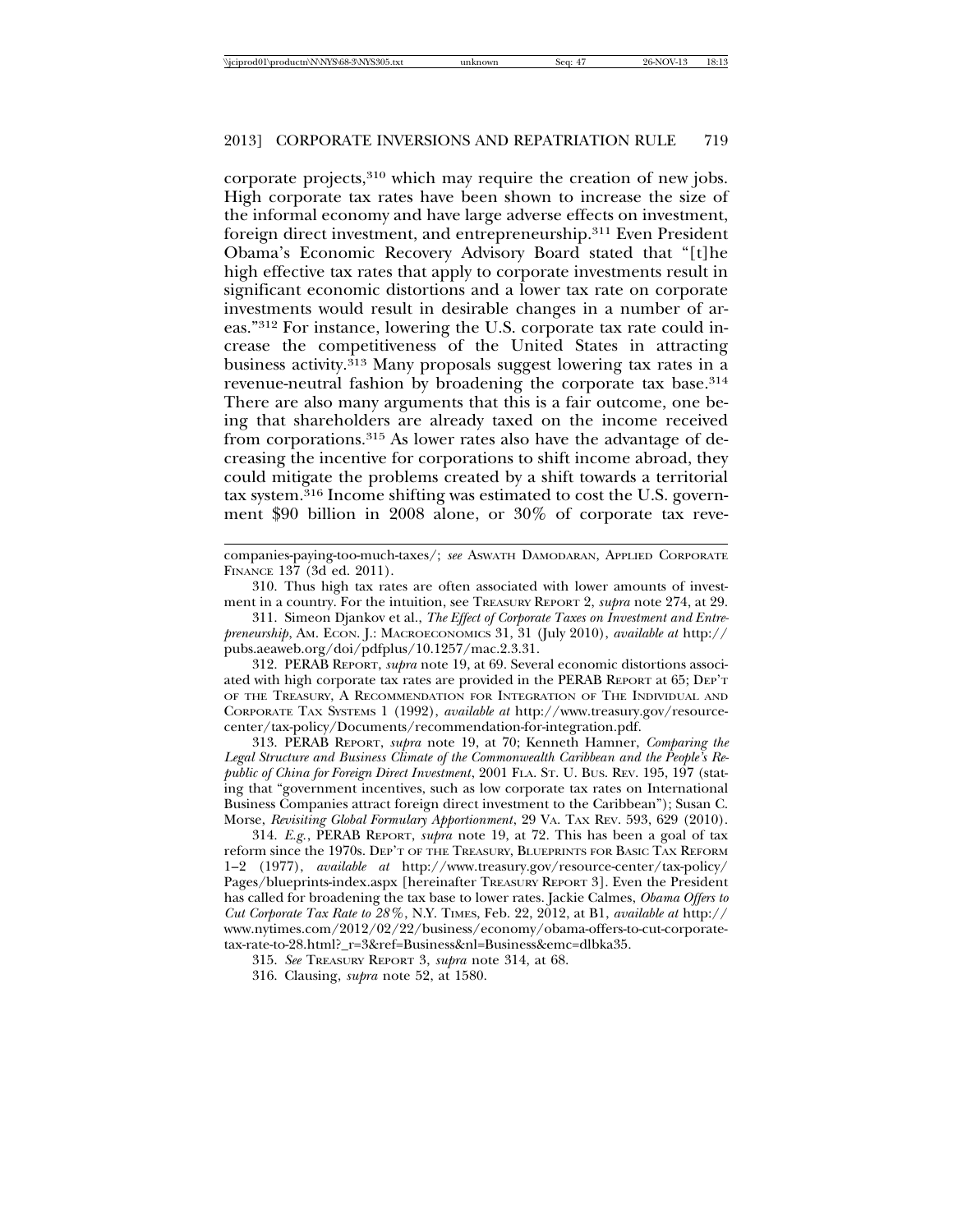corporate projects,[310] which may require the creation of new jobs. High corporate tax rates have been shown to increase the size of the informal economy and have large adverse effects on investment, foreign direct investment, and entrepreneurship.[311] Even President Obama's Economic Recovery Advisory Board stated that "[t]he high effective tax rates that apply to corporate investments result in significant economic distortions and a lower tax rate on corporate investments would result in desirable changes in a number of areas."[312] For instance, lowering the U.S. corporate tax rate could increase the competitiveness of the United States in attracting business activity.[313] Many proposals suggest lowering tax rates in a revenue-neutral fashion by broadening the corporate tax base.[314] There are also many arguments that this is a fair outcome, one being that shareholders are already taxed on the income received from corporations.[315] As lower rates also have the advantage of decreasing the incentive for corporations to shift income abroad, they could mitigate the problems created by a shift towards a territorial tax system.[316] Income shifting was estimated to cost the U.S. government $90 billion in 2008 alone, or 30% of corporate tax reve-

---

companies-paying-too-much-taxes/; *see* ASWATH DAMODARAN, APPLIED CORPORATE FINANCE 137 (3d ed. 2011).

310. Thus high tax rates are often associated with lower amounts of investment in a country. For the intuition, see TREASURY REPORT 2, *supra* note 274, at 29.

311. Simeon Djankov et al., *The Effect of Corporate Taxes on Investment and Entrepreneurship*, AM. ECON. J.: MACROECONOMICS 31, 31 (July 2010), *available at* http://pubs.aeaweb.org/doi/pdfplus/10.1257/mac.2.3.31.

312. PERAB REPORT, *supra* note 19, at 69. Several economic distortions associated with high corporate tax rates are provided in the PERAB REPORT at 65; DEP'T OF THE TREASURY, A RECOMMENDATION FOR INTEGRATION OF THE INDIVIDUAL AND CORPORATE TAX SYSTEMS 1 (1992), *available at* http://www.treasury.gov/resource-center/tax-policy/Documents/recommendation-for-integration.pdf.

313. PERAB REPORT, *supra* note 19, at 70; Kenneth Hamner, *Comparing the Legal Structure and Business Climate of the Commonwealth Caribbean and the People's Republic of China for Foreign Direct Investment*, 2001 FLA. ST. U. BUS. REV. 195, 197 (stating that "government incentives, such as low corporate tax rates on International Business Companies attract foreign direct investment to the Caribbean"); Susan C. Morse, *Revisiting Global Formulary Apportionment*, 29 VA. TAX REV. 593, 629 (2010).

314. *E.g.*, PERAB REPORT, *supra* note 19, at 72. This has been a goal of tax reform since the 1970s. DEP'T OF THE TREASURY, BLUEPRINTS FOR BASIC TAX REFORM 1–2 (1977), *available at* http://www.treasury.gov/resource-center/tax-policy/Pages/blueprints-index.aspx [hereinafter TREASURY REPORT 3]. Even the President has called for broadening the tax base to lower rates. Jackie Calmes, *Obama Offers to Cut Corporate Tax Rate to 28%*, N.Y. TIMES, Feb. 22, 2012, at B1, *available at* http://www.nytimes.com/2012/02/22/business/economy/obama-offers-to-cut-corporate-tax-rate-to-28.html?_r=3&ref=Business&nl=Business&emc=dlbka35.

315. *See* TREASURY REPORT 3, *supra* note 314, at 68.

316. Clausing, *supra* note 52, at 1580.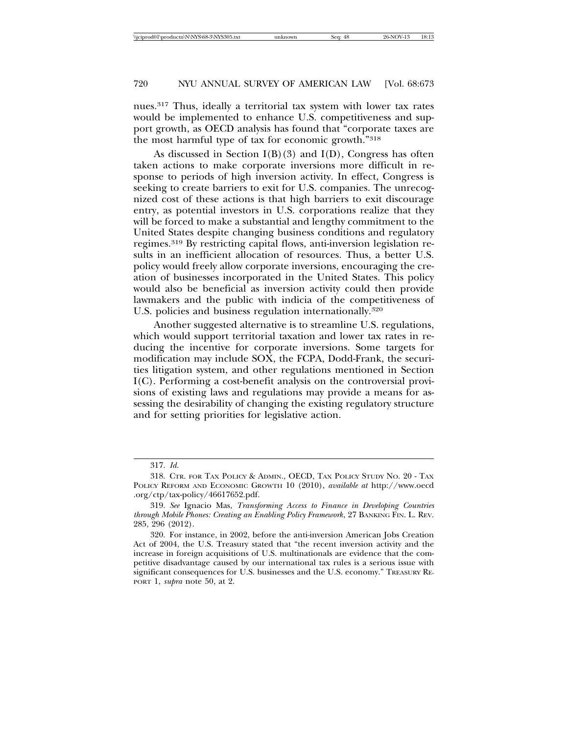nues.[317] Thus, ideally a territorial tax system with lower tax rates would be implemented to enhance U.S. competitiveness and support growth, as OECD analysis has found that "corporate taxes are the most harmful type of tax for economic growth."[318]

As discussed in Section I(B)(3) and I(D), Congress has often taken actions to make corporate inversions more difficult in response to periods of high inversion activity. In effect, Congress is seeking to create barriers to exit for U.S. companies. The unrecognized cost of these actions is that high barriers to exit discourage entry, as potential investors in U.S. corporations realize that they will be forced to make a substantial and lengthy commitment to the United States despite changing business conditions and regulatory regimes.[319] By restricting capital flows, anti-inversion legislation results in an inefficient allocation of resources. Thus, a better U.S. policy would freely allow corporate inversions, encouraging the creation of businesses incorporated in the United States. This policy would also be beneficial as inversion activity could then provide lawmakers and the public with indicia of the competitiveness of U.S. policies and business regulation internationally.[320]

Another suggested alternative is to streamline U.S. regulations, which would support territorial taxation and lower tax rates in reducing the incentive for corporate inversions. Some targets for modification may include SOX, the FCPA, Dodd-Frank, the securities litigation system, and other regulations mentioned in Section I(C). Performing a cost-benefit analysis on the controversial provisions of existing laws and regulations may provide a means for assessing the desirability of changing the existing regulatory structure and for setting priorities for legislative action.

---

317. *Id.*

318. CTR. FOR TAX POLICY & ADMIN., OECD, TAX POLICY STUDY NO. 20 - TAX POLICY REFORM AND ECONOMIC GROWTH 10 (2010), *available at* http://www.oecd.org/ctp/tax-policy/46617652.pdf.

319. *See* Ignacio Mas, *Transforming Access to Finance in Developing Countries through Mobile Phones: Creating an Enabling Policy Framework*, 27 BANKING FIN. L. REV. 285, 296 (2012).

320. For instance, in 2002, before the anti-inversion American Jobs Creation Act of 2004, the U.S. Treasury stated that "the recent inversion activity and the increase in foreign acquisitions of U.S. multinationals are evidence that the competitive disadvantage caused by our international tax rules is a serious issue with significant consequences for U.S. businesses and the U.S. economy." TREASURY REPORT 1, *supra* note 50, at 2.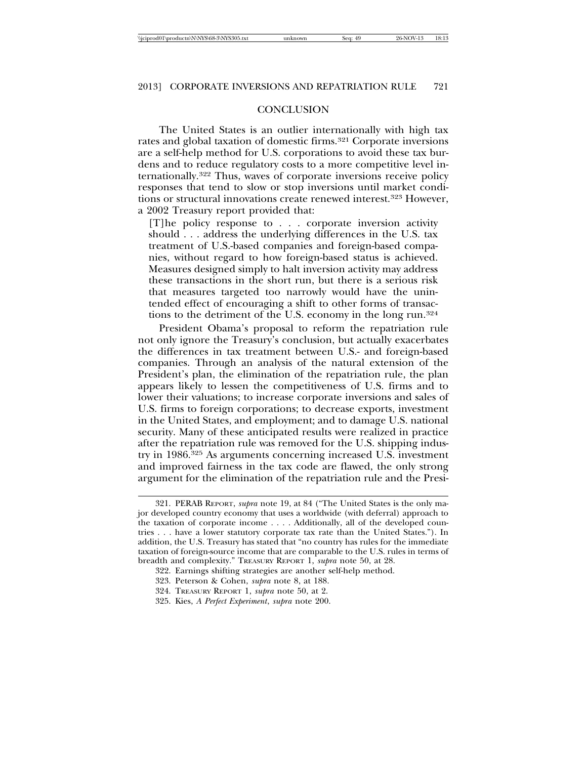## CONCLUSION

The United States is an outlier internationally with high tax rates and global taxation of domestic firms.[321] Corporate inversions are a self-help method for U.S. corporations to avoid these tax burdens and to reduce regulatory costs to a more competitive level internationally.[322] Thus, waves of corporate inversions receive policy responses that tend to slow or stop inversions until market conditions or structural innovations create renewed interest.[323] However, a 2002 Treasury report provided that:

> [T]he policy response to . . . corporate inversion activity should . . . address the underlying differences in the U.S. tax treatment of U.S.-based companies and foreign-based companies, without regard to how foreign-based status is achieved. Measures designed simply to halt inversion activity may address these transactions in the short run, but there is a serious risk that measures targeted too narrowly would have the unintended effect of encouraging a shift to other forms of transactions to the detriment of the U.S. economy in the long run.[324]

President Obama's proposal to reform the repatriation rule not only ignore the Treasury's conclusion, but actually exacerbates the differences in tax treatment between U.S.- and foreign-based companies. Through an analysis of the natural extension of the President's plan, the elimination of the repatriation rule, the plan appears likely to lessen the competitiveness of U.S. firms and to lower their valuations; to increase corporate inversions and sales of U.S. firms to foreign corporations; to decrease exports, investment in the United States, and employment; and to damage U.S. national security. Many of these anticipated results were realized in practice after the repatriation rule was removed for the U.S. shipping industry in 1986.[325] As arguments concerning increased U.S. investment and improved fairness in the tax code are flawed, the only strong argument for the elimination of the repatriation rule and the Presi-

---

321. PERAB REPORT, *supra* note 19, at 84 ("The United States is the only major developed country economy that uses a worldwide (with deferral) approach to the taxation of corporate income . . . . Additionally, all of the developed countries . . . have a lower statutory corporate tax rate than the United States."). In addition, the U.S. Treasury has stated that "no country has rules for the immediate taxation of foreign-source income that are comparable to the U.S. rules in terms of breadth and complexity." TREASURY REPORT 1, *supra* note 50, at 28.

322. Earnings shifting strategies are another self-help method.

323. Peterson & Cohen, *supra* note 8, at 188.

324. TREASURY REPORT 1, *supra* note 50, at 2.

325. Kies, *A Perfect Experiment*, *supra* note 200.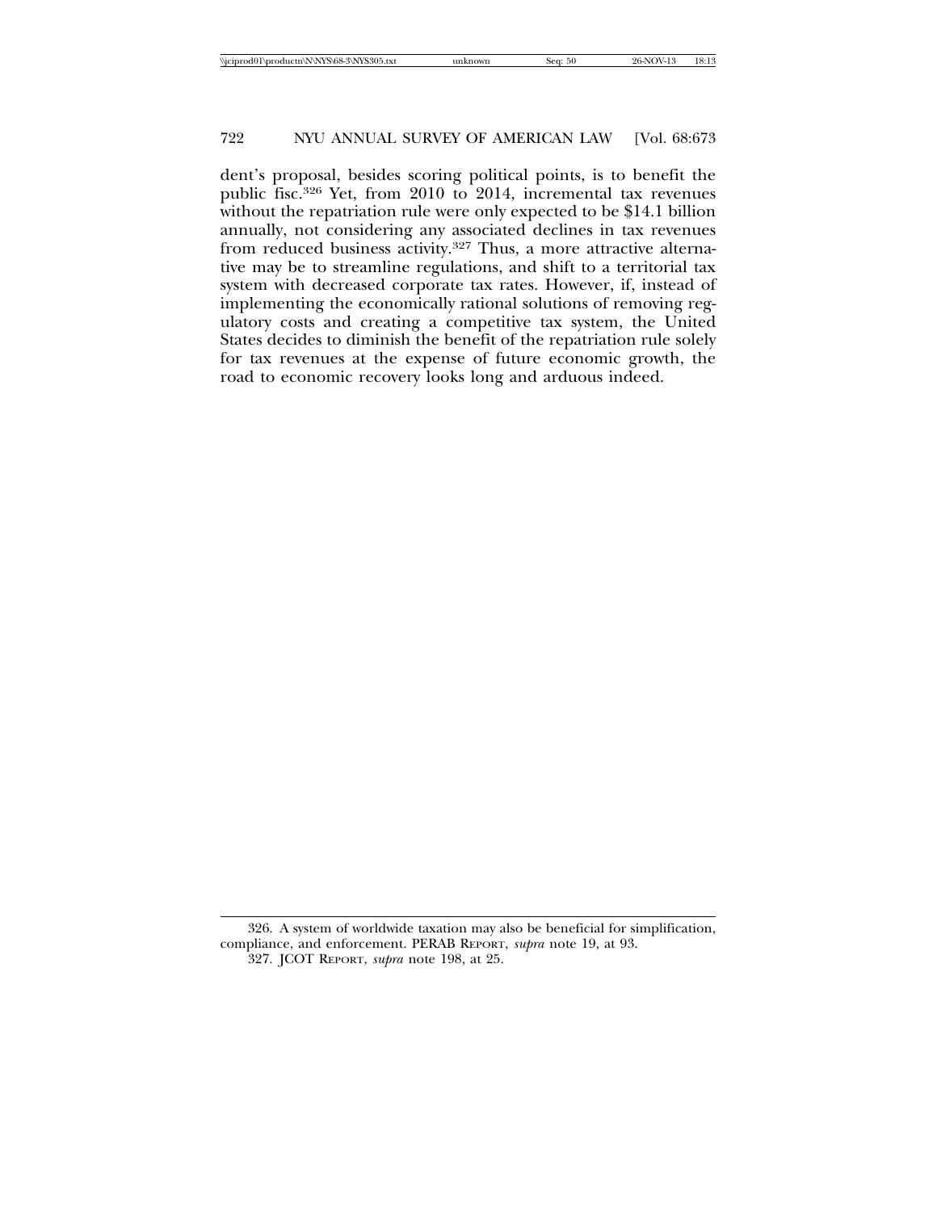dent's proposal, besides scoring political points, is to benefit the public fisc.[326] Yet, from 2010 to 2014, incremental tax revenues without the repatriation rule were only expected to be $14.1 billion annually, not considering any associated declines in tax revenues from reduced business activity.[327] Thus, a more attractive alternative may be to streamline regulations, and shift to a territorial tax system with decreased corporate tax rates. However, if, instead of implementing the economically rational solutions of removing regulatory costs and creating a competitive tax system, the United States decides to diminish the benefit of the repatriation rule solely for tax revenues at the expense of future economic growth, the road to economic recovery looks long and arduous indeed.

---

326. A system of worldwide taxation may also be beneficial for simplification, compliance, and enforcement. PERAB REPORT, *supra* note 19, at 93.

327. JCOT REPORT, *supra* note 198, at 25.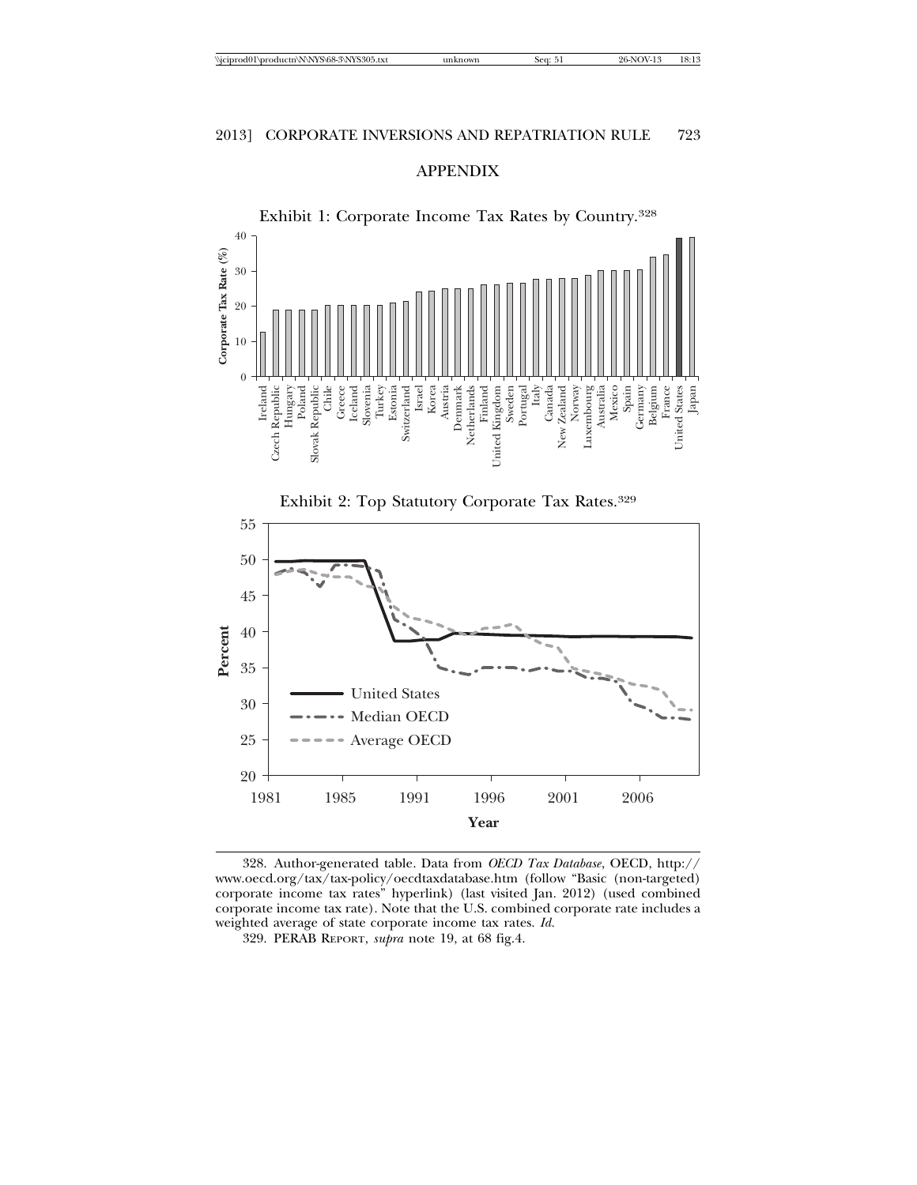## APPENDIX

Exhibit 1: Corporate Income Tax Rates by Country.[328]

Exhibit 2: Top Statutory Corporate Tax Rates.[329]

---

328. Author-generated table. Data from *OECD Tax Database*, OECD, http://www.oecd.org/tax/tax-policy/oecdtaxdatabase.htm (follow "Basic (non-targeted) corporate income tax rates" hyperlink) (last visited Jan. 2012) (used combined corporate income tax rate). Note that the U.S. combined corporate rate includes a weighted average of state corporate income tax rates. *Id.*

329. PERAB REPORT, *supra* note 19, at 68 fig.4.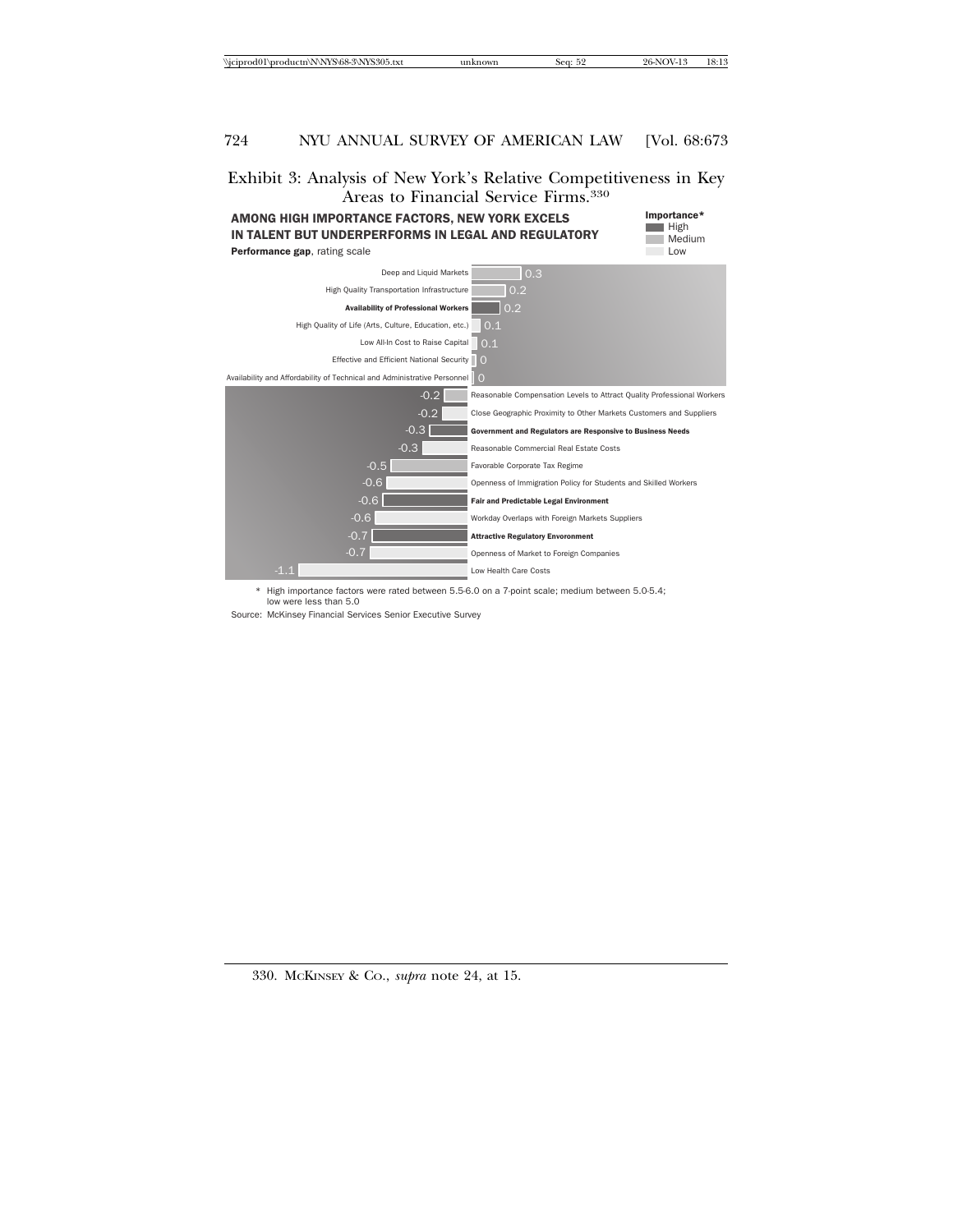Exhibit 3: Analysis of New York's Relative Competitiveness in Key Areas to Financial Service Firms.[330]

**AMONG HIGH IMPORTANCE FACTORS, NEW YORK EXCELS IN TALENT BUT UNDERPERFORMS IN LEGAL AND REGULATORY**

**Performance gap**, rating scale

| Factor | Performance gap | Importance* |
|---|---|---|
| Deep and Liquid Markets | 0.3 | Medium |
| High Quality Transportation Infrastructure | 0.2 | Medium |
| **Availability of Professional Workers** | 0.2 | High |
| High Quality of Life (Arts, Culture, Education, etc.) | 0.1 | Low |
| Low All-In Cost to Raise Capital | 0.1 | Low |
| Effective and Efficient National Security | 0 | Low |
| Availability and Affordability of Technical and Administrative Personnel | 0 | Low |
| Reasonable Compensation Levels to Attract Quality Professional Workers | -0.2 | Medium |
| Close Geographic Proximity to Other Markets Customers and Suppliers | -0.2 | Low |
| **Government and Regulators are Responsive to Business Needs** | -0.3 | High |
| Reasonable Commercial Real Estate Costs | -0.3 | Low |
| Favorable Corporate Tax Regime | -0.5 | Medium |
| Openness of Immigration Policy for Students and Skilled Workers | -0.6 | Low |
| **Fair and Predictable Legal Environment** | -0.6 | High |
| Workday Overlaps with Foreign Markets Suppliers | -0.6 | Low |
| **Attractive Regulatory Environment** | -0.7 | High |
| Openness of Market to Foreign Companies | -0.7 | Low |
| Low Health Care Costs | -1.1 | Low |

\* High importance factors were rated between 5.5-6.0 on a 7-point scale; medium between 5.0-5.4; low were less than 5.0

Source: McKinsey Financial Services Senior Executive Survey

330. McKinsey & Co., *supra* note 24, at 15.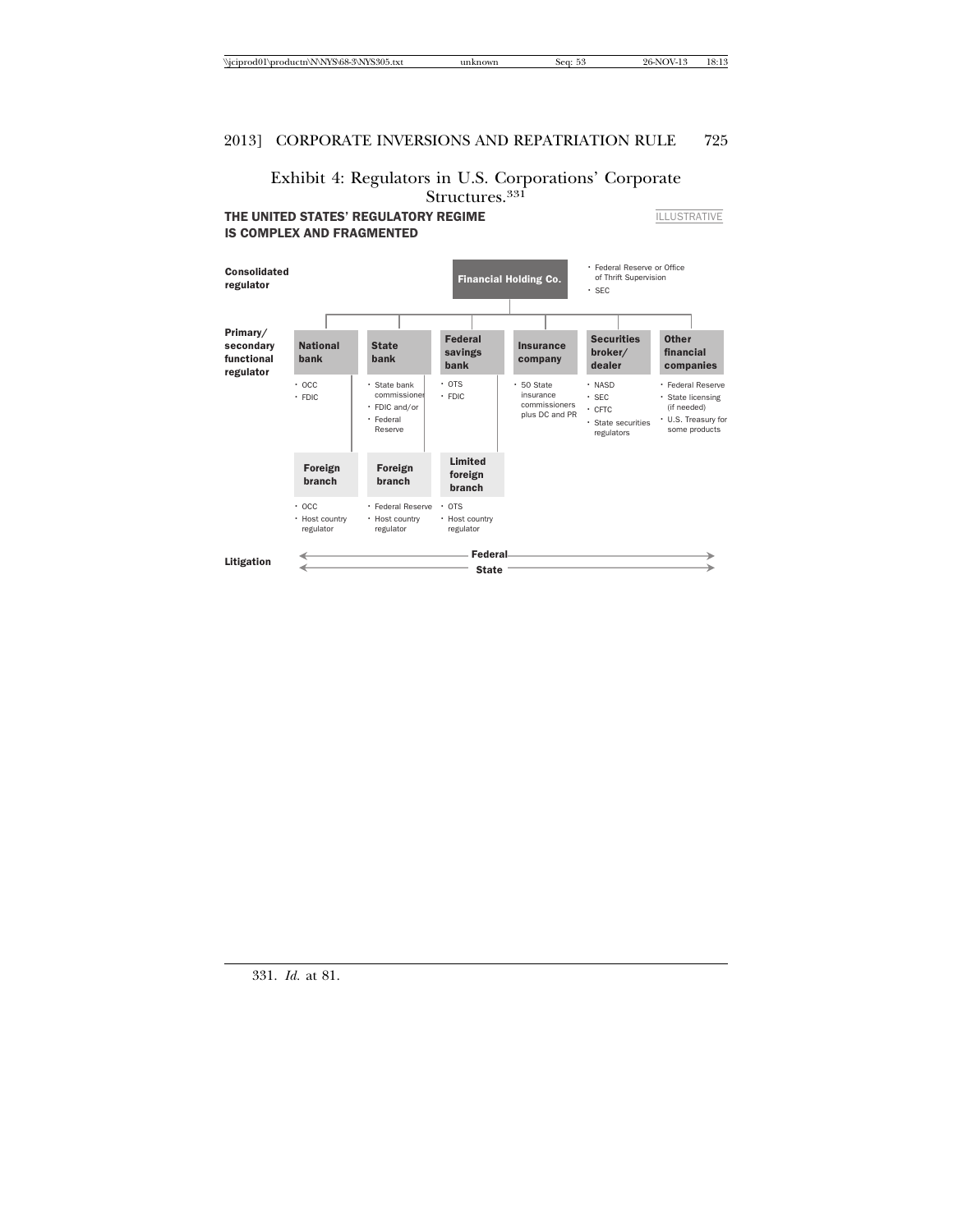Exhibit 4: Regulators in U.S. Corporations' Corporate Structures.[331]

**THE UNITED STATES' REGULATORY REGIME IS COMPLEX AND FRAGMENTED**

ILLUSTRATIVE

**Consolidated regulator**

**Financial Holding Co.**
- Federal Reserve or Office of Thrift Supervision
- SEC

**Primary/secondary functional regulator**

| National bank | State bank | Federal savings bank | Insurance company | Securities broker/ dealer | Other financial companies |
|---|---|---|---|---|---|
| • OCC<br>• FDIC | • State bank commissioner<br>• FDIC and/or<br>• Federal Reserve | • OTS<br>• FDIC | • 50 State insurance commissioners plus DC and PR | • NASD<br>• SEC<br>• CFTC<br>• State securities regulators | • Federal Reserve<br>• State licensing (if needed)<br>• U.S. Treasury for some products |

| Foreign branch | Foreign branch | Limited foreign branch |
|---|---|---|
| • OCC<br>• Host country regulator | • Federal Reserve<br>• Host country regulator | • OTS<br>• Host country regulator |

**Litigation**

**Federal**

**State**

331. *Id.* at 81.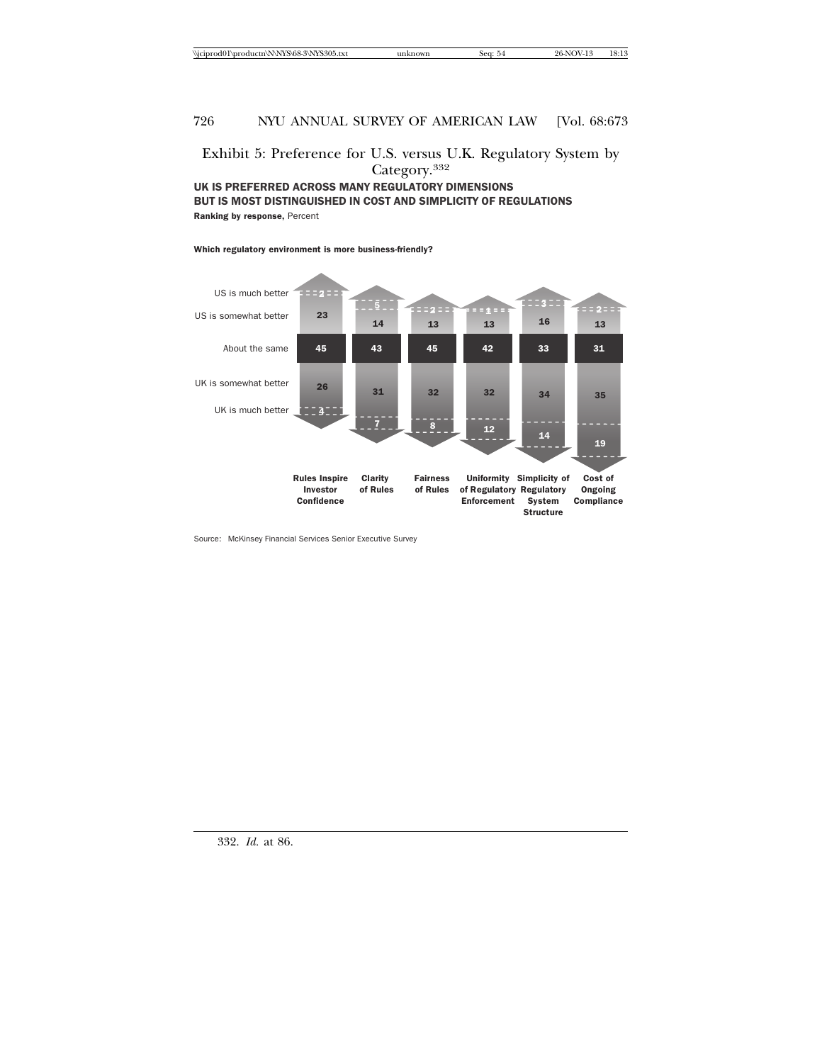Exhibit 5: Preference for U.S. versus U.K. Regulatory System by Category.[332]

**UK IS PREFERRED ACROSS MANY REGULATORY DIMENSIONS BUT IS MOST DISTINGUISHED IN COST AND SIMPLICITY OF REGULATIONS**

**Ranking by response,** Percent

**Which regulatory environment is more business-friendly?**

| | Rules Inspire Investor Confidence | Clarity of Rules | Fairness of Rules | Uniformity of Regulatory Enforcement | Simplicity of Regulatory System Structure | Cost of Ongoing Compliance |
|---|---|---|---|---|---|---|
| US is much better | 2 | 5 | 2 | 1 | 3 | 2 |
| US is somewhat better | 23 | 14 | 13 | 13 | 16 | 13 |
| About the same | 45 | 43 | 45 | 42 | 33 | 31 |
| UK is somewhat better | 26 | 31 | 32 | 32 | 34 | 35 |
| UK is much better | 4 | 7 | 8 | 12 | 14 | 19 |

Source: McKinsey Financial Services Senior Executive Survey

332. *Id.* at 86.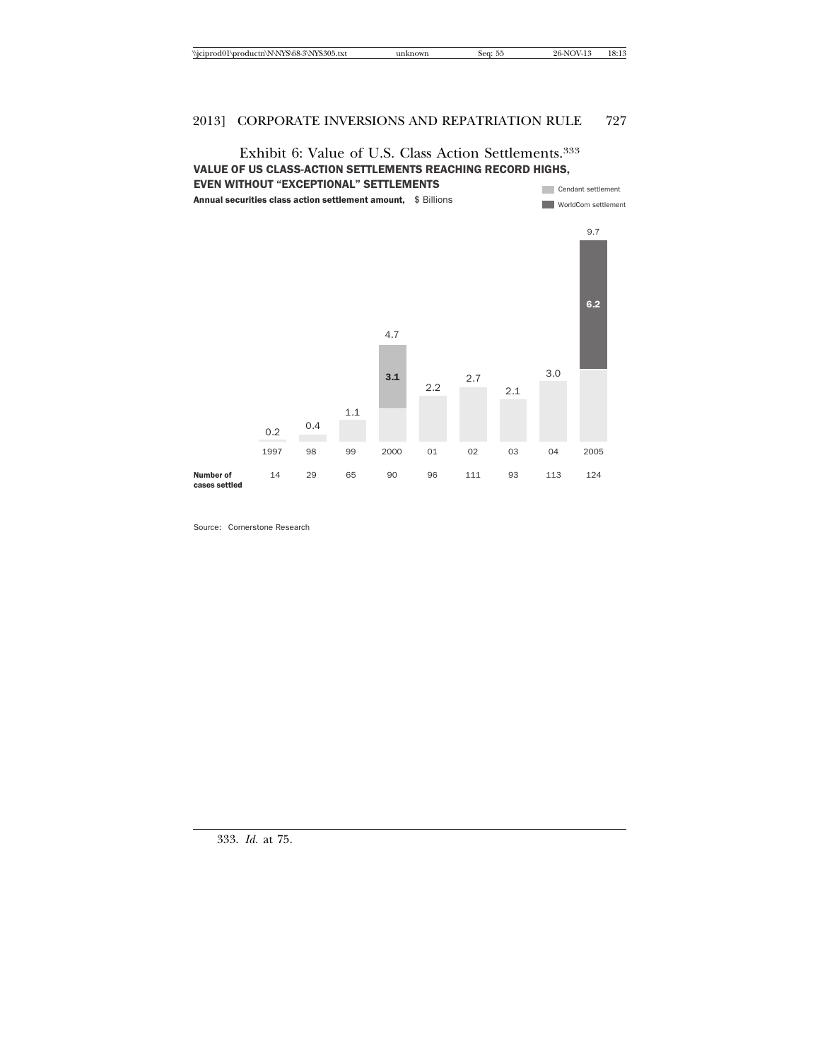Exhibit 6: Value of U.S. Class Action Settlements.[333]

**VALUE OF US CLASS-ACTION SETTLEMENTS REACHING RECORD HIGHS, EVEN WITHOUT "EXCEPTIONAL" SETTLEMENTS**

**Annual securities class action settlement amount,** $ Billions

Legend: Cendant settlement; WorldCom settlement

| | 1997 | 98 | 99 | 2000 | 01 | 02 | 03 | 04 | 2005 |
|---|---|---|---|---|---|---|---|---|---|
| Settlement amount ($ Billions) | 0.2 | 0.4 | 1.1 | 4.7 | 2.2 | 2.7 | 2.1 | 3.0 | 9.7 |
| of which Cendant settlement | | | | 3.1 | | | | | |
| of which WorldCom settlement | | | | | | | | | 6.2 |
| **Number of cases settled** | 14 | 29 | 65 | 90 | 96 | 111 | 93 | 113 | 124 |

Source: Cornerstone Research

333. *Id.* at 75.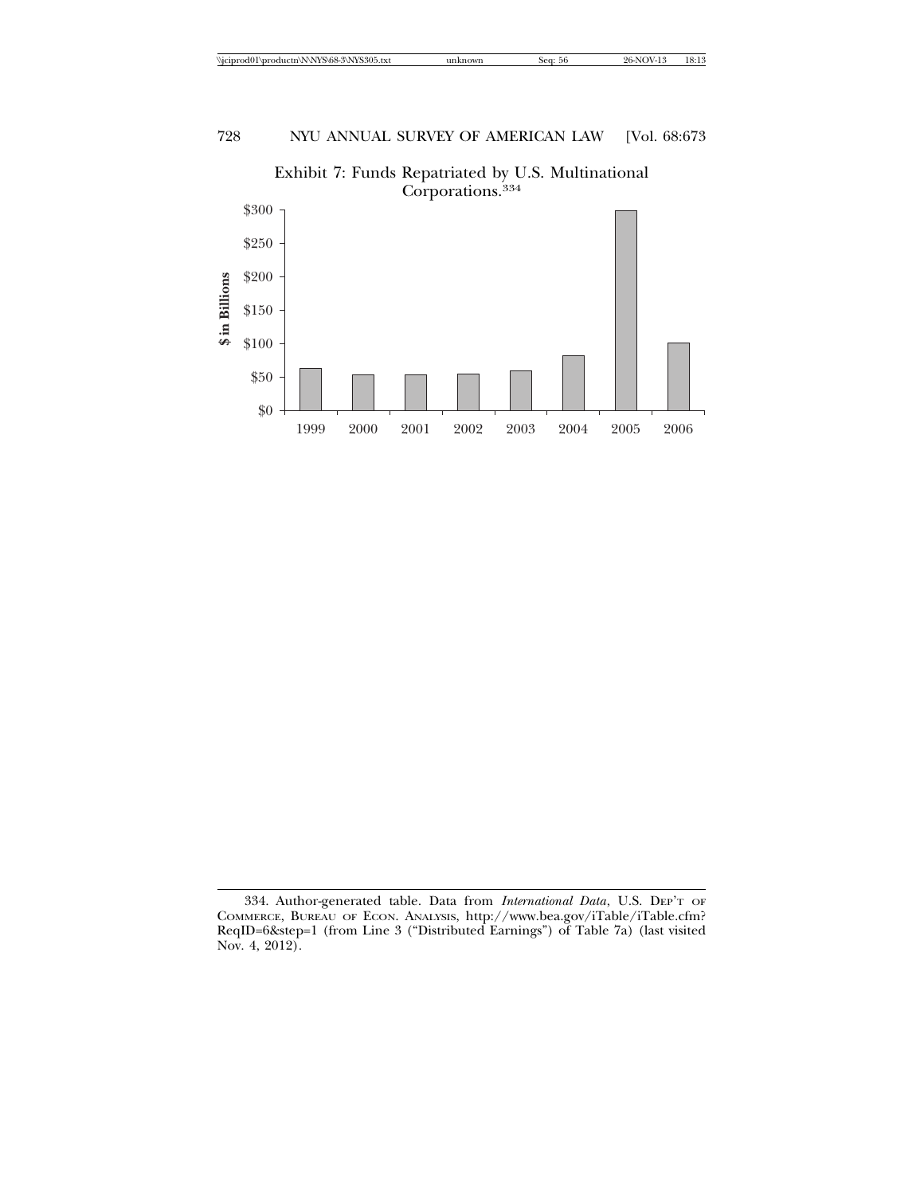Exhibit 7: Funds Repatriated by U.S. Multinational Corporations.[334]

$ in Billions

$300
$250
$200
$150
$100
$50
$0

1999 2000 2001 2002 2003 2004 2005 2006

334. Author-generated table. Data from *International Data*, U.S. DEP'T OF COMMERCE, BUREAU OF ECON. ANALYSIS, http://www.bea.gov/iTable/iTable.cfm?ReqID=6&step=1 (from Line 3 ("Distributed Earnings") of Table 7a) (last visited Nov. 4, 2012).